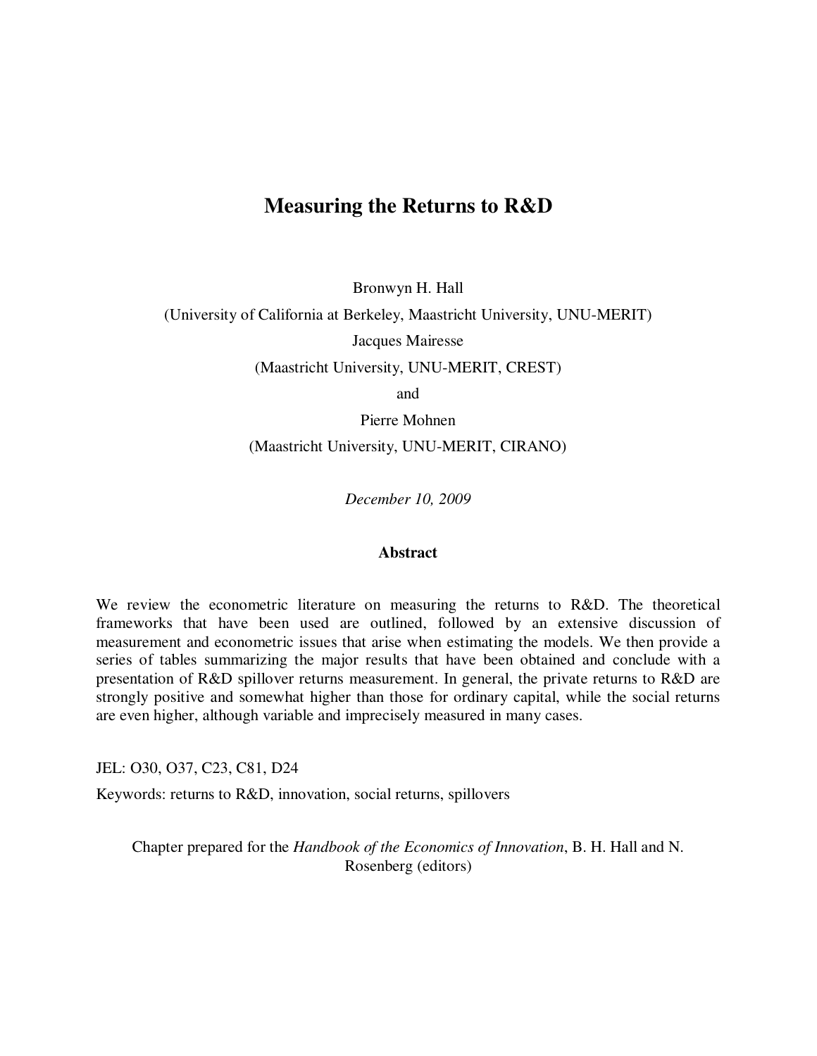# Measuring the Returns to R&D

Bronwyn H. Hall

(University of California at Berkeley, Maastricht University, UNU-MERIT)

Jacques Mairesse

(Maastricht University, UNU-MERIT, CREST)

and

Pierre Mohnen

(Maastricht University, UNU-MERIT, CIRANO)

*December 10, 2009*

**Abstract**

We review the econometric literature on measuring the returns to R&D. The theoretical frameworks that have been used are outlined, followed by an extensive discussion of measurement and econometric issues that arise when estimating the models. We then provide a series of tables summarizing the major results that have been obtained and conclude with a presentation of R&D spillover returns measurement. In general, the private returns to R&D are strongly positive and somewhat higher than those for ordinary capital, while the social returns are even higher, although variable and imprecisely measured in many cases.

JEL: O30, O37, C23, C81, D24

Keywords: returns to R&D, innovation, social returns, spillovers

Chapter prepared for the *Handbook of the Economics of Innovation*, B. H. Hall and N. Rosenberg (editors)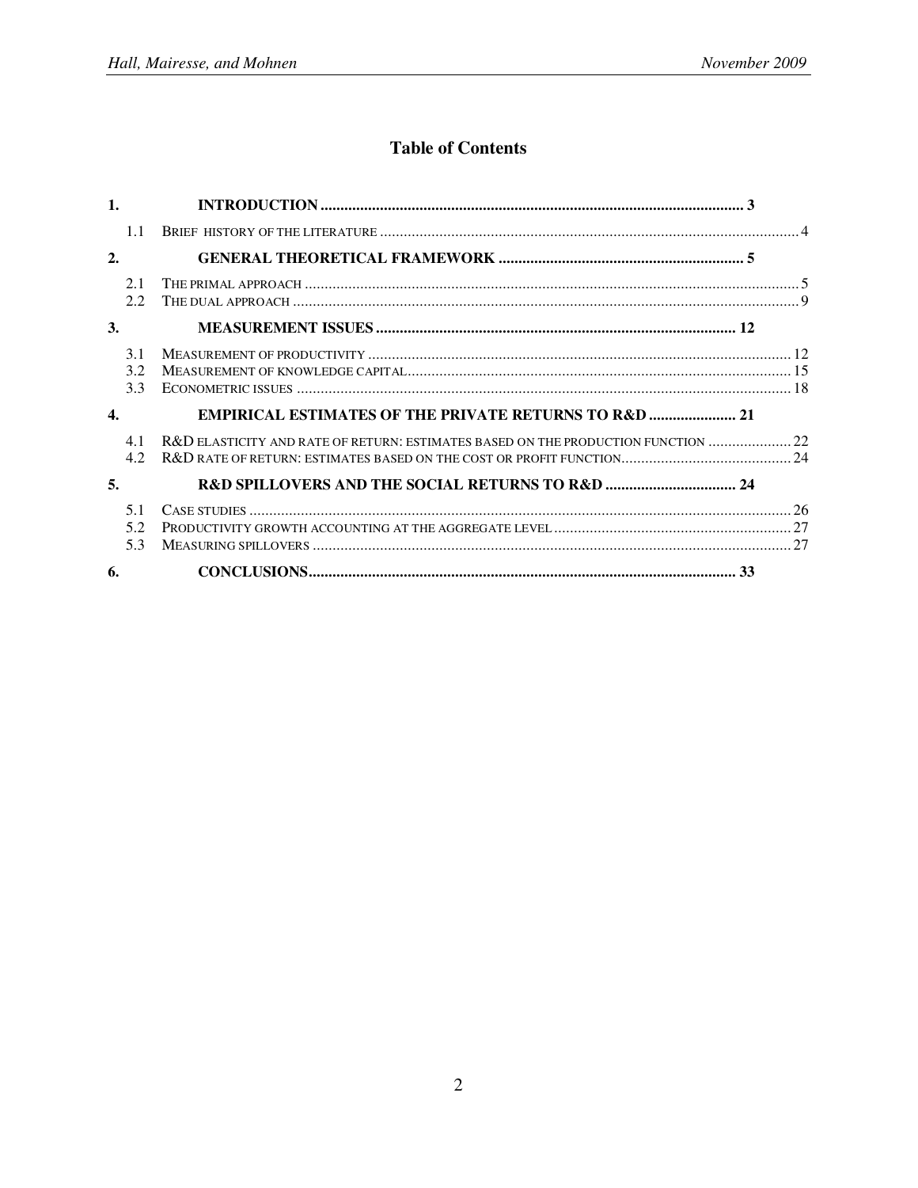# Table of Contents

| | | |
|---|---|---|
| **1.** | **INTRODUCTION** | **3** |
| 1.1 | BRIEF HISTORY OF THE LITERATURE | 4 |
| **2.** | **GENERAL THEORETICAL FRAMEWORK** | **5** |
| 2.1 | THE PRIMAL APPROACH | 5 |
| 2.2 | THE DUAL APPROACH | 9 |
| **3.** | **MEASUREMENT ISSUES** | **12** |
| 3.1 | MEASUREMENT OF PRODUCTIVITY | 12 |
| 3.2 | MEASUREMENT OF KNOWLEDGE CAPITAL | 15 |
| 3.3 | ECONOMETRIC ISSUES | 18 |
| **4.** | **EMPIRICAL ESTIMATES OF THE PRIVATE RETURNS TO R&D** | **21** |
| 4.1 | R&D ELASTICITY AND RATE OF RETURN: ESTIMATES BASED ON THE PRODUCTION FUNCTION | 22 |
| 4.2 | R&D RATE OF RETURN: ESTIMATES BASED ON THE COST OR PROFIT FUNCTION | 24 |
| **5.** | **R&D SPILLOVERS AND THE SOCIAL RETURNS TO R&D** | **24** |
| 5.1 | CASE STUDIES | 26 |
| 5.2 | PRODUCTIVITY GROWTH ACCOUNTING AT THE AGGREGATE LEVEL | 27 |
| 5.3 | MEASURING SPILLOVERS | 27 |
| **6.** | **CONCLUSIONS** | **33** |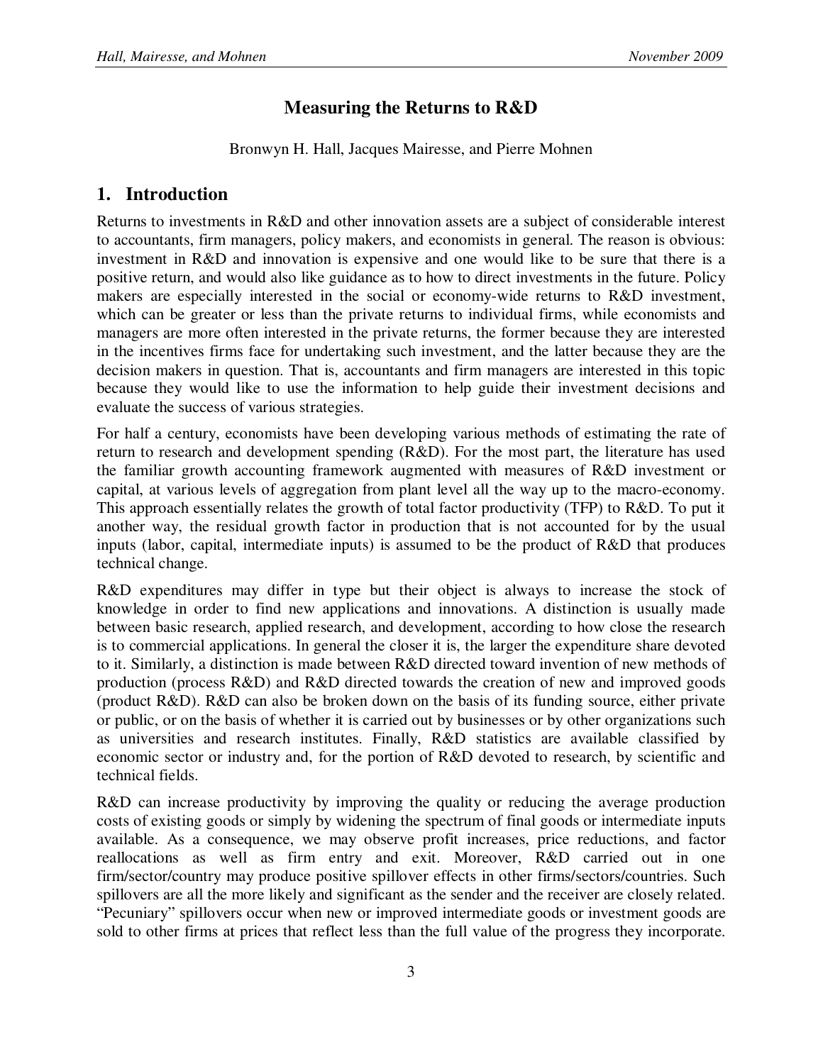# Measuring the Returns to R&D

Bronwyn H. Hall, Jacques Mairesse, and Pierre Mohnen

## 1. Introduction

Returns to investments in R&D and other innovation assets are a subject of considerable interest to accountants, firm managers, policy makers, and economists in general. The reason is obvious: investment in R&D and innovation is expensive and one would like to be sure that there is a positive return, and would also like guidance as to how to direct investments in the future. Policy makers are especially interested in the social or economy-wide returns to R&D investment, which can be greater or less than the private returns to individual firms, while economists and managers are more often interested in the private returns, the former because they are interested in the incentives firms face for undertaking such investment, and the latter because they are the decision makers in question. That is, accountants and firm managers are interested in this topic because they would like to use the information to help guide their investment decisions and evaluate the success of various strategies.

For half a century, economists have been developing various methods of estimating the rate of return to research and development spending (R&D). For the most part, the literature has used the familiar growth accounting framework augmented with measures of R&D investment or capital, at various levels of aggregation from plant level all the way up to the macro-economy. This approach essentially relates the growth of total factor productivity (TFP) to R&D. To put it another way, the residual growth factor in production that is not accounted for by the usual inputs (labor, capital, intermediate inputs) is assumed to be the product of R&D that produces technical change.

R&D expenditures may differ in type but their object is always to increase the stock of knowledge in order to find new applications and innovations. A distinction is usually made between basic research, applied research, and development, according to how close the research is to commercial applications. In general the closer it is, the larger the expenditure share devoted to it. Similarly, a distinction is made between R&D directed toward invention of new methods of production (process R&D) and R&D directed towards the creation of new and improved goods (product R&D). R&D can also be broken down on the basis of its funding source, either private or public, or on the basis of whether it is carried out by businesses or by other organizations such as universities and research institutes. Finally, R&D statistics are available classified by economic sector or industry and, for the portion of R&D devoted to research, by scientific and technical fields.

R&D can increase productivity by improving the quality or reducing the average production costs of existing goods or simply by widening the spectrum of final goods or intermediate inputs available. As a consequence, we may observe profit increases, price reductions, and factor reallocations as well as firm entry and exit. Moreover, R&D carried out in one firm/sector/country may produce positive spillover effects in other firms/sectors/countries. Such spillovers are all the more likely and significant as the sender and the receiver are closely related. "Pecuniary" spillovers occur when new or improved intermediate goods or investment goods are sold to other firms at prices that reflect less than the full value of the progress they incorporate.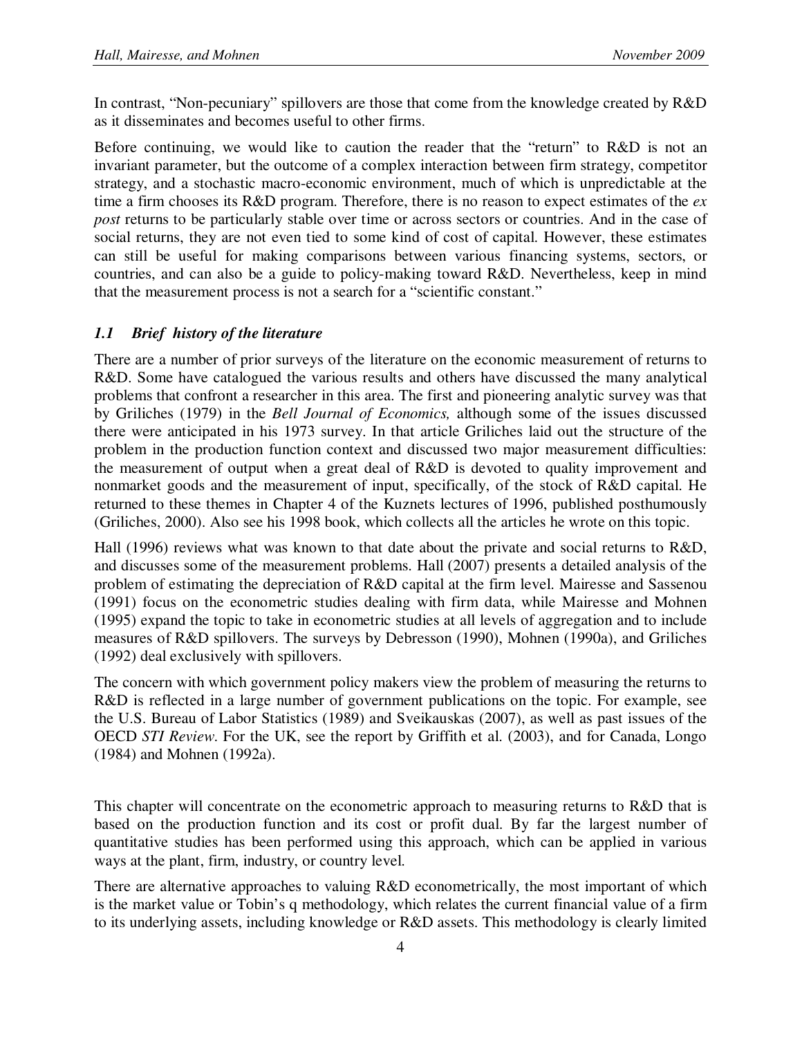In contrast, "Non-pecuniary" spillovers are those that come from the knowledge created by R&D as it disseminates and becomes useful to other firms.

Before continuing, we would like to caution the reader that the "return" to R&D is not an invariant parameter, but the outcome of a complex interaction between firm strategy, competitor strategy, and a stochastic macro-economic environment, much of which is unpredictable at the time a firm chooses its R&D program. Therefore, there is no reason to expect estimates of the *ex post* returns to be particularly stable over time or across sectors or countries. And in the case of social returns, they are not even tied to some kind of cost of capital. However, these estimates can still be useful for making comparisons between various financing systems, sectors, or countries, and can also be a guide to policy-making toward R&D. Nevertheless, keep in mind that the measurement process is not a search for a "scientific constant."

### *1.1 Brief history of the literature*

There are a number of prior surveys of the literature on the economic measurement of returns to R&D. Some have catalogued the various results and others have discussed the many analytical problems that confront a researcher in this area. The first and pioneering analytic survey was that by Griliches (1979) in the *Bell Journal of Economics,* although some of the issues discussed there were anticipated in his 1973 survey. In that article Griliches laid out the structure of the problem in the production function context and discussed two major measurement difficulties: the measurement of output when a great deal of R&D is devoted to quality improvement and nonmarket goods and the measurement of input, specifically, of the stock of R&D capital. He returned to these themes in Chapter 4 of the Kuznets lectures of 1996, published posthumously (Griliches, 2000). Also see his 1998 book, which collects all the articles he wrote on this topic.

Hall (1996) reviews what was known to that date about the private and social returns to R&D, and discusses some of the measurement problems. Hall (2007) presents a detailed analysis of the problem of estimating the depreciation of R&D capital at the firm level. Mairesse and Sassenou (1991) focus on the econometric studies dealing with firm data, while Mairesse and Mohnen (1995) expand the topic to take in econometric studies at all levels of aggregation and to include measures of R&D spillovers. The surveys by Debresson (1990), Mohnen (1990a), and Griliches (1992) deal exclusively with spillovers.

The concern with which government policy makers view the problem of measuring the returns to R&D is reflected in a large number of government publications on the topic. For example, see the U.S. Bureau of Labor Statistics (1989) and Sveikauskas (2007), as well as past issues of the OECD *STI Review*. For the UK, see the report by Griffith et al. (2003), and for Canada, Longo (1984) and Mohnen (1992a).

This chapter will concentrate on the econometric approach to measuring returns to R&D that is based on the production function and its cost or profit dual. By far the largest number of quantitative studies has been performed using this approach, which can be applied in various ways at the plant, firm, industry, or country level.

There are alternative approaches to valuing R&D econometrically, the most important of which is the market value or Tobin's q methodology, which relates the current financial value of a firm to its underlying assets, including knowledge or R&D assets. This methodology is clearly limited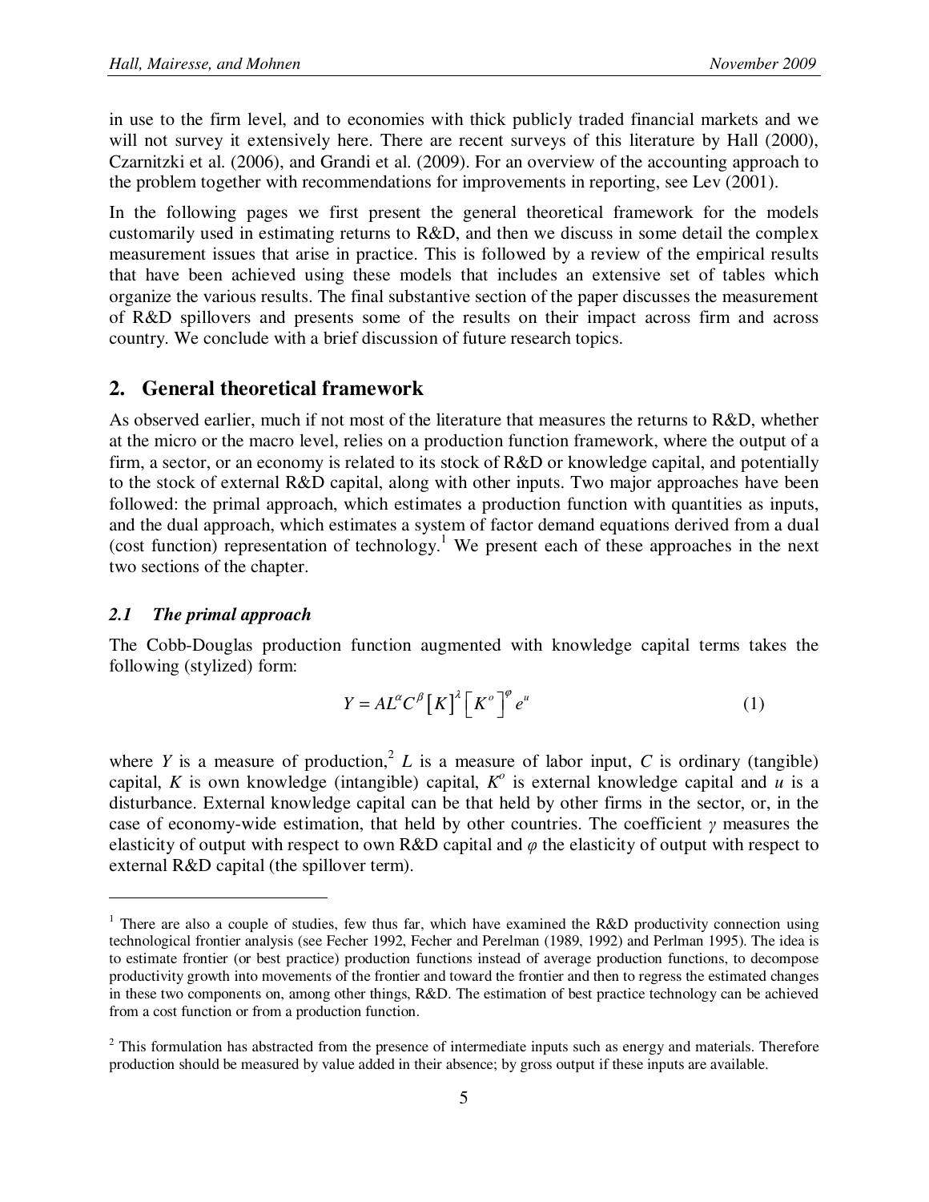in use to the firm level, and to economies with thick publicly traded financial markets and we will not survey it extensively here. There are recent surveys of this literature by Hall (2000), Czarnitzki et al. (2006), and Grandi et al. (2009). For an overview of the accounting approach to the problem together with recommendations for improvements in reporting, see Lev (2001).

In the following pages we first present the general theoretical framework for the models customarily used in estimating returns to R&D, and then we discuss in some detail the complex measurement issues that arise in practice. This is followed by a review of the empirical results that have been achieved using these models that includes an extensive set of tables which organize the various results. The final substantive section of the paper discusses the measurement of R&D spillovers and presents some of the results on their impact across firm and across country. We conclude with a brief discussion of future research topics.

## 2. General theoretical framework

As observed earlier, much if not most of the literature that measures the returns to R&D, whether at the micro or the macro level, relies on a production function framework, where the output of a firm, a sector, or an economy is related to its stock of R&D or knowledge capital, and potentially to the stock of external R&D capital, along with other inputs. Two major approaches have been followed: the primal approach, which estimates a production function with quantities as inputs, and the dual approach, which estimates a system of factor demand equations derived from a dual (cost function) representation of technology.[1] We present each of these approaches in the next two sections of the chapter.

### *2.1 The primal approach*

The Cobb-Douglas production function augmented with knowledge capital terms takes the following (stylized) form:

$$Y = AL^{\alpha}C^{\beta}\left[K\right]^{\lambda}\left[K^{o}\right]^{\varphi}e^{u} \tag{1}$$

where $Y$ is a measure of production,[2] $L$ is a measure of labor input, $C$ is ordinary (tangible) capital, $K$ is own knowledge (intangible) capital, $K^o$ is external knowledge capital and $u$ is a disturbance. External knowledge capital can be that held by other firms in the sector, or, in the case of economy-wide estimation, that held by other countries. The coefficient $\gamma$ measures the elasticity of output with respect to own R&D capital and $\varphi$ the elasticity of output with respect to external R&D capital (the spillover term).

---

[1] There are also a couple of studies, few thus far, which have examined the R&D productivity connection using technological frontier analysis (see Fecher 1992, Fecher and Perelman (1989, 1992) and Perlman 1995). The idea is to estimate frontier (or best practice) production functions instead of average production functions, to decompose productivity growth into movements of the frontier and toward the frontier and then to regress the estimated changes in these two components on, among other things, R&D. The estimation of best practice technology can be achieved from a cost function or from a production function.

[2] This formulation has abstracted from the presence of intermediate inputs such as energy and materials. Therefore production should be measured by value added in their absence; by gross output if these inputs are available.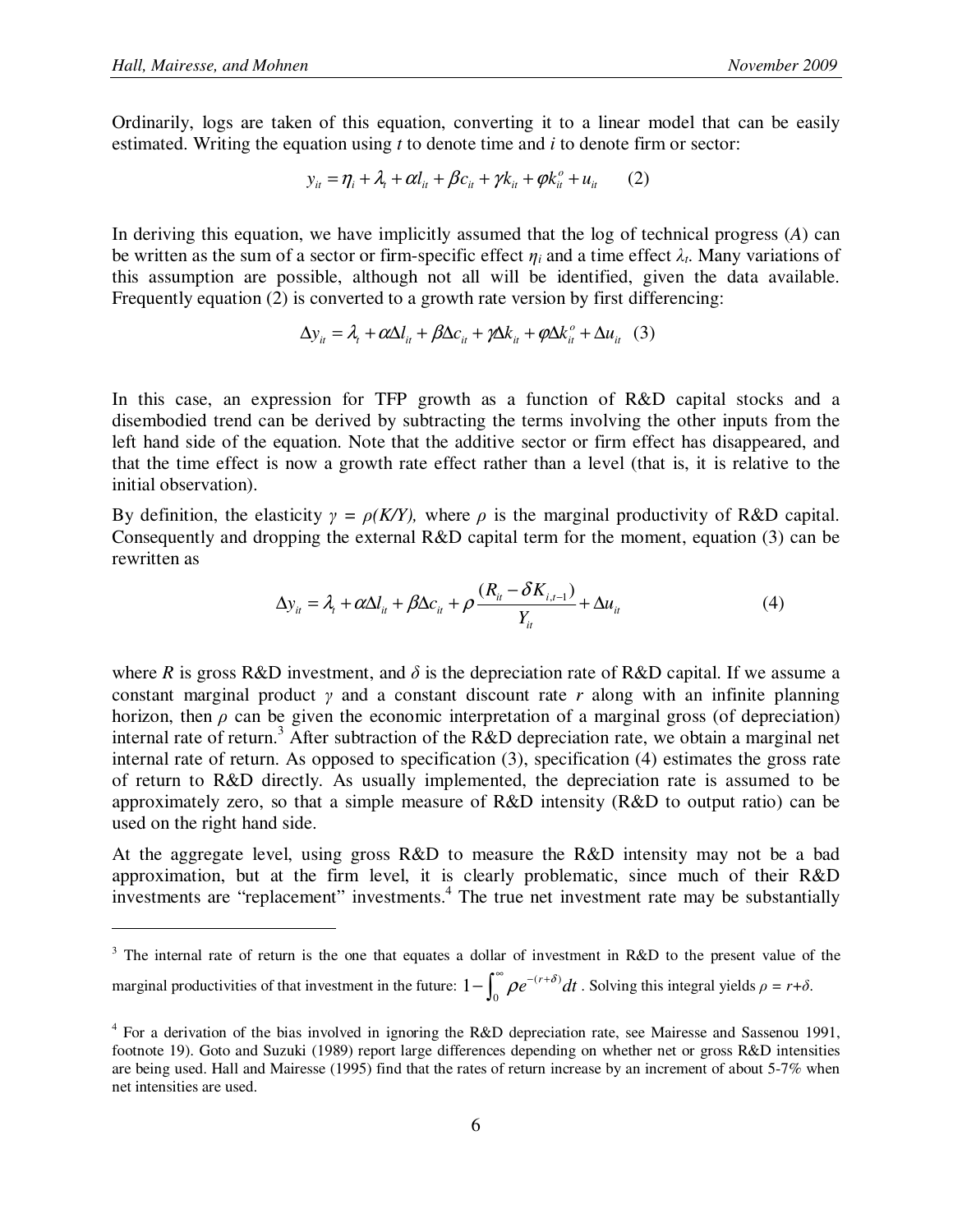Ordinarily, logs are taken of this equation, converting it to a linear model that can be easily estimated. Writing the equation using *t* to denote time and *i* to denote firm or sector:

$$y_{it} = \eta_i + \lambda_t + \alpha l_{it} + \beta c_{it} + \gamma k_{it} + \varphi k_{it}^o + u_{it} \qquad (2)$$

In deriving this equation, we have implicitly assumed that the log of technical progress (*A*) can be written as the sum of a sector or firm-specific effect $\eta_i$ and a time effect $\lambda_t$. Many variations of this assumption are possible, although not all will be identified, given the data available. Frequently equation (2) is converted to a growth rate version by first differencing:

$$\Delta y_{it} = \lambda_t + \alpha \Delta l_{it} + \beta \Delta c_{it} + \gamma \Delta k_{it} + \varphi \Delta k_{it}^o + \Delta u_{it} \quad (3)$$

In this case, an expression for TFP growth as a function of R&D capital stocks and a disembodied trend can be derived by subtracting the terms involving the other inputs from the left hand side of the equation. Note that the additive sector or firm effect has disappeared, and that the time effect is now a growth rate effect rather than a level (that is, it is relative to the initial observation).

By definition, the elasticity $\gamma = \rho(K/Y)$, where $\rho$ is the marginal productivity of R&D capital. Consequently and dropping the external R&D capital term for the moment, equation (3) can be rewritten as

$$\Delta y_{it} = \lambda_t + \alpha \Delta l_{it} + \beta \Delta c_{it} + \rho \frac{(R_{it} - \delta K_{i,t-1})}{Y_{it}} + \Delta u_{it} \qquad (4)$$

where *R* is gross R&D investment, and $\delta$ is the depreciation rate of R&D capital. If we assume a constant marginal product $\gamma$ and a constant discount rate *r* along with an infinite planning horizon, then $\rho$ can be given the economic interpretation of a marginal gross (of depreciation) internal rate of return.[3] After subtraction of the R&D depreciation rate, we obtain a marginal net internal rate of return. As opposed to specification (3), specification (4) estimates the gross rate of return to R&D directly. As usually implemented, the depreciation rate is assumed to be approximately zero, so that a simple measure of R&D intensity (R&D to output ratio) can be used on the right hand side.

At the aggregate level, using gross R&D to measure the R&D intensity may not be a bad approximation, but at the firm level, it is clearly problematic, since much of their R&D investments are "replacement" investments.[4] The true net investment rate may be substantially

---

[3] The internal rate of return is the one that equates a dollar of investment in R&D to the present value of the marginal productivities of that investment in the future: $1 - \int_0^{\infty} \rho e^{-(r+\delta)} dt$ . Solving this integral yields $\rho = r + \delta$.

[4] For a derivation of the bias involved in ignoring the R&D depreciation rate, see Mairesse and Sassenou 1991, footnote 19). Goto and Suzuki (1989) report large differences depending on whether net or gross R&D intensities are being used. Hall and Mairesse (1995) find that the rates of return increase by an increment of about 5-7% when net intensities are used.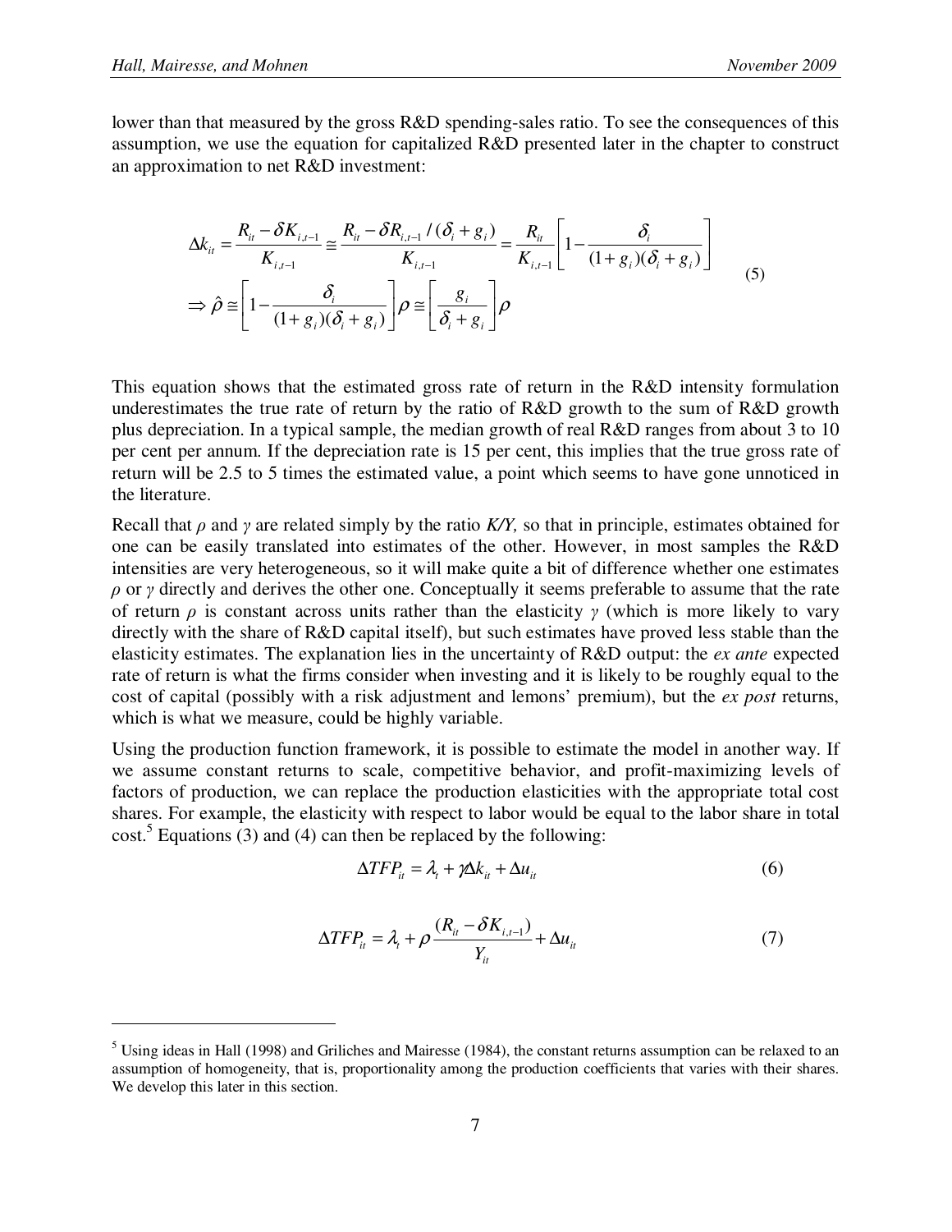lower than that measured by the gross R&D spending-sales ratio. To see the consequences of this assumption, we use the equation for capitalized R&D presented later in the chapter to construct an approximation to net R&D investment:

$$
\begin{aligned}
\Delta k_{it} &= \frac{R_{it} - \delta K_{i,t-1}}{K_{i,t-1}} \cong \frac{R_{it} - \delta R_{i,t-1}/(\delta_i + g_i)}{K_{i,t-1}} = \frac{R_{it}}{K_{i,t-1}}\left[1 - \frac{\delta_i}{(1+g_i)(\delta_i + g_i)}\right] \\
\Rightarrow \hat{\rho} &\cong \left[1 - \frac{\delta_i}{(1+g_i)(\delta_i + g_i)}\right]\rho \cong \left[\frac{g_i}{\delta_i + g_i}\right]\rho
\end{aligned}
\tag{5}
$$

This equation shows that the estimated gross rate of return in the R&D intensity formulation underestimates the true rate of return by the ratio of R&D growth to the sum of R&D growth plus depreciation. In a typical sample, the median growth of real R&D ranges from about 3 to 10 per cent per annum. If the depreciation rate is 15 per cent, this implies that the true gross rate of return will be 2.5 to 5 times the estimated value, a point which seems to have gone unnoticed in the literature.

Recall that $\rho$ and $\gamma$ are related simply by the ratio *K/Y,* so that in principle, estimates obtained for one can be easily translated into estimates of the other. However, in most samples the R&D intensities are very heterogeneous, so it will make quite a bit of difference whether one estimates $\rho$ or $\gamma$ directly and derives the other one. Conceptually it seems preferable to assume that the rate of return $\rho$ is constant across units rather than the elasticity $\gamma$ (which is more likely to vary directly with the share of R&D capital itself), but such estimates have proved less stable than the elasticity estimates. The explanation lies in the uncertainty of R&D output: the *ex ante* expected rate of return is what the firms consider when investing and it is likely to be roughly equal to the cost of capital (possibly with a risk adjustment and lemons' premium), but the *ex post* returns, which is what we measure, could be highly variable.

Using the production function framework, it is possible to estimate the model in another way. If we assume constant returns to scale, competitive behavior, and profit-maximizing levels of factors of production, we can replace the production elasticities with the appropriate total cost shares. For example, the elasticity with respect to labor would be equal to the labor share in total cost.[5] Equations (3) and (4) can then be replaced by the following:

$$
\Delta TFP_{it} = \lambda_t + \gamma \Delta k_{it} + \Delta u_{it} \tag{6}
$$

$$
\Delta TFP_{it} = \lambda_t + \rho \frac{(R_{it} - \delta K_{i,t-1})}{Y_{it}} + \Delta u_{it} \tag{7}
$$

---

[5] Using ideas in Hall (1998) and Griliches and Mairesse (1984), the constant returns assumption can be relaxed to an assumption of homogeneity, that is, proportionality among the production coefficients that varies with their shares. We develop this later in this section.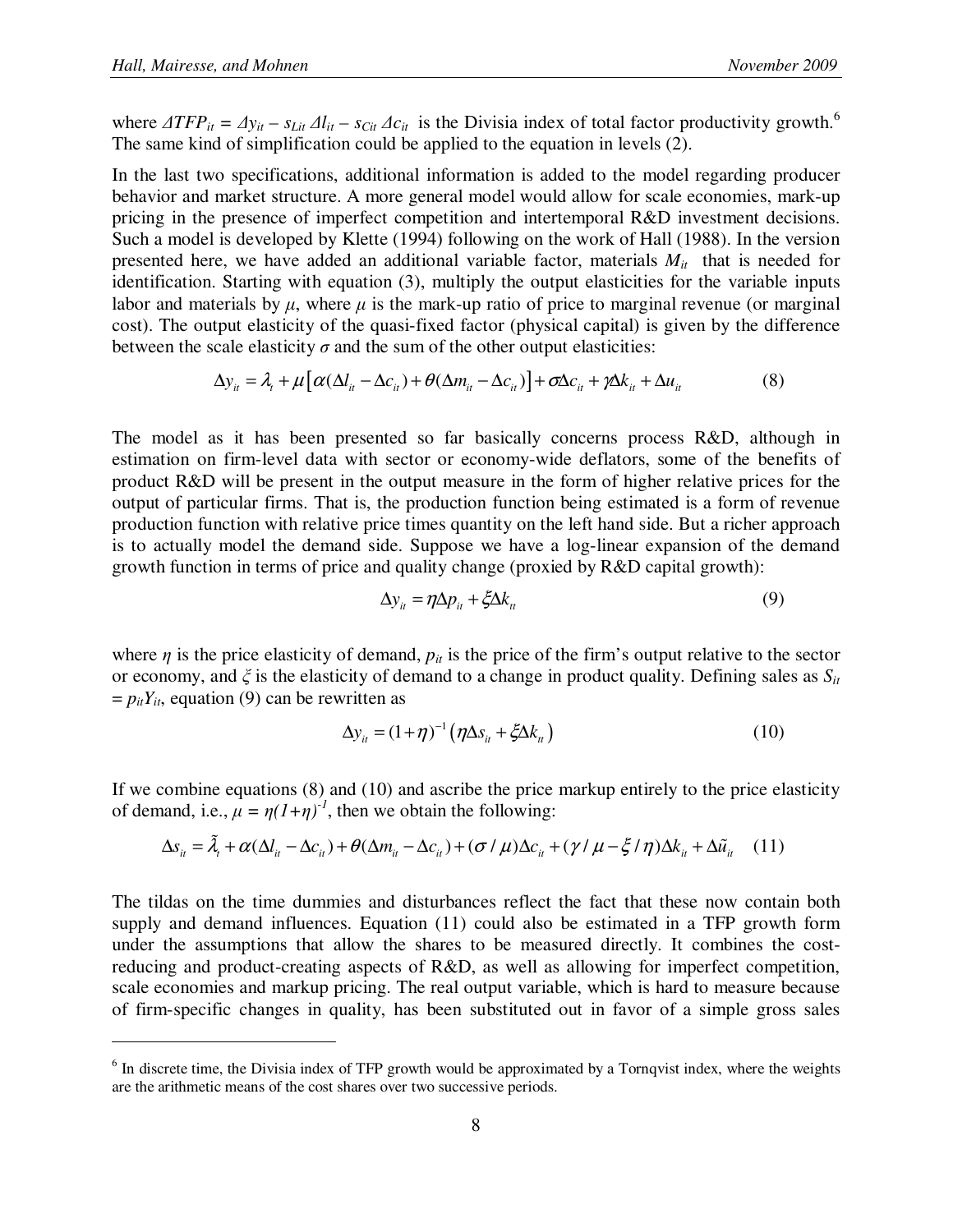where $\Delta TFP_{it} = \Delta y_{it} - s_{Lit}\,\Delta l_{it} - s_{Cit}\,\Delta c_{it}$ is the Divisia index of total factor productivity growth.[6] The same kind of simplification could be applied to the equation in levels (2).

In the last two specifications, additional information is added to the model regarding producer behavior and market structure. A more general model would allow for scale economies, mark-up pricing in the presence of imperfect competition and intertemporal R&D investment decisions. Such a model is developed by Klette (1994) following on the work of Hall (1988). In the version presented here, we have added an additional variable factor, materials $M_{it}$ that is needed for identification. Starting with equation (3), multiply the output elasticities for the variable inputs labor and materials by $\mu$, where $\mu$ is the mark-up ratio of price to marginal revenue (or marginal cost). The output elasticity of the quasi-fixed factor (physical capital) is given by the difference between the scale elasticity $\sigma$ and the sum of the other output elasticities:

$$\Delta y_{it} = \lambda_t + \mu\left[\alpha(\Delta l_{it} - \Delta c_{it}) + \theta(\Delta m_{it} - \Delta c_{it})\right] + \sigma\Delta c_{it} + \gamma\Delta k_{it} + \Delta u_{it} \qquad (8)$$

The model as it has been presented so far basically concerns process R&D, although in estimation on firm-level data with sector or economy-wide deflators, some of the benefits of product R&D will be present in the output measure in the form of higher relative prices for the output of particular firms. That is, the production function being estimated is a form of revenue production function with relative price times quantity on the left hand side. But a richer approach is to actually model the demand side. Suppose we have a log-linear expansion of the demand growth function in terms of price and quality change (proxied by R&D capital growth):

$$\Delta y_{it} = \eta\Delta p_{it} + \xi\Delta k_{tt} \qquad (9)$$

where $\eta$ is the price elasticity of demand, $p_{it}$ is the price of the firm's output relative to the sector or economy, and $\xi$ is the elasticity of demand to a change in product quality. Defining sales as $S_{it} = p_{it}Y_{it}$, equation (9) can be rewritten as

$$\Delta y_{it} = (1+\eta)^{-1}\left(\eta\Delta s_{it} + \xi\Delta k_{tt}\right) \qquad (10)$$

If we combine equations (8) and (10) and ascribe the price markup entirely to the price elasticity of demand, i.e., $\mu = \eta(1+\eta)^{-1}$, then we obtain the following:

$$\Delta s_{it} = \tilde{\lambda}_t + \alpha(\Delta l_{it} - \Delta c_{it}) + \theta(\Delta m_{it} - \Delta c_{it}) + (\sigma/\mu)\Delta c_{it} + (\gamma/\mu - \xi/\eta)\Delta k_{it} + \Delta\tilde{u}_{it} \qquad (11)$$

The tildas on the time dummies and disturbances reflect the fact that these now contain both supply and demand influences. Equation (11) could also be estimated in a TFP growth form under the assumptions that allow the shares to be measured directly. It combines the cost-reducing and product-creating aspects of R&D, as well as allowing for imperfect competition, scale economies and markup pricing. The real output variable, which is hard to measure because of firm-specific changes in quality, has been substituted out in favor of a simple gross sales

---

[6] In discrete time, the Divisia index of TFP growth would be approximated by a Tornqvist index, where the weights are the arithmetic means of the cost shares over two successive periods.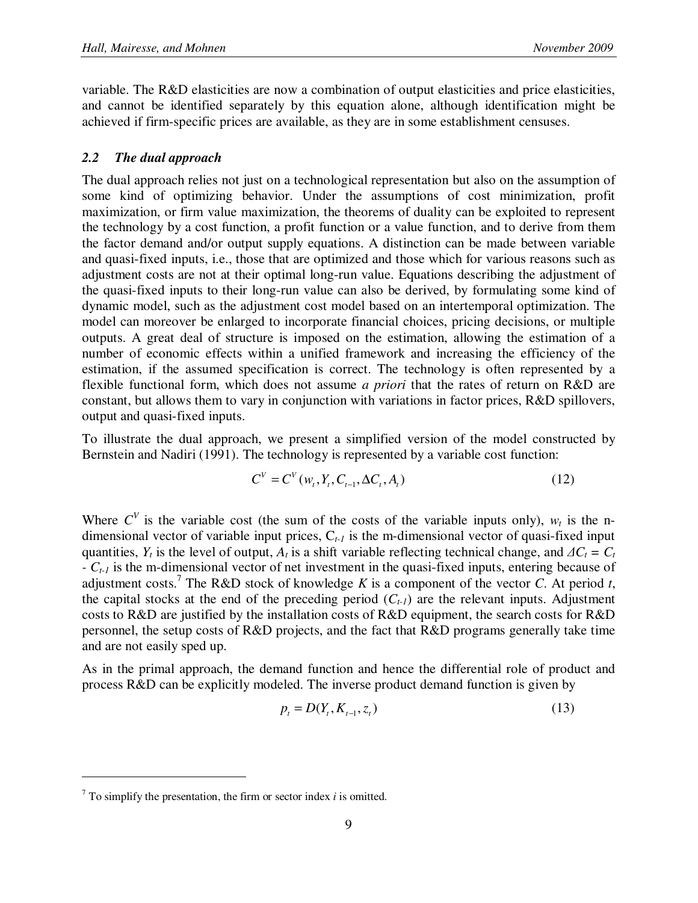variable. The R&D elasticities are now a combination of output elasticities and price elasticities, and cannot be identified separately by this equation alone, although identification might be achieved if firm-specific prices are available, as they are in some establishment censuses.

### *2.2 The dual approach*

The dual approach relies not just on a technological representation but also on the assumption of some kind of optimizing behavior. Under the assumptions of cost minimization, profit maximization, or firm value maximization, the theorems of duality can be exploited to represent the technology by a cost function, a profit function or a value function, and to derive from them the factor demand and/or output supply equations. A distinction can be made between variable and quasi-fixed inputs, i.e., those that are optimized and those which for various reasons such as adjustment costs are not at their optimal long-run value. Equations describing the adjustment of the quasi-fixed inputs to their long-run value can also be derived, by formulating some kind of dynamic model, such as the adjustment cost model based on an intertemporal optimization. The model can moreover be enlarged to incorporate financial choices, pricing decisions, or multiple outputs. A great deal of structure is imposed on the estimation, allowing the estimation of a number of economic effects within a unified framework and increasing the efficiency of the estimation, if the assumed specification is correct. The technology is often represented by a flexible functional form, which does not assume *a priori* that the rates of return on R&D are constant, but allows them to vary in conjunction with variations in factor prices, R&D spillovers, output and quasi-fixed inputs.

To illustrate the dual approach, we present a simplified version of the model constructed by Bernstein and Nadiri (1991). The technology is represented by a variable cost function:

$$C^V = C^V(w_t, Y_t, C_{t-1}, \Delta C_t, A_t) \tag{12}$$

Where $C^V$ is the variable cost (the sum of the costs of the variable inputs only), $w_t$ is the n-dimensional vector of variable input prices, $C_{t-1}$ is the m-dimensional vector of quasi-fixed input quantities, $Y_t$ is the level of output, $A_t$ is a shift variable reflecting technical change, and $\Delta C_t = C_t - C_{t-1}$ is the m-dimensional vector of net investment in the quasi-fixed inputs, entering because of adjustment costs.[7] The R&D stock of knowledge $K$ is a component of the vector $C$. At period $t$, the capital stocks at the end of the preceding period ($C_{t-1}$) are the relevant inputs. Adjustment costs to R&D are justified by the installation costs of R&D equipment, the search costs for R&D personnel, the setup costs of R&D projects, and the fact that R&D programs generally take time and are not easily sped up.

As in the primal approach, the demand function and hence the differential role of product and process R&D can be explicitly modeled. The inverse product demand function is given by

$$p_t = D(Y_t, K_{t-1}, z_t) \tag{13}$$

---

[7] To simplify the presentation, the firm or sector index $i$ is omitted.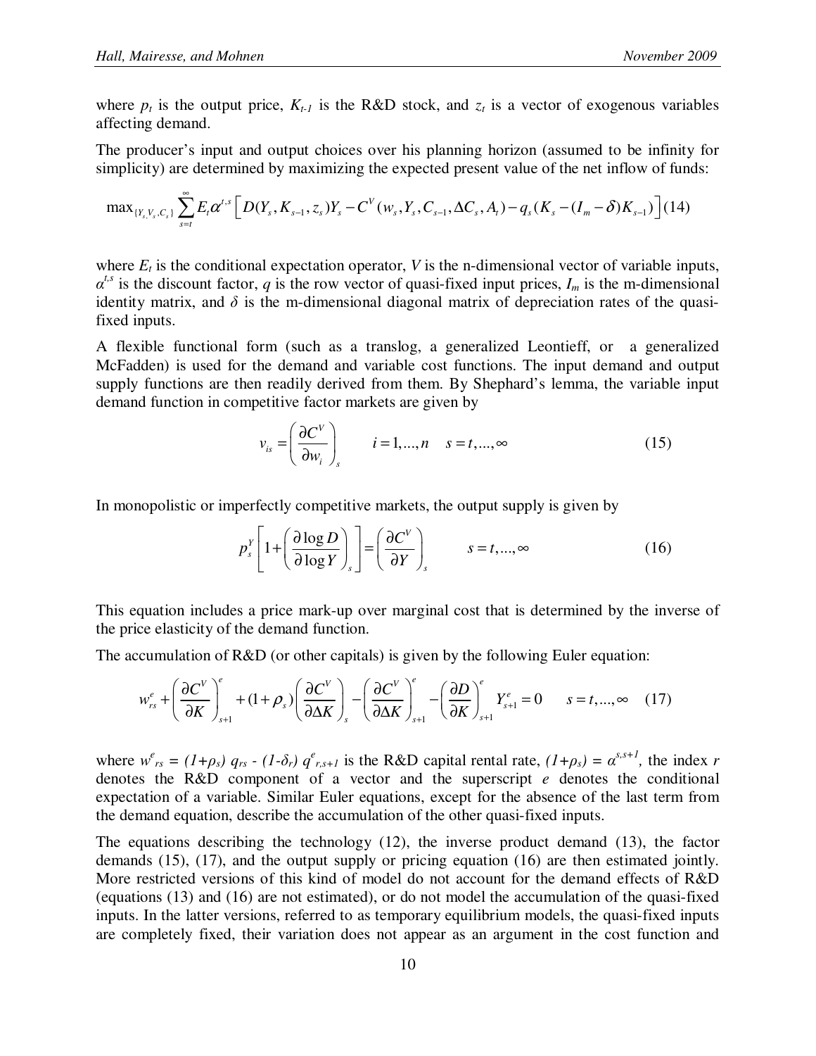where $p_t$ is the output price, $K_{t-1}$ is the R&D stock, and $z_t$ is a vector of exogenous variables affecting demand.

The producer's input and output choices over his planning horizon (assumed to be infinity for simplicity) are determined by maximizing the expected present value of the net inflow of funds:

$$\max_{\{Y_s, V_s, C_s\}} \sum_{s=t}^{\infty} E_t \alpha^{t,s} \left[ D(Y_s, K_{s-1}, z_s) Y_s - C^V(w_s, Y_s, C_{s-1}, \Delta C_s, A_t) - q_s (K_s - (I_m - \delta) K_{s-1}) \right] \quad (14)$$

where $E_t$ is the conditional expectation operator, $V$ is the n-dimensional vector of variable inputs, $\alpha^{t,s}$ is the discount factor, $q$ is the row vector of quasi-fixed input prices, $I_m$ is the m-dimensional identity matrix, and $\delta$ is the m-dimensional diagonal matrix of depreciation rates of the quasi-fixed inputs.

A flexible functional form (such as a translog, a generalized Leontieff, or a generalized McFadden) is used for the demand and variable cost functions. The input demand and output supply functions are then readily derived from them. By Shephard's lemma, the variable input demand function in competitive factor markets are given by

$$v_{is} = \left( \frac{\partial C^V}{\partial w_i} \right)_s \qquad i = 1, ..., n \quad s = t, ..., \infty \quad (15)$$

In monopolistic or imperfectly competitive markets, the output supply is given by

$$p_s^Y \left[ 1 + \left( \frac{\partial \log D}{\partial \log Y} \right)_s \right] = \left( \frac{\partial C^V}{\partial Y} \right)_s \qquad s = t, ..., \infty \quad (16)$$

This equation includes a price mark-up over marginal cost that is determined by the inverse of the price elasticity of the demand function.

The accumulation of R&D (or other capitals) is given by the following Euler equation:

$$w_{rs}^e + \left( \frac{\partial C^V}{\partial K} \right)_{s+1}^e + (1+\rho_s) \left( \frac{\partial C^V}{\partial \Delta K} \right)_s - \left( \frac{\partial C^V}{\partial \Delta K} \right)_{s+1}^e - \left( \frac{\partial D}{\partial K} \right)_{s+1}^e Y_{s+1}^e = 0 \qquad s = t, ..., \infty \quad (17)$$

where $w^e_{rs} = (1+\rho_s)\, q_{rs} - (1-\delta_r)\, q^e_{r,s+1}$ is the R&D capital rental rate, $(1+\rho_s) = \alpha^{s,s+1}$, the index $r$ denotes the R&D component of a vector and the superscript $e$ denotes the conditional expectation of a variable. Similar Euler equations, except for the absence of the last term from the demand equation, describe the accumulation of the other quasi-fixed inputs.

The equations describing the technology (12), the inverse product demand (13), the factor demands (15), (17), and the output supply or pricing equation (16) are then estimated jointly. More restricted versions of this kind of model do not account for the demand effects of R&D (equations (13) and (16) are not estimated), or do not model the accumulation of the quasi-fixed inputs. In the latter versions, referred to as temporary equilibrium models, the quasi-fixed inputs are completely fixed, their variation does not appear as an argument in the cost function and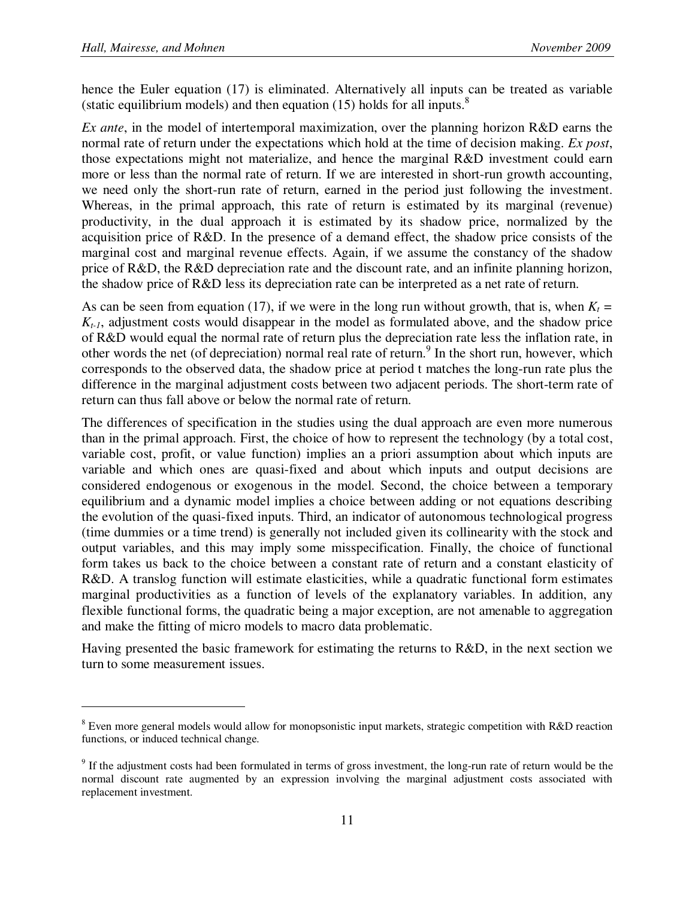hence the Euler equation (17) is eliminated. Alternatively all inputs can be treated as variable (static equilibrium models) and then equation (15) holds for all inputs.[8]

*Ex ante*, in the model of intertemporal maximization, over the planning horizon R&D earns the normal rate of return under the expectations which hold at the time of decision making. *Ex post*, those expectations might not materialize, and hence the marginal R&D investment could earn more or less than the normal rate of return. If we are interested in short-run growth accounting, we need only the short-run rate of return, earned in the period just following the investment. Whereas, in the primal approach, this rate of return is estimated by its marginal (revenue) productivity, in the dual approach it is estimated by its shadow price, normalized by the acquisition price of R&D. In the presence of a demand effect, the shadow price consists of the marginal cost and marginal revenue effects. Again, if we assume the constancy of the shadow price of R&D, the R&D depreciation rate and the discount rate, and an infinite planning horizon, the shadow price of R&D less its depreciation rate can be interpreted as a net rate of return.

As can be seen from equation (17), if we were in the long run without growth, that is, when $K_t = K_{t-1}$, adjustment costs would disappear in the model as formulated above, and the shadow price of R&D would equal the normal rate of return plus the depreciation rate less the inflation rate, in other words the net (of depreciation) normal real rate of return.[9] In the short run, however, which corresponds to the observed data, the shadow price at period t matches the long-run rate plus the difference in the marginal adjustment costs between two adjacent periods. The short-term rate of return can thus fall above or below the normal rate of return.

The differences of specification in the studies using the dual approach are even more numerous than in the primal approach. First, the choice of how to represent the technology (by a total cost, variable cost, profit, or value function) implies an a priori assumption about which inputs are variable and which ones are quasi-fixed and about which inputs and output decisions are considered endogenous or exogenous in the model. Second, the choice between a temporary equilibrium and a dynamic model implies a choice between adding or not equations describing the evolution of the quasi-fixed inputs. Third, an indicator of autonomous technological progress (time dummies or a time trend) is generally not included given its collinearity with the stock and output variables, and this may imply some misspecification. Finally, the choice of functional form takes us back to the choice between a constant rate of return and a constant elasticity of R&D. A translog function will estimate elasticities, while a quadratic functional form estimates marginal productivities as a function of levels of the explanatory variables. In addition, any flexible functional forms, the quadratic being a major exception, are not amenable to aggregation and make the fitting of micro models to macro data problematic.

Having presented the basic framework for estimating the returns to R&D, in the next section we turn to some measurement issues.

---

[8] Even more general models would allow for monopsonistic input markets, strategic competition with R&D reaction functions, or induced technical change.

[9] If the adjustment costs had been formulated in terms of gross investment, the long-run rate of return would be the normal discount rate augmented by an expression involving the marginal adjustment costs associated with replacement investment.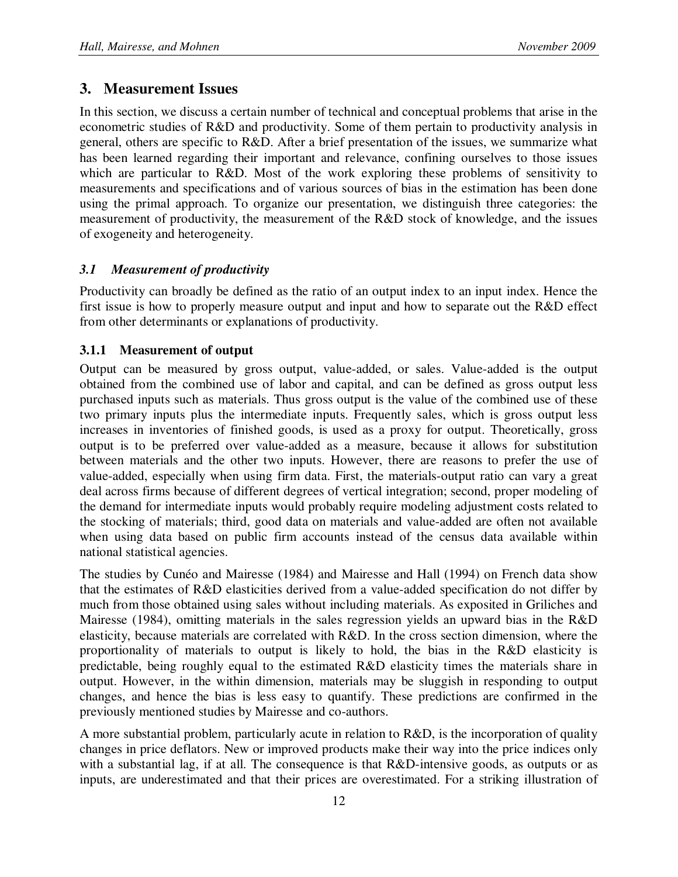## 3. Measurement Issues

In this section, we discuss a certain number of technical and conceptual problems that arise in the econometric studies of R&D and productivity. Some of them pertain to productivity analysis in general, others are specific to R&D. After a brief presentation of the issues, we summarize what has been learned regarding their important and relevance, confining ourselves to those issues which are particular to R&D. Most of the work exploring these problems of sensitivity to measurements and specifications and of various sources of bias in the estimation has been done using the primal approach. To organize our presentation, we distinguish three categories: the measurement of productivity, the measurement of the R&D stock of knowledge, and the issues of exogeneity and heterogeneity.

### *3.1 Measurement of productivity*

Productivity can broadly be defined as the ratio of an output index to an input index. Hence the first issue is how to properly measure output and input and how to separate out the R&D effect from other determinants or explanations of productivity.

#### 3.1.1 Measurement of output

Output can be measured by gross output, value-added, or sales. Value-added is the output obtained from the combined use of labor and capital, and can be defined as gross output less purchased inputs such as materials. Thus gross output is the value of the combined use of these two primary inputs plus the intermediate inputs. Frequently sales, which is gross output less increases in inventories of finished goods, is used as a proxy for output. Theoretically, gross output is to be preferred over value-added as a measure, because it allows for substitution between materials and the other two inputs. However, there are reasons to prefer the use of value-added, especially when using firm data. First, the materials-output ratio can vary a great deal across firms because of different degrees of vertical integration; second, proper modeling of the demand for intermediate inputs would probably require modeling adjustment costs related to the stocking of materials; third, good data on materials and value-added are often not available when using data based on public firm accounts instead of the census data available within national statistical agencies.

The studies by Cunéo and Mairesse (1984) and Mairesse and Hall (1994) on French data show that the estimates of R&D elasticities derived from a value-added specification do not differ by much from those obtained using sales without including materials. As exposited in Griliches and Mairesse (1984), omitting materials in the sales regression yields an upward bias in the R&D elasticity, because materials are correlated with R&D. In the cross section dimension, where the proportionality of materials to output is likely to hold, the bias in the R&D elasticity is predictable, being roughly equal to the estimated R&D elasticity times the materials share in output. However, in the within dimension, materials may be sluggish in responding to output changes, and hence the bias is less easy to quantify. These predictions are confirmed in the previously mentioned studies by Mairesse and co-authors.

A more substantial problem, particularly acute in relation to R&D, is the incorporation of quality changes in price deflators. New or improved products make their way into the price indices only with a substantial lag, if at all. The consequence is that R&D-intensive goods, as outputs or as inputs, are underestimated and that their prices are overestimated. For a striking illustration of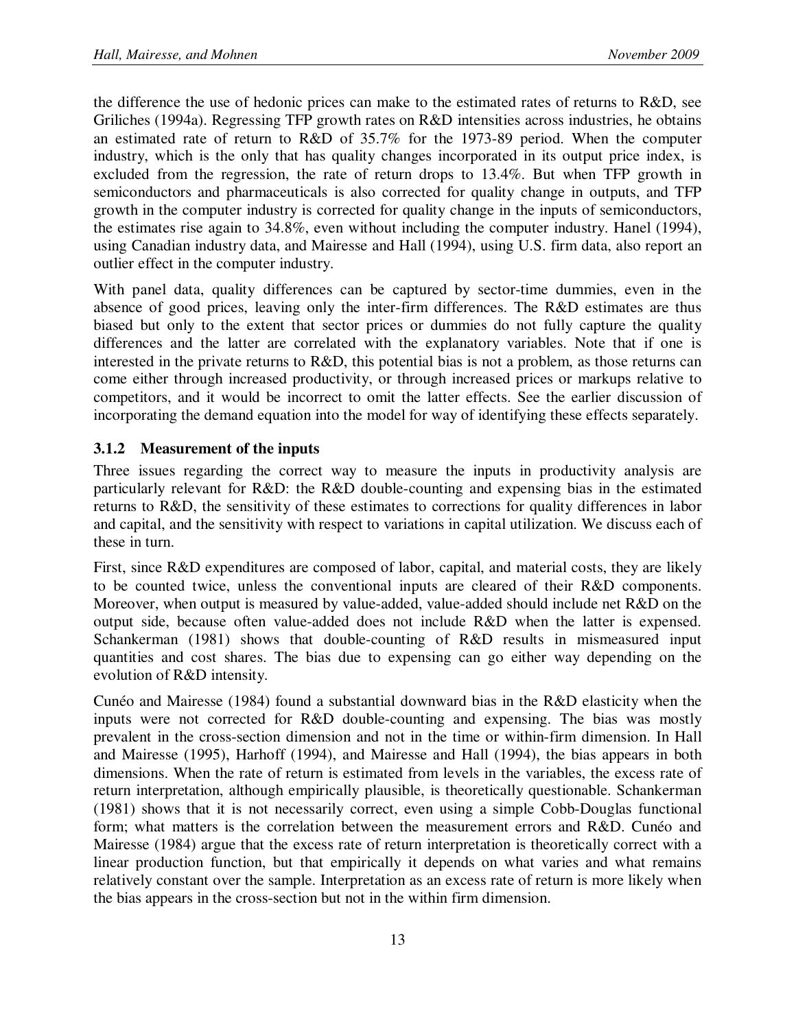the difference the use of hedonic prices can make to the estimated rates of returns to R&D, see Griliches (1994a). Regressing TFP growth rates on R&D intensities across industries, he obtains an estimated rate of return to R&D of 35.7% for the 1973-89 period. When the computer industry, which is the only that has quality changes incorporated in its output price index, is excluded from the regression, the rate of return drops to 13.4%. But when TFP growth in semiconductors and pharmaceuticals is also corrected for quality change in outputs, and TFP growth in the computer industry is corrected for quality change in the inputs of semiconductors, the estimates rise again to 34.8%, even without including the computer industry. Hanel (1994), using Canadian industry data, and Mairesse and Hall (1994), using U.S. firm data, also report an outlier effect in the computer industry.

With panel data, quality differences can be captured by sector-time dummies, even in the absence of good prices, leaving only the inter-firm differences. The R&D estimates are thus biased but only to the extent that sector prices or dummies do not fully capture the quality differences and the latter are correlated with the explanatory variables. Note that if one is interested in the private returns to R&D, this potential bias is not a problem, as those returns can come either through increased productivity, or through increased prices or markups relative to competitors, and it would be incorrect to omit the latter effects. See the earlier discussion of incorporating the demand equation into the model for way of identifying these effects separately.

### 3.1.2 Measurement of the inputs

Three issues regarding the correct way to measure the inputs in productivity analysis are particularly relevant for R&D: the R&D double-counting and expensing bias in the estimated returns to R&D, the sensitivity of these estimates to corrections for quality differences in labor and capital, and the sensitivity with respect to variations in capital utilization. We discuss each of these in turn.

First, since R&D expenditures are composed of labor, capital, and material costs, they are likely to be counted twice, unless the conventional inputs are cleared of their R&D components. Moreover, when output is measured by value-added, value-added should include net R&D on the output side, because often value-added does not include R&D when the latter is expensed. Schankerman (1981) shows that double-counting of R&D results in mismeasured input quantities and cost shares. The bias due to expensing can go either way depending on the evolution of R&D intensity.

Cunéo and Mairesse (1984) found a substantial downward bias in the R&D elasticity when the inputs were not corrected for R&D double-counting and expensing. The bias was mostly prevalent in the cross-section dimension and not in the time or within-firm dimension. In Hall and Mairesse (1995), Harhoff (1994), and Mairesse and Hall (1994), the bias appears in both dimensions. When the rate of return is estimated from levels in the variables, the excess rate of return interpretation, although empirically plausible, is theoretically questionable. Schankerman (1981) shows that it is not necessarily correct, even using a simple Cobb-Douglas functional form; what matters is the correlation between the measurement errors and R&D. Cunéo and Mairesse (1984) argue that the excess rate of return interpretation is theoretically correct with a linear production function, but that empirically it depends on what varies and what remains relatively constant over the sample. Interpretation as an excess rate of return is more likely when the bias appears in the cross-section but not in the within firm dimension.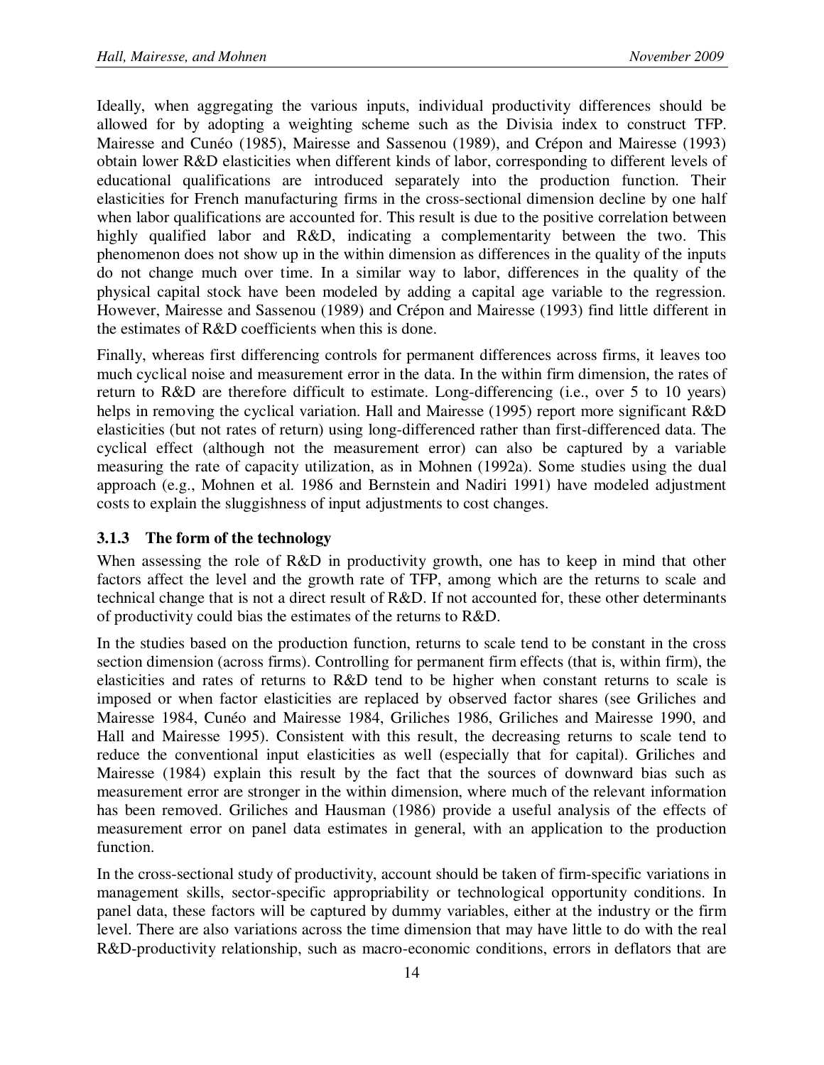Ideally, when aggregating the various inputs, individual productivity differences should be allowed for by adopting a weighting scheme such as the Divisia index to construct TFP. Mairesse and Cunéo (1985), Mairesse and Sassenou (1989), and Crépon and Mairesse (1993) obtain lower R&D elasticities when different kinds of labor, corresponding to different levels of educational qualifications are introduced separately into the production function. Their elasticities for French manufacturing firms in the cross-sectional dimension decline by one half when labor qualifications are accounted for. This result is due to the positive correlation between highly qualified labor and R&D, indicating a complementarity between the two. This phenomenon does not show up in the within dimension as differences in the quality of the inputs do not change much over time. In a similar way to labor, differences in the quality of the physical capital stock have been modeled by adding a capital age variable to the regression. However, Mairesse and Sassenou (1989) and Crépon and Mairesse (1993) find little different in the estimates of R&D coefficients when this is done.

Finally, whereas first differencing controls for permanent differences across firms, it leaves too much cyclical noise and measurement error in the data. In the within firm dimension, the rates of return to R&D are therefore difficult to estimate. Long-differencing (i.e., over 5 to 10 years) helps in removing the cyclical variation. Hall and Mairesse (1995) report more significant R&D elasticities (but not rates of return) using long-differenced rather than first-differenced data. The cyclical effect (although not the measurement error) can also be captured by a variable measuring the rate of capacity utilization, as in Mohnen (1992a). Some studies using the dual approach (e.g., Mohnen et al. 1986 and Bernstein and Nadiri 1991) have modeled adjustment costs to explain the sluggishness of input adjustments to cost changes.

### 3.1.3 The form of the technology

When assessing the role of R&D in productivity growth, one has to keep in mind that other factors affect the level and the growth rate of TFP, among which are the returns to scale and technical change that is not a direct result of R&D. If not accounted for, these other determinants of productivity could bias the estimates of the returns to R&D.

In the studies based on the production function, returns to scale tend to be constant in the cross section dimension (across firms). Controlling for permanent firm effects (that is, within firm), the elasticities and rates of returns to R&D tend to be higher when constant returns to scale is imposed or when factor elasticities are replaced by observed factor shares (see Griliches and Mairesse 1984, Cunéo and Mairesse 1984, Griliches 1986, Griliches and Mairesse 1990, and Hall and Mairesse 1995). Consistent with this result, the decreasing returns to scale tend to reduce the conventional input elasticities as well (especially that for capital). Griliches and Mairesse (1984) explain this result by the fact that the sources of downward bias such as measurement error are stronger in the within dimension, where much of the relevant information has been removed. Griliches and Hausman (1986) provide a useful analysis of the effects of measurement error on panel data estimates in general, with an application to the production function.

In the cross-sectional study of productivity, account should be taken of firm-specific variations in management skills, sector-specific appropriability or technological opportunity conditions. In panel data, these factors will be captured by dummy variables, either at the industry or the firm level. There are also variations across the time dimension that may have little to do with the real R&D-productivity relationship, such as macro-economic conditions, errors in deflators that are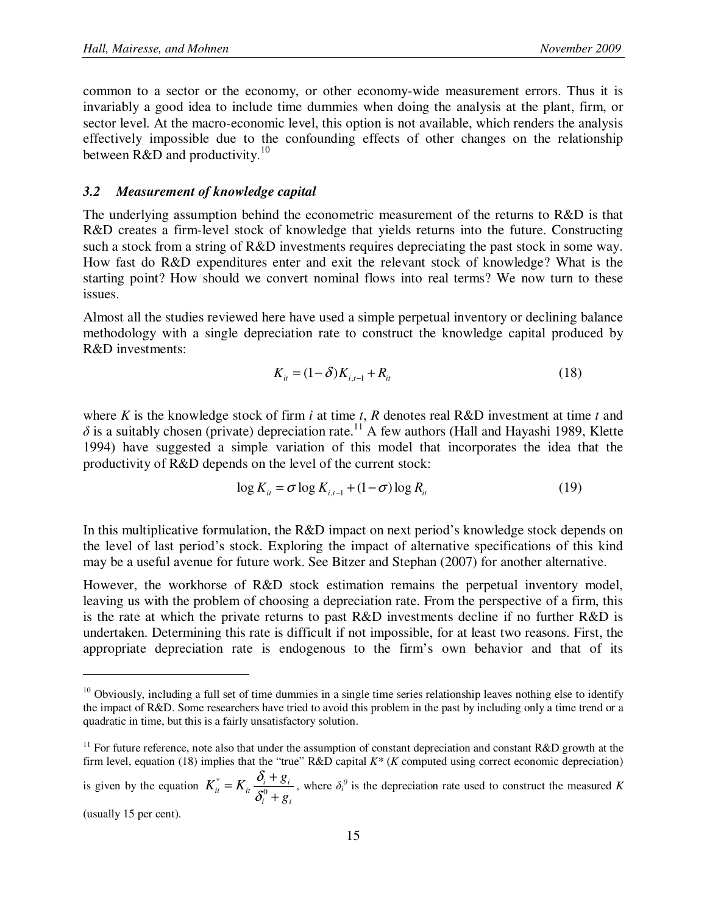common to a sector or the economy, or other economy-wide measurement errors. Thus it is invariably a good idea to include time dummies when doing the analysis at the plant, firm, or sector level. At the macro-economic level, this option is not available, which renders the analysis effectively impossible due to the confounding effects of other changes on the relationship between R&D and productivity.[10]

### *3.2 Measurement of knowledge capital*

The underlying assumption behind the econometric measurement of the returns to R&D is that R&D creates a firm-level stock of knowledge that yields returns into the future. Constructing such a stock from a string of R&D investments requires depreciating the past stock in some way. How fast do R&D expenditures enter and exit the relevant stock of knowledge? What is the starting point? How should we convert nominal flows into real terms? We now turn to these issues.

Almost all the studies reviewed here have used a simple perpetual inventory or declining balance methodology with a single depreciation rate to construct the knowledge capital produced by R&D investments:

$$K_{it} = (1-\delta)K_{i,t-1} + R_{it} \tag{18}$$

where $K$ is the knowledge stock of firm $i$ at time $t$, $R$ denotes real R&D investment at time $t$ and $\delta$ is a suitably chosen (private) depreciation rate.[11] A few authors (Hall and Hayashi 1989, Klette 1994) have suggested a simple variation of this model that incorporates the idea that the productivity of R&D depends on the level of the current stock:

$$\log K_{it} = \sigma \log K_{i,t-1} + (1-\sigma)\log R_{it} \tag{19}$$

In this multiplicative formulation, the R&D impact on next period's knowledge stock depends on the level of last period's stock. Exploring the impact of alternative specifications of this kind may be a useful avenue for future work. See Bitzer and Stephan (2007) for another alternative.

However, the workhorse of R&D stock estimation remains the perpetual inventory model, leaving us with the problem of choosing a depreciation rate. From the perspective of a firm, this is the rate at which the private returns to past R&D investments decline if no further R&D is undertaken. Determining this rate is difficult if not impossible, for at least two reasons. First, the appropriate depreciation rate is endogenous to the firm's own behavior and that of its

---

[10] Obviously, including a full set of time dummies in a single time series relationship leaves nothing else to identify the impact of R&D. Some researchers have tried to avoid this problem in the past by including only a time trend or a quadratic in time, but this is a fairly unsatisfactory solution.

[11] For future reference, note also that under the assumption of constant depreciation and constant R&D growth at the firm level, equation (18) implies that the "true" R&D capital $K^*$ ($K$ computed using correct economic depreciation) is given by the equation $K^*_{it} = K_{it}\dfrac{\delta_i + g_i}{\delta_i^0 + g_i}$, where $\delta_i^0$ is the depreciation rate used to construct the measured $K$ (usually 15 per cent).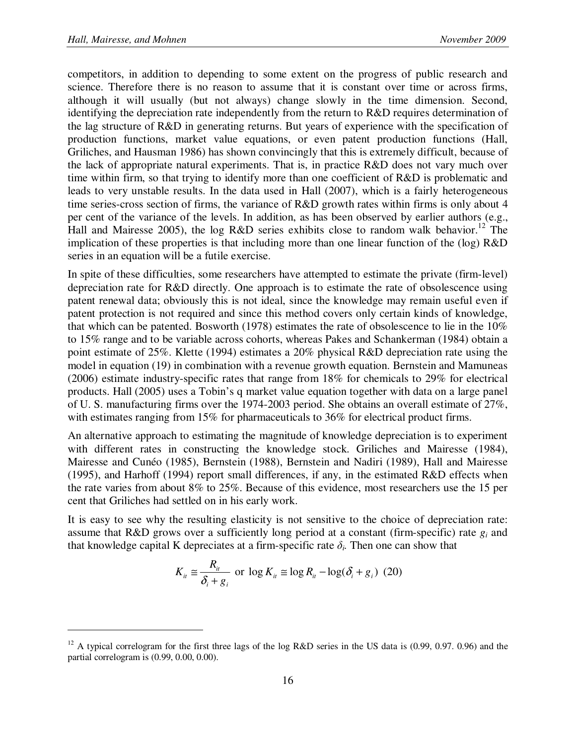competitors, in addition to depending to some extent on the progress of public research and science. Therefore there is no reason to assume that it is constant over time or across firms, although it will usually (but not always) change slowly in the time dimension. Second, identifying the depreciation rate independently from the return to R&D requires determination of the lag structure of R&D in generating returns. But years of experience with the specification of production functions, market value equations, or even patent production functions (Hall, Griliches, and Hausman 1986) has shown convincingly that this is extremely difficult, because of the lack of appropriate natural experiments. That is, in practice R&D does not vary much over time within firm, so that trying to identify more than one coefficient of R&D is problematic and leads to very unstable results. In the data used in Hall (2007), which is a fairly heterogeneous time series-cross section of firms, the variance of R&D growth rates within firms is only about 4 per cent of the variance of the levels. In addition, as has been observed by earlier authors (e.g., Hall and Mairesse 2005), the log R&D series exhibits close to random walk behavior.[12] The implication of these properties is that including more than one linear function of the (log) R&D series in an equation will be a futile exercise.

In spite of these difficulties, some researchers have attempted to estimate the private (firm-level) depreciation rate for R&D directly. One approach is to estimate the rate of obsolescence using patent renewal data; obviously this is not ideal, since the knowledge may remain useful even if patent protection is not required and since this method covers only certain kinds of knowledge, that which can be patented. Bosworth (1978) estimates the rate of obsolescence to lie in the 10% to 15% range and to be variable across cohorts, whereas Pakes and Schankerman (1984) obtain a point estimate of 25%. Klette (1994) estimates a 20% physical R&D depreciation rate using the model in equation (19) in combination with a revenue growth equation. Bernstein and Mamuneas (2006) estimate industry-specific rates that range from 18% for chemicals to 29% for electrical products. Hall (2005) uses a Tobin's q market value equation together with data on a large panel of U. S. manufacturing firms over the 1974-2003 period. She obtains an overall estimate of 27%, with estimates ranging from 15% for pharmaceuticals to 36% for electrical product firms.

An alternative approach to estimating the magnitude of knowledge depreciation is to experiment with different rates in constructing the knowledge stock. Griliches and Mairesse (1984), Mairesse and Cunéo (1985), Bernstein (1988), Bernstein and Nadiri (1989), Hall and Mairesse (1995), and Harhoff (1994) report small differences, if any, in the estimated R&D effects when the rate varies from about 8% to 25%. Because of this evidence, most researchers use the 15 per cent that Griliches had settled on in his early work.

It is easy to see why the resulting elasticity is not sensitive to the choice of depreciation rate: assume that R&D grows over a sufficiently long period at a constant (firm-specific) rate $g_i$ and that knowledge capital K depreciates at a firm-specific rate $\delta_i$. Then one can show that

$$K_{it} \cong \frac{R_{it}}{\delta_i + g_i} \text{ or } \log K_{it} \cong \log R_{it} - \log(\delta_i + g_i) \quad (20)$$

---

[12] A typical correlogram for the first three lags of the log R&D series in the US data is (0.99, 0.97. 0.96) and the partial correlogram is (0.99, 0.00, 0.00).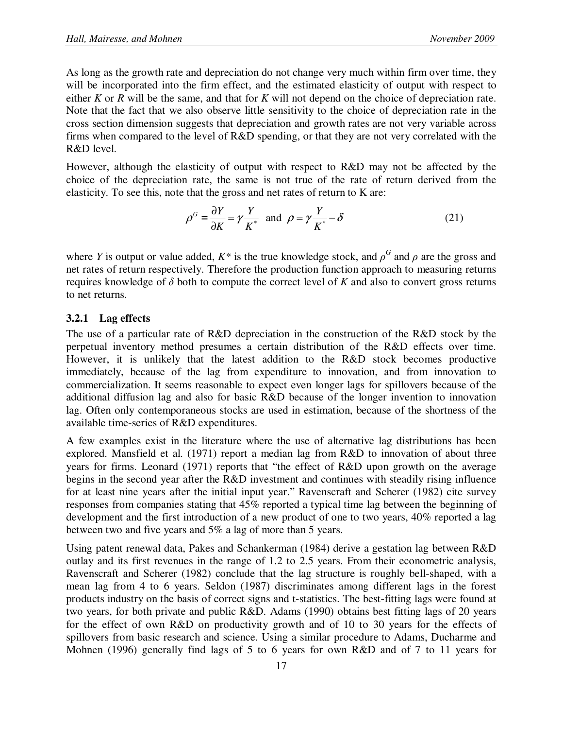As long as the growth rate and depreciation do not change very much within firm over time, they will be incorporated into the firm effect, and the estimated elasticity of output with respect to either *K* or *R* will be the same, and that for *K* will not depend on the choice of depreciation rate. Note that the fact that we also observe little sensitivity to the choice of depreciation rate in the cross section dimension suggests that depreciation and growth rates are not very variable across firms when compared to the level of R&D spending, or that they are not very correlated with the R&D level.

However, although the elasticity of output with respect to R&D may not be affected by the choice of the depreciation rate, the same is not true of the rate of return derived from the elasticity. To see this, note that the gross and net rates of return to K are:

$$\rho^G \equiv \frac{\partial Y}{\partial K} = \gamma \frac{Y}{K^*} \quad \text{and} \quad \rho = \gamma \frac{Y}{K^*} - \delta \qquad (21)$$

where *Y* is output or value added, $K^*$ is the true knowledge stock, and $\rho^G$ and $\rho$ are the gross and net rates of return respectively. Therefore the production function approach to measuring returns requires knowledge of $\delta$ both to compute the correct level of *K* and also to convert gross returns to net returns.

### 3.2.1 Lag effects

The use of a particular rate of R&D depreciation in the construction of the R&D stock by the perpetual inventory method presumes a certain distribution of the R&D effects over time. However, it is unlikely that the latest addition to the R&D stock becomes productive immediately, because of the lag from expenditure to innovation, and from innovation to commercialization. It seems reasonable to expect even longer lags for spillovers because of the additional diffusion lag and also for basic R&D because of the longer invention to innovation lag. Often only contemporaneous stocks are used in estimation, because of the shortness of the available time-series of R&D expenditures.

A few examples exist in the literature where the use of alternative lag distributions has been explored. Mansfield et al. (1971) report a median lag from R&D to innovation of about three years for firms. Leonard (1971) reports that "the effect of R&D upon growth on the average begins in the second year after the R&D investment and continues with steadily rising influence for at least nine years after the initial input year." Ravenscraft and Scherer (1982) cite survey responses from companies stating that 45% reported a typical time lag between the beginning of development and the first introduction of a new product of one to two years, 40% reported a lag between two and five years and 5% a lag of more than 5 years.

Using patent renewal data, Pakes and Schankerman (1984) derive a gestation lag between R&D outlay and its first revenues in the range of 1.2 to 2.5 years. From their econometric analysis, Ravenscraft and Scherer (1982) conclude that the lag structure is roughly bell-shaped, with a mean lag from 4 to 6 years. Seldon (1987) discriminates among different lags in the forest products industry on the basis of correct signs and t-statistics. The best-fitting lags were found at two years, for both private and public R&D. Adams (1990) obtains best fitting lags of 20 years for the effect of own R&D on productivity growth and of 10 to 30 years for the effects of spillovers from basic research and science. Using a similar procedure to Adams, Ducharme and Mohnen (1996) generally find lags of 5 to 6 years for own R&D and of 7 to 11 years for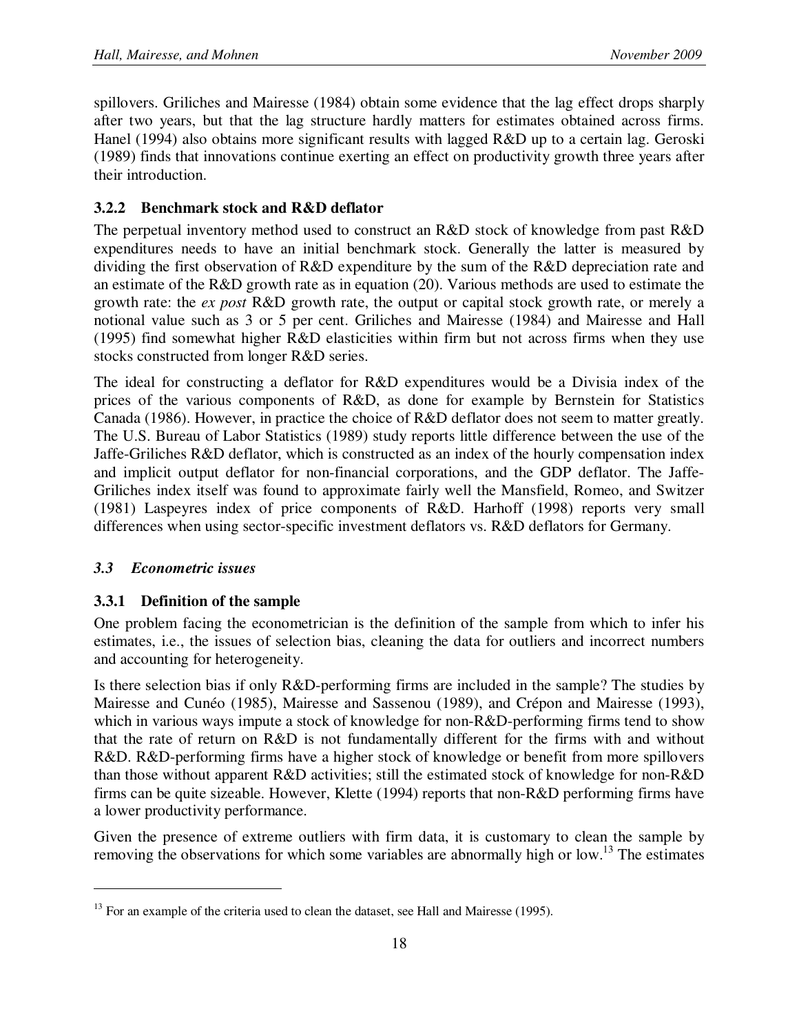spillovers. Griliches and Mairesse (1984) obtain some evidence that the lag effect drops sharply after two years, but that the lag structure hardly matters for estimates obtained across firms. Hanel (1994) also obtains more significant results with lagged R&D up to a certain lag. Geroski (1989) finds that innovations continue exerting an effect on productivity growth three years after their introduction.

### 3.2.2 Benchmark stock and R&D deflator

The perpetual inventory method used to construct an R&D stock of knowledge from past R&D expenditures needs to have an initial benchmark stock. Generally the latter is measured by dividing the first observation of R&D expenditure by the sum of the R&D depreciation rate and an estimate of the R&D growth rate as in equation (20). Various methods are used to estimate the growth rate: the *ex post* R&D growth rate, the output or capital stock growth rate, or merely a notional value such as 3 or 5 per cent. Griliches and Mairesse (1984) and Mairesse and Hall (1995) find somewhat higher R&D elasticities within firm but not across firms when they use stocks constructed from longer R&D series.

The ideal for constructing a deflator for R&D expenditures would be a Divisia index of the prices of the various components of R&D, as done for example by Bernstein for Statistics Canada (1986). However, in practice the choice of R&D deflator does not seem to matter greatly. The U.S. Bureau of Labor Statistics (1989) study reports little difference between the use of the Jaffe-Griliches R&D deflator, which is constructed as an index of the hourly compensation index and implicit output deflator for non-financial corporations, and the GDP deflator. The Jaffe-Griliches index itself was found to approximate fairly well the Mansfield, Romeo, and Switzer (1981) Laspeyres index of price components of R&D. Harhoff (1998) reports very small differences when using sector-specific investment deflators vs. R&D deflators for Germany.

## *3.3 Econometric issues*

### 3.3.1 Definition of the sample

One problem facing the econometrician is the definition of the sample from which to infer his estimates, i.e., the issues of selection bias, cleaning the data for outliers and incorrect numbers and accounting for heterogeneity.

Is there selection bias if only R&D-performing firms are included in the sample? The studies by Mairesse and Cunéo (1985), Mairesse and Sassenou (1989), and Crépon and Mairesse (1993), which in various ways impute a stock of knowledge for non-R&D-performing firms tend to show that the rate of return on R&D is not fundamentally different for the firms with and without R&D. R&D-performing firms have a higher stock of knowledge or benefit from more spillovers than those without apparent R&D activities; still the estimated stock of knowledge for non-R&D firms can be quite sizeable. However, Klette (1994) reports that non-R&D performing firms have a lower productivity performance.

Given the presence of extreme outliers with firm data, it is customary to clean the sample by removing the observations for which some variables are abnormally high or low.[13] The estimates

[13] For an example of the criteria used to clean the dataset, see Hall and Mairesse (1995).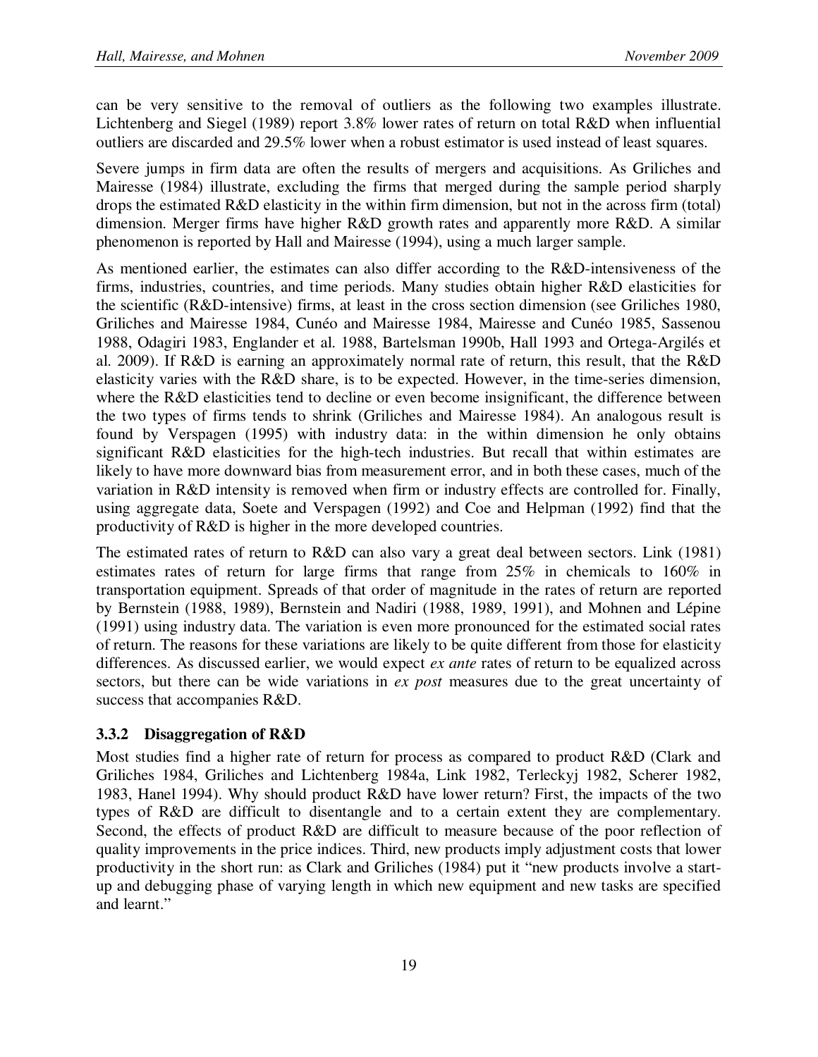can be very sensitive to the removal of outliers as the following two examples illustrate. Lichtenberg and Siegel (1989) report 3.8% lower rates of return on total R&D when influential outliers are discarded and 29.5% lower when a robust estimator is used instead of least squares.

Severe jumps in firm data are often the results of mergers and acquisitions. As Griliches and Mairesse (1984) illustrate, excluding the firms that merged during the sample period sharply drops the estimated R&D elasticity in the within firm dimension, but not in the across firm (total) dimension. Merger firms have higher R&D growth rates and apparently more R&D. A similar phenomenon is reported by Hall and Mairesse (1994), using a much larger sample.

As mentioned earlier, the estimates can also differ according to the R&D-intensiveness of the firms, industries, countries, and time periods. Many studies obtain higher R&D elasticities for the scientific (R&D-intensive) firms, at least in the cross section dimension (see Griliches 1980, Griliches and Mairesse 1984, Cunéo and Mairesse 1984, Mairesse and Cunéo 1985, Sassenou 1988, Odagiri 1983, Englander et al. 1988, Bartelsman 1990b, Hall 1993 and Ortega-Argilés et al. 2009). If R&D is earning an approximately normal rate of return, this result, that the R&D elasticity varies with the R&D share, is to be expected. However, in the time-series dimension, where the R&D elasticities tend to decline or even become insignificant, the difference between the two types of firms tends to shrink (Griliches and Mairesse 1984). An analogous result is found by Verspagen (1995) with industry data: in the within dimension he only obtains significant R&D elasticities for the high-tech industries. But recall that within estimates are likely to have more downward bias from measurement error, and in both these cases, much of the variation in R&D intensity is removed when firm or industry effects are controlled for. Finally, using aggregate data, Soete and Verspagen (1992) and Coe and Helpman (1992) find that the productivity of R&D is higher in the more developed countries.

The estimated rates of return to R&D can also vary a great deal between sectors. Link (1981) estimates rates of return for large firms that range from 25% in chemicals to 160% in transportation equipment. Spreads of that order of magnitude in the rates of return are reported by Bernstein (1988, 1989), Bernstein and Nadiri (1988, 1989, 1991), and Mohnen and Lépine (1991) using industry data. The variation is even more pronounced for the estimated social rates of return. The reasons for these variations are likely to be quite different from those for elasticity differences. As discussed earlier, we would expect *ex ante* rates of return to be equalized across sectors, but there can be wide variations in *ex post* measures due to the great uncertainty of success that accompanies R&D.

### 3.3.2 Disaggregation of R&D

Most studies find a higher rate of return for process as compared to product R&D (Clark and Griliches 1984, Griliches and Lichtenberg 1984a, Link 1982, Terleckyj 1982, Scherer 1982, 1983, Hanel 1994). Why should product R&D have lower return? First, the impacts of the two types of R&D are difficult to disentangle and to a certain extent they are complementary. Second, the effects of product R&D are difficult to measure because of the poor reflection of quality improvements in the price indices. Third, new products imply adjustment costs that lower productivity in the short run: as Clark and Griliches (1984) put it "new products involve a start-up and debugging phase of varying length in which new equipment and new tasks are specified and learnt."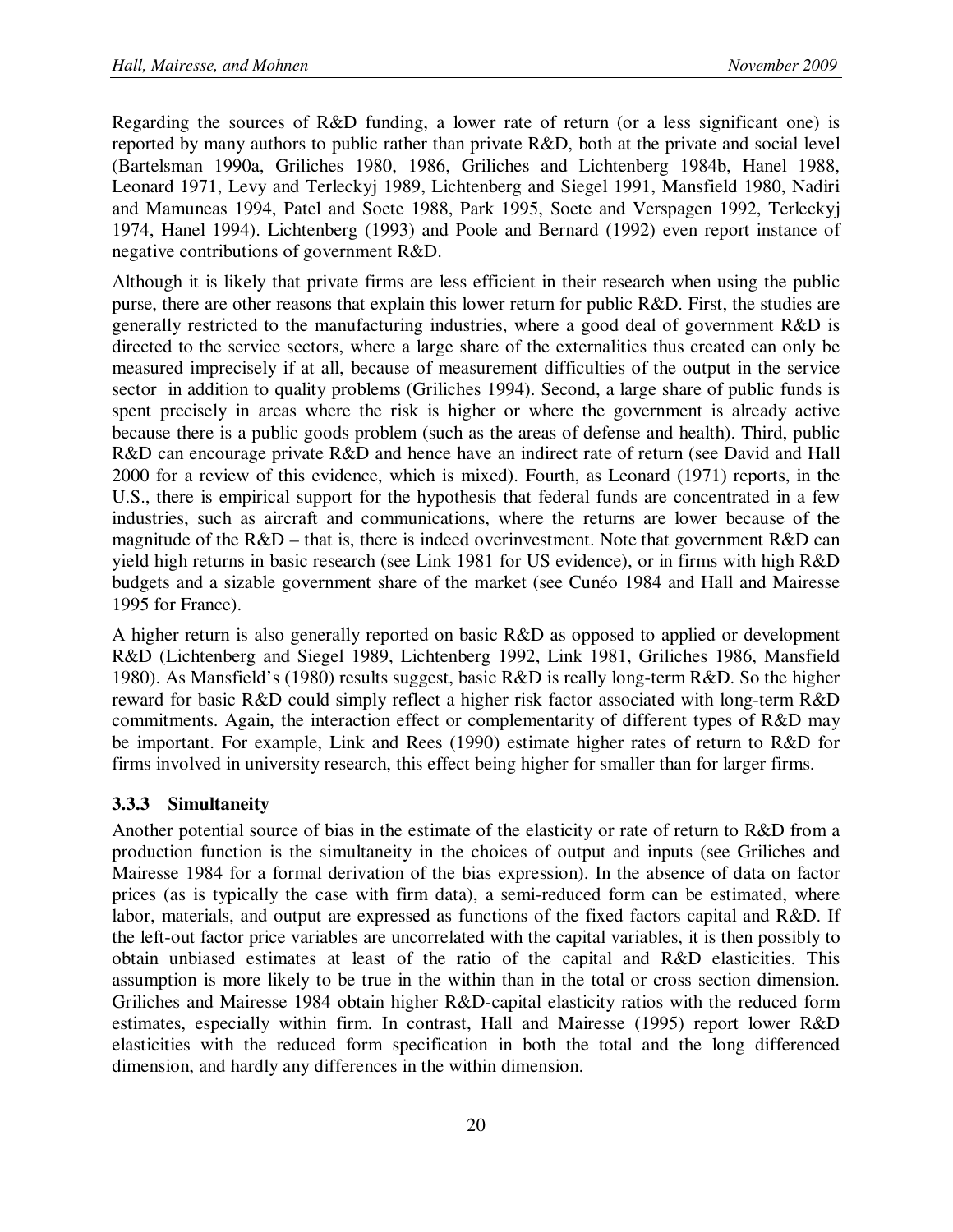Regarding the sources of R&D funding, a lower rate of return (or a less significant one) is reported by many authors to public rather than private R&D, both at the private and social level (Bartelsman 1990a, Griliches 1980, 1986, Griliches and Lichtenberg 1984b, Hanel 1988, Leonard 1971, Levy and Terleckyj 1989, Lichtenberg and Siegel 1991, Mansfield 1980, Nadiri and Mamuneas 1994, Patel and Soete 1988, Park 1995, Soete and Verspagen 1992, Terleckyj 1974, Hanel 1994). Lichtenberg (1993) and Poole and Bernard (1992) even report instance of negative contributions of government R&D.

Although it is likely that private firms are less efficient in their research when using the public purse, there are other reasons that explain this lower return for public R&D. First, the studies are generally restricted to the manufacturing industries, where a good deal of government R&D is directed to the service sectors, where a large share of the externalities thus created can only be measured imprecisely if at all, because of measurement difficulties of the output in the service sector in addition to quality problems (Griliches 1994). Second, a large share of public funds is spent precisely in areas where the risk is higher or where the government is already active because there is a public goods problem (such as the areas of defense and health). Third, public R&D can encourage private R&D and hence have an indirect rate of return (see David and Hall 2000 for a review of this evidence, which is mixed). Fourth, as Leonard (1971) reports, in the U.S., there is empirical support for the hypothesis that federal funds are concentrated in a few industries, such as aircraft and communications, where the returns are lower because of the magnitude of the R&D – that is, there is indeed overinvestment. Note that government R&D can yield high returns in basic research (see Link 1981 for US evidence), or in firms with high R&D budgets and a sizable government share of the market (see Cunéo 1984 and Hall and Mairesse 1995 for France).

A higher return is also generally reported on basic R&D as opposed to applied or development R&D (Lichtenberg and Siegel 1989, Lichtenberg 1992, Link 1981, Griliches 1986, Mansfield 1980). As Mansfield's (1980) results suggest, basic R&D is really long-term R&D. So the higher reward for basic R&D could simply reflect a higher risk factor associated with long-term R&D commitments. Again, the interaction effect or complementarity of different types of R&D may be important. For example, Link and Rees (1990) estimate higher rates of return to R&D for firms involved in university research, this effect being higher for smaller than for larger firms.

### 3.3.3 Simultaneity

Another potential source of bias in the estimate of the elasticity or rate of return to R&D from a production function is the simultaneity in the choices of output and inputs (see Griliches and Mairesse 1984 for a formal derivation of the bias expression). In the absence of data on factor prices (as is typically the case with firm data), a semi-reduced form can be estimated, where labor, materials, and output are expressed as functions of the fixed factors capital and R&D. If the left-out factor price variables are uncorrelated with the capital variables, it is then possibly to obtain unbiased estimates at least of the ratio of the capital and R&D elasticities. This assumption is more likely to be true in the within than in the total or cross section dimension. Griliches and Mairesse 1984 obtain higher R&D-capital elasticity ratios with the reduced form estimates, especially within firm. In contrast, Hall and Mairesse (1995) report lower R&D elasticities with the reduced form specification in both the total and the long differenced dimension, and hardly any differences in the within dimension.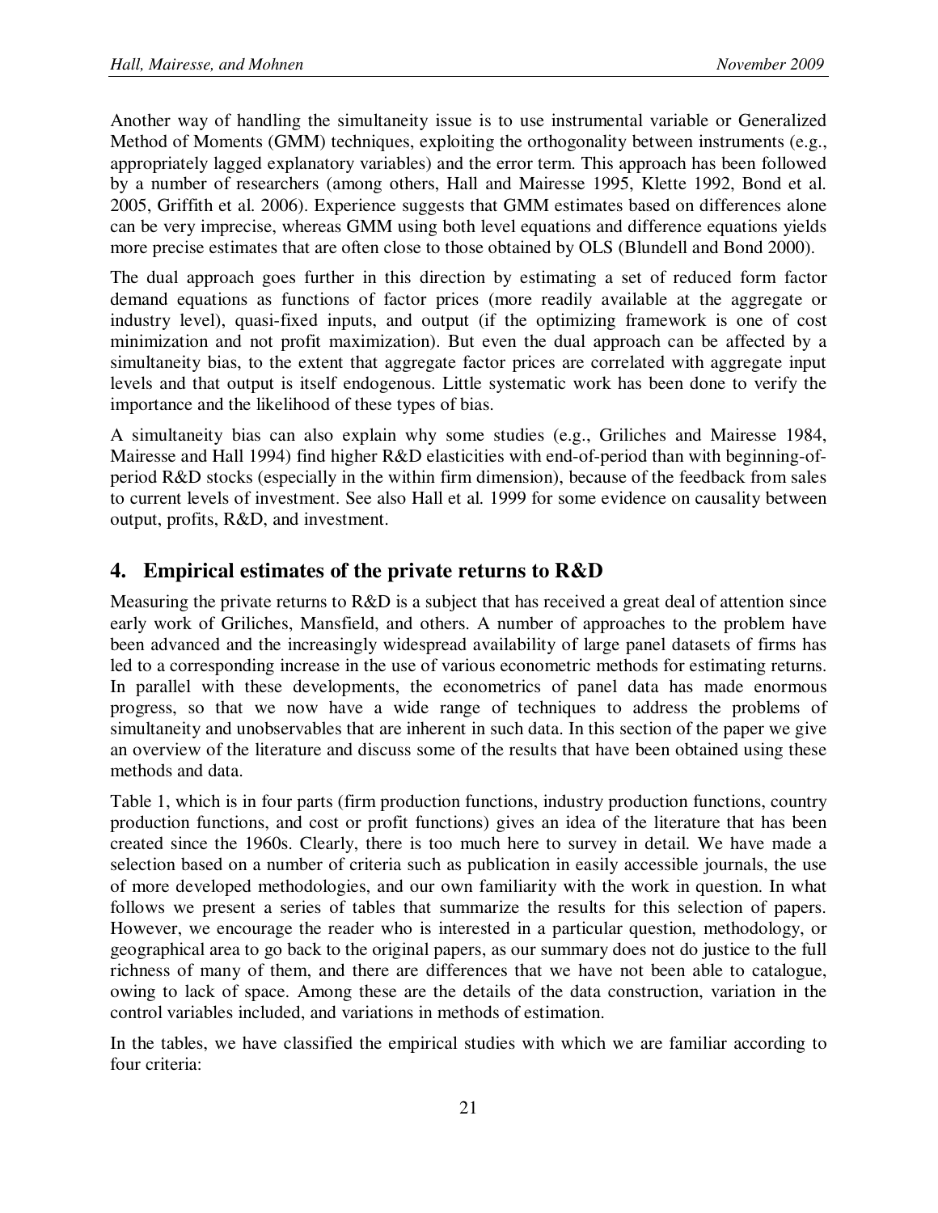Another way of handling the simultaneity issue is to use instrumental variable or Generalized Method of Moments (GMM) techniques, exploiting the orthogonality between instruments (e.g., appropriately lagged explanatory variables) and the error term. This approach has been followed by a number of researchers (among others, Hall and Mairesse 1995, Klette 1992, Bond et al. 2005, Griffith et al. 2006). Experience suggests that GMM estimates based on differences alone can be very imprecise, whereas GMM using both level equations and difference equations yields more precise estimates that are often close to those obtained by OLS (Blundell and Bond 2000).

The dual approach goes further in this direction by estimating a set of reduced form factor demand equations as functions of factor prices (more readily available at the aggregate or industry level), quasi-fixed inputs, and output (if the optimizing framework is one of cost minimization and not profit maximization). But even the dual approach can be affected by a simultaneity bias, to the extent that aggregate factor prices are correlated with aggregate input levels and that output is itself endogenous. Little systematic work has been done to verify the importance and the likelihood of these types of bias.

A simultaneity bias can also explain why some studies (e.g., Griliches and Mairesse 1984, Mairesse and Hall 1994) find higher R&D elasticities with end-of-period than with beginning-of-period R&D stocks (especially in the within firm dimension), because of the feedback from sales to current levels of investment. See also Hall et al. 1999 for some evidence on causality between output, profits, R&D, and investment.

## 4. Empirical estimates of the private returns to R&D

Measuring the private returns to R&D is a subject that has received a great deal of attention since early work of Griliches, Mansfield, and others. A number of approaches to the problem have been advanced and the increasingly widespread availability of large panel datasets of firms has led to a corresponding increase in the use of various econometric methods for estimating returns. In parallel with these developments, the econometrics of panel data has made enormous progress, so that we now have a wide range of techniques to address the problems of simultaneity and unobservables that are inherent in such data. In this section of the paper we give an overview of the literature and discuss some of the results that have been obtained using these methods and data.

Table 1, which is in four parts (firm production functions, industry production functions, country production functions, and cost or profit functions) gives an idea of the literature that has been created since the 1960s. Clearly, there is too much here to survey in detail. We have made a selection based on a number of criteria such as publication in easily accessible journals, the use of more developed methodologies, and our own familiarity with the work in question. In what follows we present a series of tables that summarize the results for this selection of papers. However, we encourage the reader who is interested in a particular question, methodology, or geographical area to go back to the original papers, as our summary does not do justice to the full richness of many of them, and there are differences that we have not been able to catalogue, owing to lack of space. Among these are the details of the data construction, variation in the control variables included, and variations in methods of estimation.

In the tables, we have classified the empirical studies with which we are familiar according to four criteria: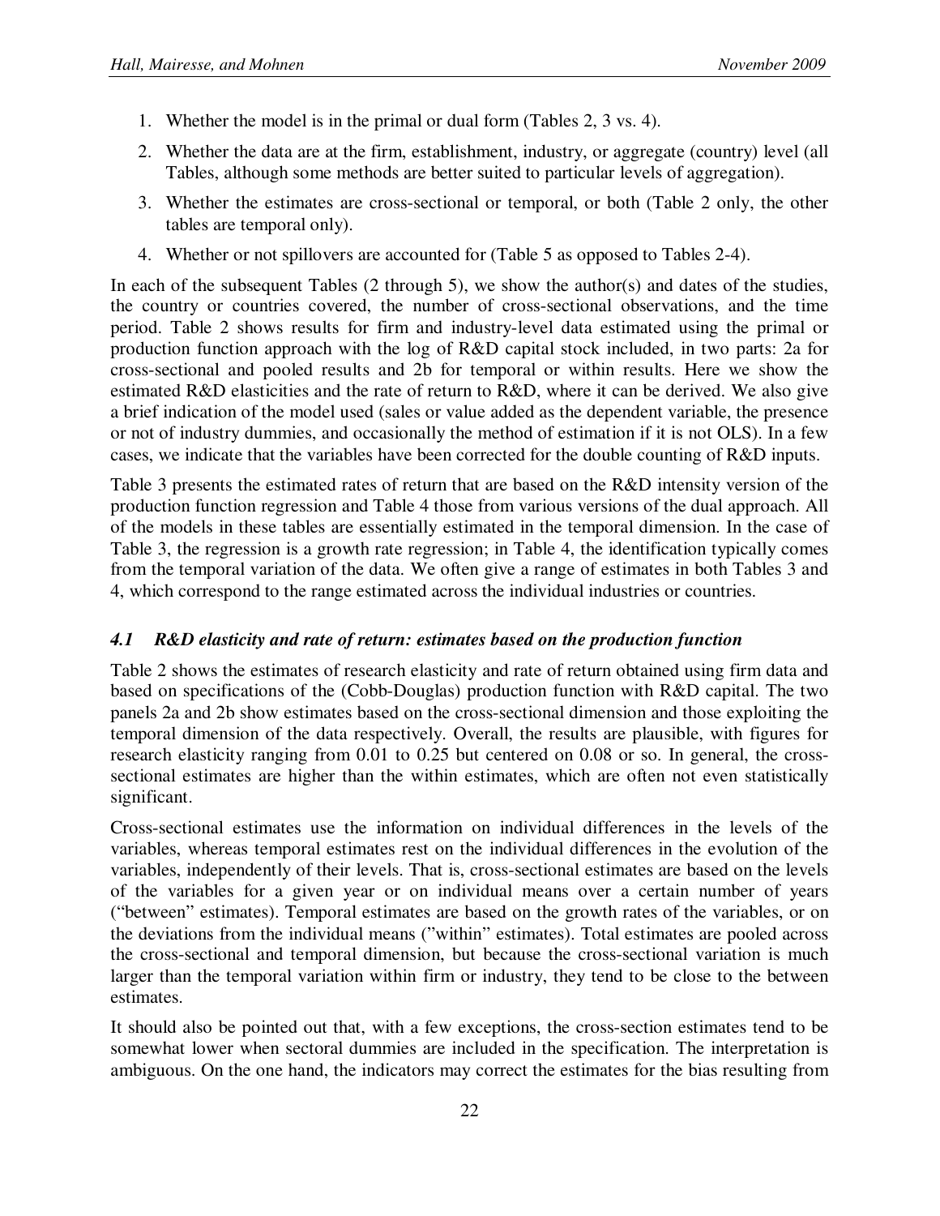1. Whether the model is in the primal or dual form (Tables 2, 3 vs. 4).
2. Whether the data are at the firm, establishment, industry, or aggregate (country) level (all Tables, although some methods are better suited to particular levels of aggregation).
3. Whether the estimates are cross-sectional or temporal, or both (Table 2 only, the other tables are temporal only).
4. Whether or not spillovers are accounted for (Table 5 as opposed to Tables 2-4).

In each of the subsequent Tables (2 through 5), we show the author(s) and dates of the studies, the country or countries covered, the number of cross-sectional observations, and the time period. Table 2 shows results for firm and industry-level data estimated using the primal or production function approach with the log of R&D capital stock included, in two parts: 2a for cross-sectional and pooled results and 2b for temporal or within results. Here we show the estimated R&D elasticities and the rate of return to R&D, where it can be derived. We also give a brief indication of the model used (sales or value added as the dependent variable, the presence or not of industry dummies, and occasionally the method of estimation if it is not OLS). In a few cases, we indicate that the variables have been corrected for the double counting of R&D inputs.

Table 3 presents the estimated rates of return that are based on the R&D intensity version of the production function regression and Table 4 those from various versions of the dual approach. All of the models in these tables are essentially estimated in the temporal dimension. In the case of Table 3, the regression is a growth rate regression; in Table 4, the identification typically comes from the temporal variation of the data. We often give a range of estimates in both Tables 3 and 4, which correspond to the range estimated across the individual industries or countries.

### *4.1 R&D elasticity and rate of return: estimates based on the production function*

Table 2 shows the estimates of research elasticity and rate of return obtained using firm data and based on specifications of the (Cobb-Douglas) production function with R&D capital. The two panels 2a and 2b show estimates based on the cross-sectional dimension and those exploiting the temporal dimension of the data respectively. Overall, the results are plausible, with figures for research elasticity ranging from 0.01 to 0.25 but centered on 0.08 or so. In general, the cross-sectional estimates are higher than the within estimates, which are often not even statistically significant.

Cross-sectional estimates use the information on individual differences in the levels of the variables, whereas temporal estimates rest on the individual differences in the evolution of the variables, independently of their levels. That is, cross-sectional estimates are based on the levels of the variables for a given year or on individual means over a certain number of years ("between" estimates). Temporal estimates are based on the growth rates of the variables, or on the deviations from the individual means ("within" estimates). Total estimates are pooled across the cross-sectional and temporal dimension, but because the cross-sectional variation is much larger than the temporal variation within firm or industry, they tend to be close to the between estimates.

It should also be pointed out that, with a few exceptions, the cross-section estimates tend to be somewhat lower when sectoral dummies are included in the specification. The interpretation is ambiguous. On the one hand, the indicators may correct the estimates for the bias resulting from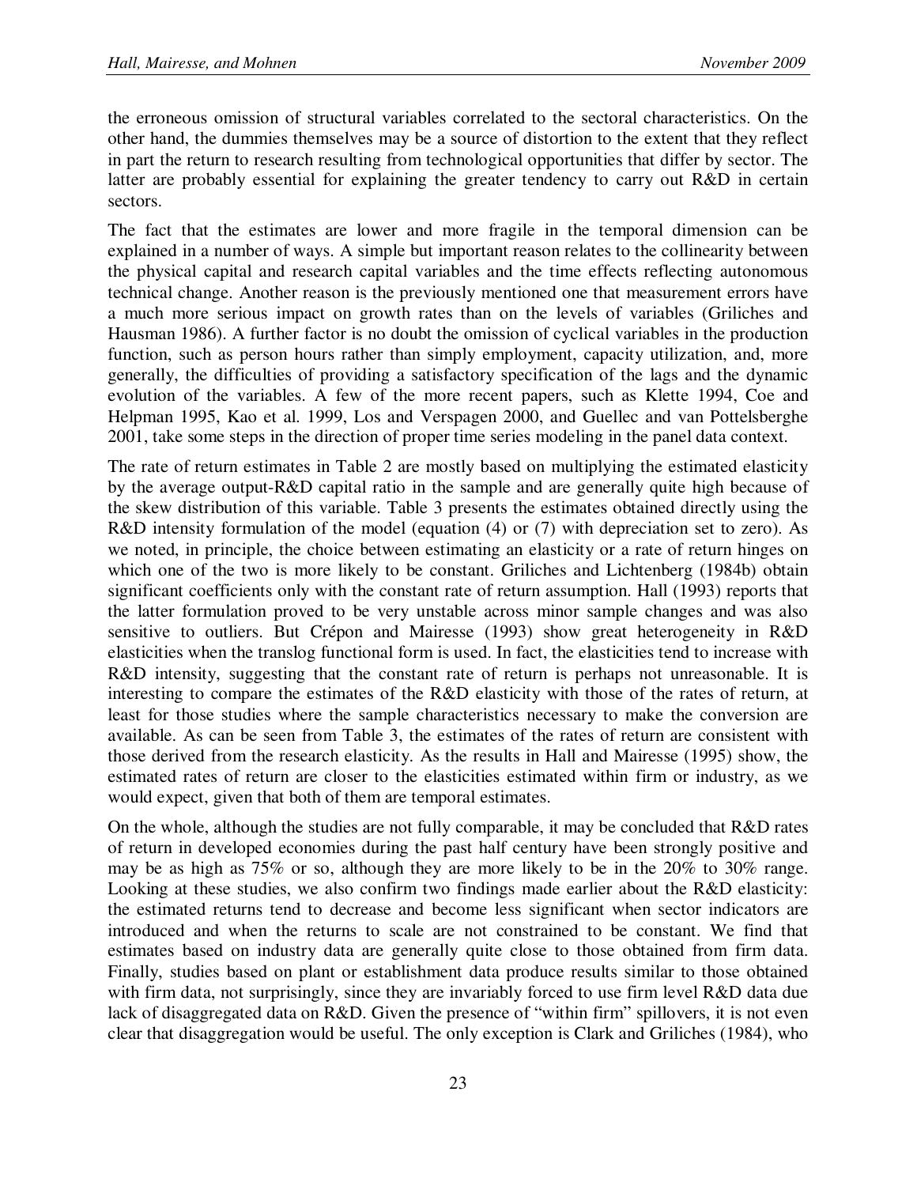the erroneous omission of structural variables correlated to the sectoral characteristics. On the other hand, the dummies themselves may be a source of distortion to the extent that they reflect in part the return to research resulting from technological opportunities that differ by sector. The latter are probably essential for explaining the greater tendency to carry out R&D in certain sectors.

The fact that the estimates are lower and more fragile in the temporal dimension can be explained in a number of ways. A simple but important reason relates to the collinearity between the physical capital and research capital variables and the time effects reflecting autonomous technical change. Another reason is the previously mentioned one that measurement errors have a much more serious impact on growth rates than on the levels of variables (Griliches and Hausman 1986). A further factor is no doubt the omission of cyclical variables in the production function, such as person hours rather than simply employment, capacity utilization, and, more generally, the difficulties of providing a satisfactory specification of the lags and the dynamic evolution of the variables. A few of the more recent papers, such as Klette 1994, Coe and Helpman 1995, Kao et al. 1999, Los and Verspagen 2000, and Guellec and van Pottelsberghe 2001, take some steps in the direction of proper time series modeling in the panel data context.

The rate of return estimates in Table 2 are mostly based on multiplying the estimated elasticity by the average output-R&D capital ratio in the sample and are generally quite high because of the skew distribution of this variable. Table 3 presents the estimates obtained directly using the R&D intensity formulation of the model (equation (4) or (7) with depreciation set to zero). As we noted, in principle, the choice between estimating an elasticity or a rate of return hinges on which one of the two is more likely to be constant. Griliches and Lichtenberg (1984b) obtain significant coefficients only with the constant rate of return assumption. Hall (1993) reports that the latter formulation proved to be very unstable across minor sample changes and was also sensitive to outliers. But Crépon and Mairesse (1993) show great heterogeneity in R&D elasticities when the translog functional form is used. In fact, the elasticities tend to increase with R&D intensity, suggesting that the constant rate of return is perhaps not unreasonable. It is interesting to compare the estimates of the R&D elasticity with those of the rates of return, at least for those studies where the sample characteristics necessary to make the conversion are available. As can be seen from Table 3, the estimates of the rates of return are consistent with those derived from the research elasticity. As the results in Hall and Mairesse (1995) show, the estimated rates of return are closer to the elasticities estimated within firm or industry, as we would expect, given that both of them are temporal estimates.

On the whole, although the studies are not fully comparable, it may be concluded that R&D rates of return in developed economies during the past half century have been strongly positive and may be as high as 75% or so, although they are more likely to be in the 20% to 30% range. Looking at these studies, we also confirm two findings made earlier about the R&D elasticity: the estimated returns tend to decrease and become less significant when sector indicators are introduced and when the returns to scale are not constrained to be constant. We find that estimates based on industry data are generally quite close to those obtained from firm data. Finally, studies based on plant or establishment data produce results similar to those obtained with firm data, not surprisingly, since they are invariably forced to use firm level R&D data due lack of disaggregated data on R&D. Given the presence of "within firm" spillovers, it is not even clear that disaggregation would be useful. The only exception is Clark and Griliches (1984), who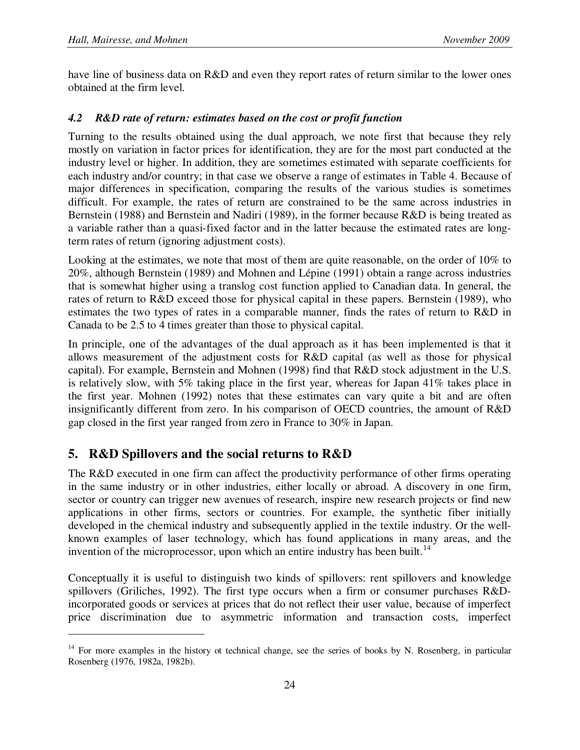have line of business data on R&D and even they report rates of return similar to the lower ones obtained at the firm level.

### *4.2 R&D rate of return: estimates based on the cost or profit function*

Turning to the results obtained using the dual approach, we note first that because they rely mostly on variation in factor prices for identification, they are for the most part conducted at the industry level or higher. In addition, they are sometimes estimated with separate coefficients for each industry and/or country; in that case we observe a range of estimates in Table 4. Because of major differences in specification, comparing the results of the various studies is sometimes difficult. For example, the rates of return are constrained to be the same across industries in Bernstein (1988) and Bernstein and Nadiri (1989), in the former because R&D is being treated as a variable rather than a quasi-fixed factor and in the latter because the estimated rates are long-term rates of return (ignoring adjustment costs).

Looking at the estimates, we note that most of them are quite reasonable, on the order of 10% to 20%, although Bernstein (1989) and Mohnen and Lépine (1991) obtain a range across industries that is somewhat higher using a translog cost function applied to Canadian data. In general, the rates of return to R&D exceed those for physical capital in these papers. Bernstein (1989), who estimates the two types of rates in a comparable manner, finds the rates of return to R&D in Canada to be 2.5 to 4 times greater than those to physical capital.

In principle, one of the advantages of the dual approach as it has been implemented is that it allows measurement of the adjustment costs for R&D capital (as well as those for physical capital). For example, Bernstein and Mohnen (1998) find that R&D stock adjustment in the U.S. is relatively slow, with 5% taking place in the first year, whereas for Japan 41% takes place in the first year. Mohnen (1992) notes that these estimates can vary quite a bit and are often insignificantly different from zero. In his comparison of OECD countries, the amount of R&D gap closed in the first year ranged from zero in France to 30% in Japan.

## 5. R&D Spillovers and the social returns to R&D

The R&D executed in one firm can affect the productivity performance of other firms operating in the same industry or in other industries, either locally or abroad. A discovery in one firm, sector or country can trigger new avenues of research, inspire new research projects or find new applications in other firms, sectors or countries. For example, the synthetic fiber initially developed in the chemical industry and subsequently applied in the textile industry. Or the well-known examples of laser technology, which has found applications in many areas, and the invention of the microprocessor, upon which an entire industry has been built.[14]

Conceptually it is useful to distinguish two kinds of spillovers: rent spillovers and knowledge spillovers (Griliches, 1992). The first type occurs when a firm or consumer purchases R&D-incorporated goods or services at prices that do not reflect their user value, because of imperfect price discrimination due to asymmetric information and transaction costs, imperfect

[14] For more examples in the history ot technical change, see the series of books by N. Rosenberg, in particular Rosenberg (1976, 1982a, 1982b).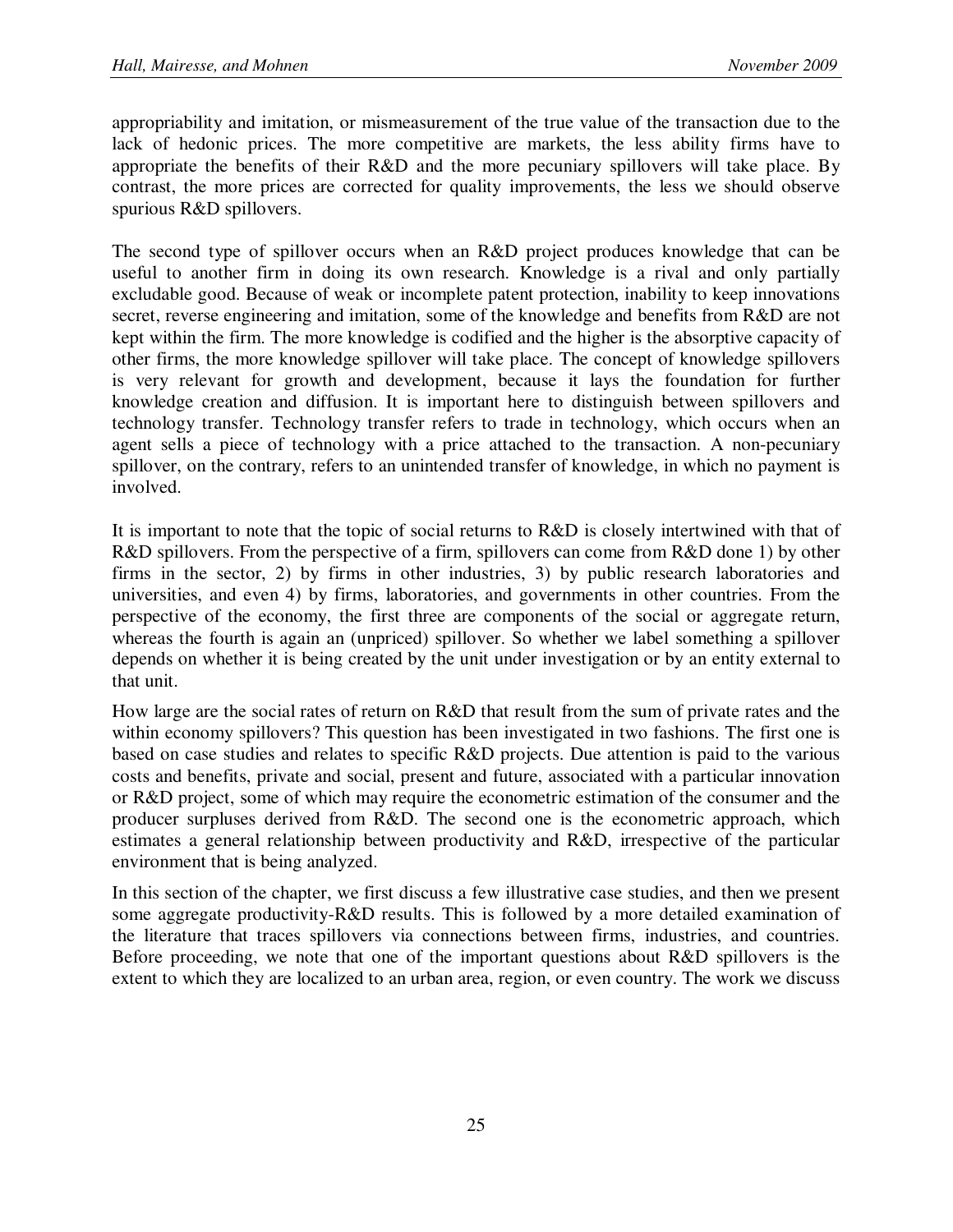appropriability and imitation, or mismeasurement of the true value of the transaction due to the lack of hedonic prices. The more competitive are markets, the less ability firms have to appropriate the benefits of their R&D and the more pecuniary spillovers will take place. By contrast, the more prices are corrected for quality improvements, the less we should observe spurious R&D spillovers.

The second type of spillover occurs when an R&D project produces knowledge that can be useful to another firm in doing its own research. Knowledge is a rival and only partially excludable good. Because of weak or incomplete patent protection, inability to keep innovations secret, reverse engineering and imitation, some of the knowledge and benefits from R&D are not kept within the firm. The more knowledge is codified and the higher is the absorptive capacity of other firms, the more knowledge spillover will take place. The concept of knowledge spillovers is very relevant for growth and development, because it lays the foundation for further knowledge creation and diffusion. It is important here to distinguish between spillovers and technology transfer. Technology transfer refers to trade in technology, which occurs when an agent sells a piece of technology with a price attached to the transaction. A non-pecuniary spillover, on the contrary, refers to an unintended transfer of knowledge, in which no payment is involved.

It is important to note that the topic of social returns to R&D is closely intertwined with that of R&D spillovers. From the perspective of a firm, spillovers can come from R&D done 1) by other firms in the sector, 2) by firms in other industries, 3) by public research laboratories and universities, and even 4) by firms, laboratories, and governments in other countries. From the perspective of the economy, the first three are components of the social or aggregate return, whereas the fourth is again an (unpriced) spillover. So whether we label something a spillover depends on whether it is being created by the unit under investigation or by an entity external to that unit.

How large are the social rates of return on R&D that result from the sum of private rates and the within economy spillovers? This question has been investigated in two fashions. The first one is based on case studies and relates to specific R&D projects. Due attention is paid to the various costs and benefits, private and social, present and future, associated with a particular innovation or R&D project, some of which may require the econometric estimation of the consumer and the producer surpluses derived from R&D. The second one is the econometric approach, which estimates a general relationship between productivity and R&D, irrespective of the particular environment that is being analyzed.

In this section of the chapter, we first discuss a few illustrative case studies, and then we present some aggregate productivity-R&D results. This is followed by a more detailed examination of the literature that traces spillovers via connections between firms, industries, and countries. Before proceeding, we note that one of the important questions about R&D spillovers is the extent to which they are localized to an urban area, region, or even country. The work we discuss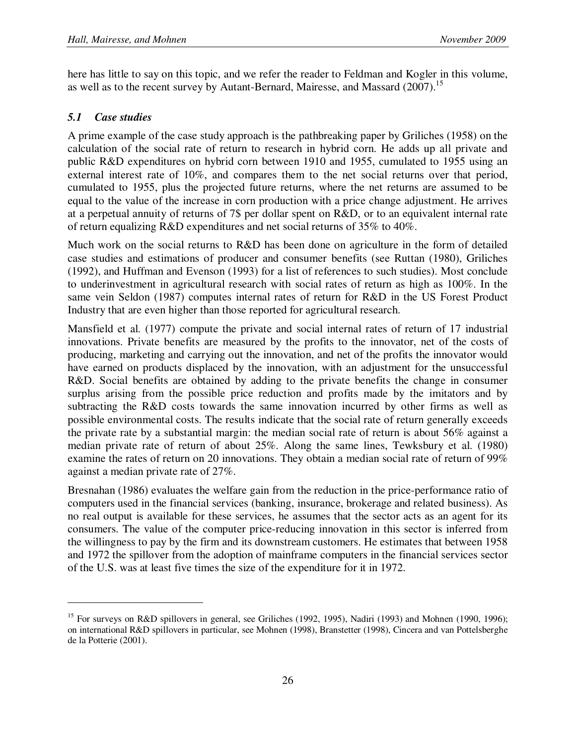here has little to say on this topic, and we refer the reader to Feldman and Kogler in this volume, as well as to the recent survey by Autant-Bernard, Mairesse, and Massard (2007).[15]

### *5.1 Case studies*

A prime example of the case study approach is the pathbreaking paper by Griliches (1958) on the calculation of the social rate of return to research in hybrid corn. He adds up all private and public R&D expenditures on hybrid corn between 1910 and 1955, cumulated to 1955 using an external interest rate of 10%, and compares them to the net social returns over that period, cumulated to 1955, plus the projected future returns, where the net returns are assumed to be equal to the value of the increase in corn production with a price change adjustment. He arrives at a perpetual annuity of returns of 7$ per dollar spent on R&D, or to an equivalent internal rate of return equalizing R&D expenditures and net social returns of 35% to 40%.

Much work on the social returns to R&D has been done on agriculture in the form of detailed case studies and estimations of producer and consumer benefits (see Ruttan (1980), Griliches (1992), and Huffman and Evenson (1993) for a list of references to such studies). Most conclude to underinvestment in agricultural research with social rates of return as high as 100%. In the same vein Seldon (1987) computes internal rates of return for R&D in the US Forest Product Industry that are even higher than those reported for agricultural research.

Mansfield et al. (1977) compute the private and social internal rates of return of 17 industrial innovations. Private benefits are measured by the profits to the innovator, net of the costs of producing, marketing and carrying out the innovation, and net of the profits the innovator would have earned on products displaced by the innovation, with an adjustment for the unsuccessful R&D. Social benefits are obtained by adding to the private benefits the change in consumer surplus arising from the possible price reduction and profits made by the imitators and by subtracting the R&D costs towards the same innovation incurred by other firms as well as possible environmental costs. The results indicate that the social rate of return generally exceeds the private rate by a substantial margin: the median social rate of return is about 56% against a median private rate of return of about 25%. Along the same lines, Tewksbury et al. (1980) examine the rates of return on 20 innovations. They obtain a median social rate of return of 99% against a median private rate of 27%.

Bresnahan (1986) evaluates the welfare gain from the reduction in the price-performance ratio of computers used in the financial services (banking, insurance, brokerage and related business). As no real output is available for these services, he assumes that the sector acts as an agent for its consumers. The value of the computer price-reducing innovation in this sector is inferred from the willingness to pay by the firm and its downstream customers. He estimates that between 1958 and 1972 the spillover from the adoption of mainframe computers in the financial services sector of the U.S. was at least five times the size of the expenditure for it in 1972.

---

[15] For surveys on R&D spillovers in general, see Griliches (1992, 1995), Nadiri (1993) and Mohnen (1990, 1996); on international R&D spillovers in particular, see Mohnen (1998), Branstetter (1998), Cincera and van Pottelsberghe de la Potterie (2001).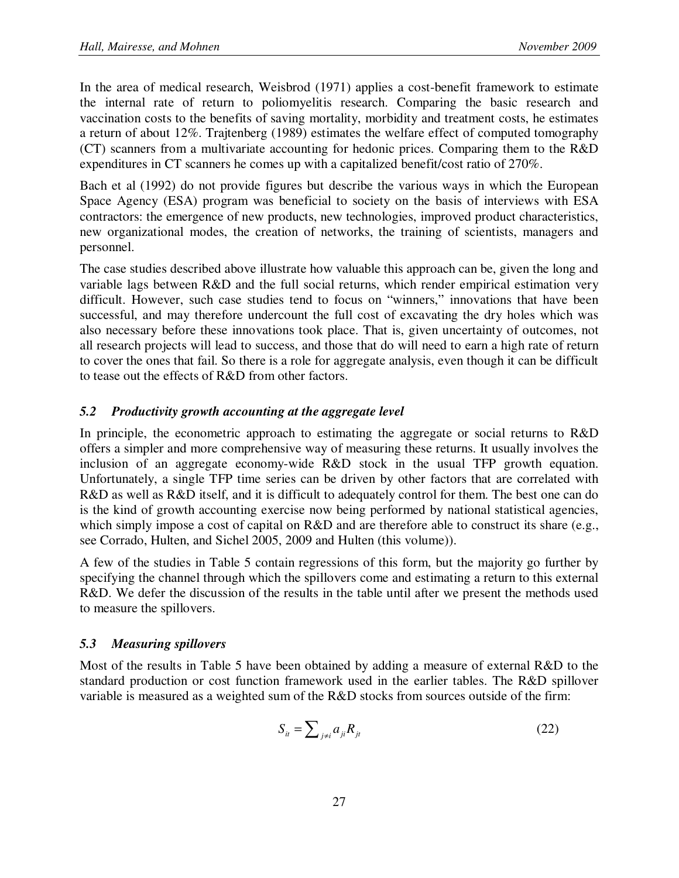In the area of medical research, Weisbrod (1971) applies a cost-benefit framework to estimate the internal rate of return to poliomyelitis research. Comparing the basic research and vaccination costs to the benefits of saving mortality, morbidity and treatment costs, he estimates a return of about 12%. Trajtenberg (1989) estimates the welfare effect of computed tomography (CT) scanners from a multivariate accounting for hedonic prices. Comparing them to the R&D expenditures in CT scanners he comes up with a capitalized benefit/cost ratio of 270%.

Bach et al (1992) do not provide figures but describe the various ways in which the European Space Agency (ESA) program was beneficial to society on the basis of interviews with ESA contractors: the emergence of new products, new technologies, improved product characteristics, new organizational modes, the creation of networks, the training of scientists, managers and personnel.

The case studies described above illustrate how valuable this approach can be, given the long and variable lags between R&D and the full social returns, which render empirical estimation very difficult. However, such case studies tend to focus on "winners," innovations that have been successful, and may therefore undercount the full cost of excavating the dry holes which was also necessary before these innovations took place. That is, given uncertainty of outcomes, not all research projects will lead to success, and those that do will need to earn a high rate of return to cover the ones that fail. So there is a role for aggregate analysis, even though it can be difficult to tease out the effects of R&D from other factors.

### *5.2 Productivity growth accounting at the aggregate level*

In principle, the econometric approach to estimating the aggregate or social returns to R&D offers a simpler and more comprehensive way of measuring these returns. It usually involves the inclusion of an aggregate economy-wide R&D stock in the usual TFP growth equation. Unfortunately, a single TFP time series can be driven by other factors that are correlated with R&D as well as R&D itself, and it is difficult to adequately control for them. The best one can do is the kind of growth accounting exercise now being performed by national statistical agencies, which simply impose a cost of capital on R&D and are therefore able to construct its share (e.g., see Corrado, Hulten, and Sichel 2005, 2009 and Hulten (this volume)).

A few of the studies in Table 5 contain regressions of this form, but the majority go further by specifying the channel through which the spillovers come and estimating a return to this external R&D. We defer the discussion of the results in the table until after we present the methods used to measure the spillovers.

### *5.3 Measuring spillovers*

Most of the results in Table 5 have been obtained by adding a measure of external R&D to the standard production or cost function framework used in the earlier tables. The R&D spillover variable is measured as a weighted sum of the R&D stocks from sources outside of the firm:

$$S_{it} = \sum\nolimits_{j \neq i} a_{ji} R_{jt} \qquad (22)$$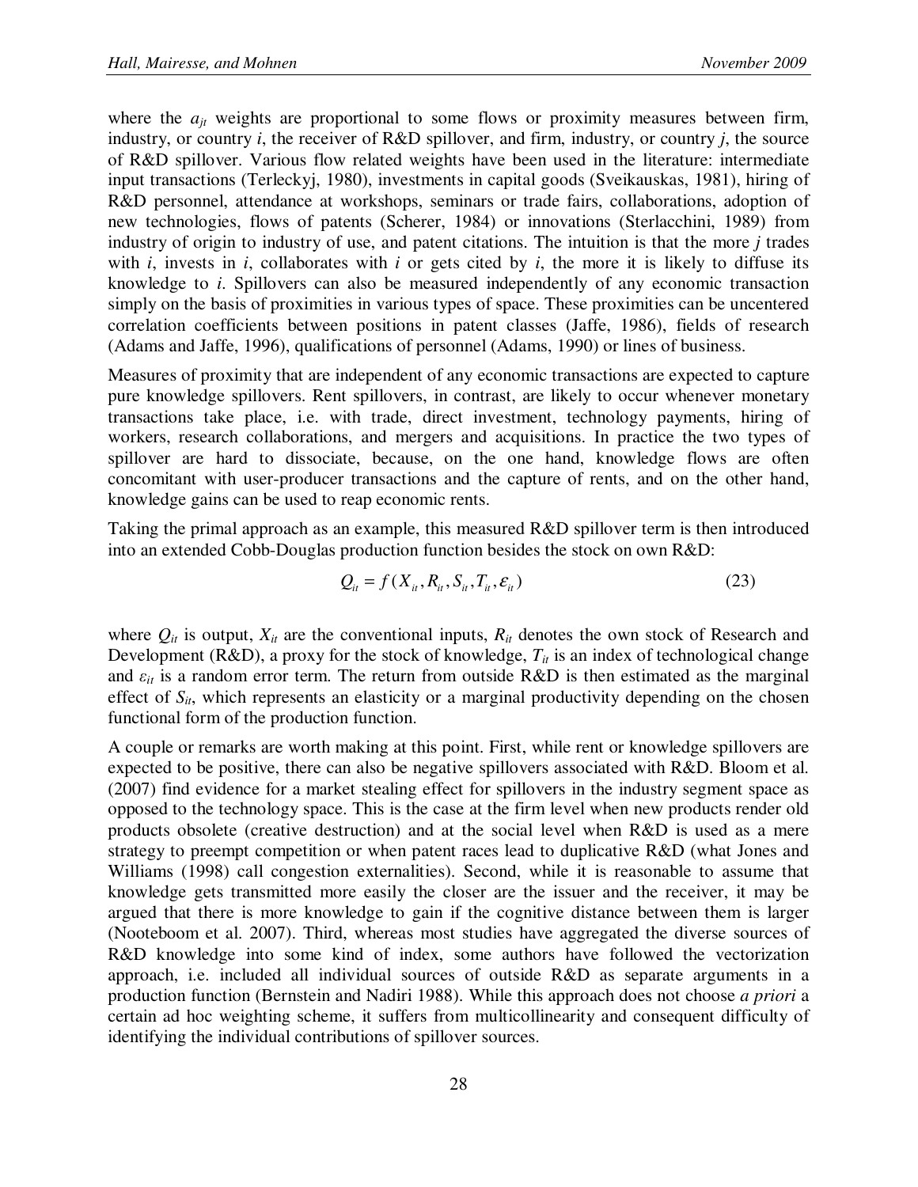where the $a_{jt}$ weights are proportional to some flows or proximity measures between firm, industry, or country *i*, the receiver of R&D spillover, and firm, industry, or country *j*, the source of R&D spillover. Various flow related weights have been used in the literature: intermediate input transactions (Terleckyj, 1980), investments in capital goods (Sveikauskas, 1981), hiring of R&D personnel, attendance at workshops, seminars or trade fairs, collaborations, adoption of new technologies, flows of patents (Scherer, 1984) or innovations (Sterlacchini, 1989) from industry of origin to industry of use, and patent citations. The intuition is that the more *j* trades with *i*, invests in *i*, collaborates with *i* or gets cited by *i*, the more it is likely to diffuse its knowledge to *i*. Spillovers can also be measured independently of any economic transaction simply on the basis of proximities in various types of space. These proximities can be uncentered correlation coefficients between positions in patent classes (Jaffe, 1986), fields of research (Adams and Jaffe, 1996), qualifications of personnel (Adams, 1990) or lines of business.

Measures of proximity that are independent of any economic transactions are expected to capture pure knowledge spillovers. Rent spillovers, in contrast, are likely to occur whenever monetary transactions take place, i.e. with trade, direct investment, technology payments, hiring of workers, research collaborations, and mergers and acquisitions. In practice the two types of spillover are hard to dissociate, because, on the one hand, knowledge flows are often concomitant with user-producer transactions and the capture of rents, and on the other hand, knowledge gains can be used to reap economic rents.

Taking the primal approach as an example, this measured R&D spillover term is then introduced into an extended Cobb-Douglas production function besides the stock on own R&D:

$$Q_{it} = f(X_{it}, R_{it}, S_{it}, T_{it}, \varepsilon_{it}) \tag{23}$$

where $Q_{it}$ is output, $X_{it}$ are the conventional inputs, $R_{it}$ denotes the own stock of Research and Development (R&D), a proxy for the stock of knowledge, $T_{it}$ is an index of technological change and $\varepsilon_{it}$ is a random error term. The return from outside R&D is then estimated as the marginal effect of $S_{it}$, which represents an elasticity or a marginal productivity depending on the chosen functional form of the production function.

A couple or remarks are worth making at this point. First, while rent or knowledge spillovers are expected to be positive, there can also be negative spillovers associated with R&D. Bloom et al. (2007) find evidence for a market stealing effect for spillovers in the industry segment space as opposed to the technology space. This is the case at the firm level when new products render old products obsolete (creative destruction) and at the social level when R&D is used as a mere strategy to preempt competition or when patent races lead to duplicative R&D (what Jones and Williams (1998) call congestion externalities). Second, while it is reasonable to assume that knowledge gets transmitted more easily the closer are the issuer and the receiver, it may be argued that there is more knowledge to gain if the cognitive distance between them is larger (Nooteboom et al. 2007). Third, whereas most studies have aggregated the diverse sources of R&D knowledge into some kind of index, some authors have followed the vectorization approach, i.e. included all individual sources of outside R&D as separate arguments in a production function (Bernstein and Nadiri 1988). While this approach does not choose *a priori* a certain ad hoc weighting scheme, it suffers from multicollinearity and consequent difficulty of identifying the individual contributions of spillover sources.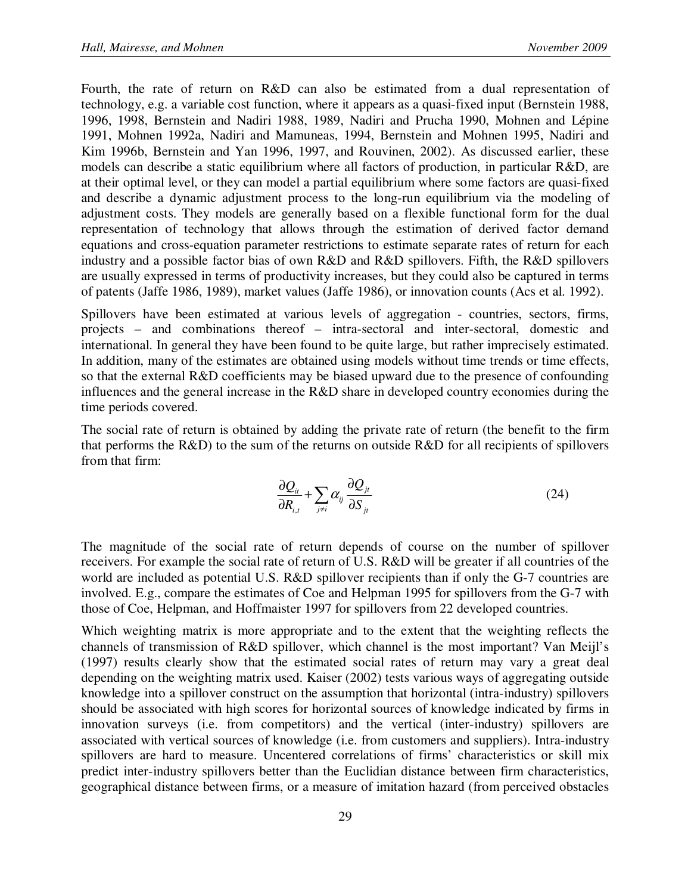Fourth, the rate of return on R&D can also be estimated from a dual representation of technology, e.g. a variable cost function, where it appears as a quasi-fixed input (Bernstein 1988, 1996, 1998, Bernstein and Nadiri 1988, 1989, Nadiri and Prucha 1990, Mohnen and Lépine 1991, Mohnen 1992a, Nadiri and Mamuneas, 1994, Bernstein and Mohnen 1995, Nadiri and Kim 1996b, Bernstein and Yan 1996, 1997, and Rouvinen, 2002). As discussed earlier, these models can describe a static equilibrium where all factors of production, in particular R&D, are at their optimal level, or they can model a partial equilibrium where some factors are quasi-fixed and describe a dynamic adjustment process to the long-run equilibrium via the modeling of adjustment costs. They models are generally based on a flexible functional form for the dual representation of technology that allows through the estimation of derived factor demand equations and cross-equation parameter restrictions to estimate separate rates of return for each industry and a possible factor bias of own R&D and R&D spillovers. Fifth, the R&D spillovers are usually expressed in terms of productivity increases, but they could also be captured in terms of patents (Jaffe 1986, 1989), market values (Jaffe 1986), or innovation counts (Acs et al. 1992).

Spillovers have been estimated at various levels of aggregation - countries, sectors, firms, projects – and combinations thereof – intra-sectoral and inter-sectoral, domestic and international. In general they have been found to be quite large, but rather imprecisely estimated. In addition, many of the estimates are obtained using models without time trends or time effects, so that the external R&D coefficients may be biased upward due to the presence of confounding influences and the general increase in the R&D share in developed country economies during the time periods covered.

The social rate of return is obtained by adding the private rate of return (the benefit to the firm that performs the R&D) to the sum of the returns on outside R&D for all recipients of spillovers from that firm:

$$\frac{\partial Q_{it}}{\partial R_{i,t}} + \sum_{j \neq i} \alpha_{ij} \frac{\partial Q_{jt}}{\partial S_{jt}} \tag{24}$$

The magnitude of the social rate of return depends of course on the number of spillover receivers. For example the social rate of return of U.S. R&D will be greater if all countries of the world are included as potential U.S. R&D spillover recipients than if only the G-7 countries are involved. E.g., compare the estimates of Coe and Helpman 1995 for spillovers from the G-7 with those of Coe, Helpman, and Hoffmaister 1997 for spillovers from 22 developed countries.

Which weighting matrix is more appropriate and to the extent that the weighting reflects the channels of transmission of R&D spillover, which channel is the most important? Van Meijl's (1997) results clearly show that the estimated social rates of return may vary a great deal depending on the weighting matrix used. Kaiser (2002) tests various ways of aggregating outside knowledge into a spillover construct on the assumption that horizontal (intra-industry) spillovers should be associated with high scores for horizontal sources of knowledge indicated by firms in innovation surveys (i.e. from competitors) and the vertical (inter-industry) spillovers are associated with vertical sources of knowledge (i.e. from customers and suppliers). Intra-industry spillovers are hard to measure. Uncentered correlations of firms' characteristics or skill mix predict inter-industry spillovers better than the Euclidian distance between firm characteristics, geographical distance between firms, or a measure of imitation hazard (from perceived obstacles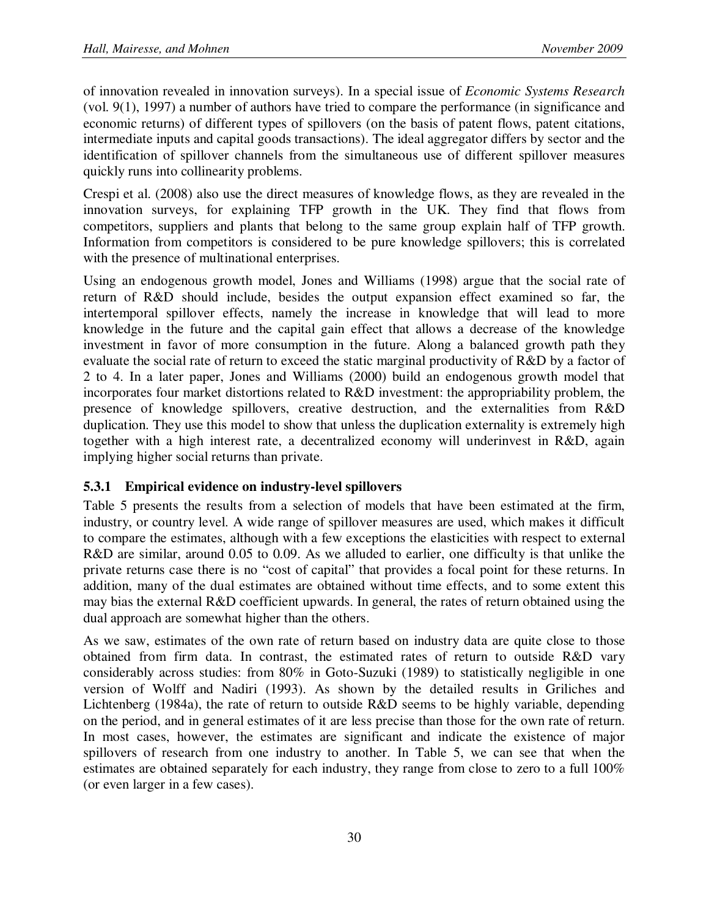of innovation revealed in innovation surveys). In a special issue of *Economic Systems Research* (vol. 9(1), 1997) a number of authors have tried to compare the performance (in significance and economic returns) of different types of spillovers (on the basis of patent flows, patent citations, intermediate inputs and capital goods transactions). The ideal aggregator differs by sector and the identification of spillover channels from the simultaneous use of different spillover measures quickly runs into collinearity problems.

Crespi et al. (2008) also use the direct measures of knowledge flows, as they are revealed in the innovation surveys, for explaining TFP growth in the UK. They find that flows from competitors, suppliers and plants that belong to the same group explain half of TFP growth. Information from competitors is considered to be pure knowledge spillovers; this is correlated with the presence of multinational enterprises.

Using an endogenous growth model, Jones and Williams (1998) argue that the social rate of return of R&D should include, besides the output expansion effect examined so far, the intertemporal spillover effects, namely the increase in knowledge that will lead to more knowledge in the future and the capital gain effect that allows a decrease of the knowledge investment in favor of more consumption in the future. Along a balanced growth path they evaluate the social rate of return to exceed the static marginal productivity of R&D by a factor of 2 to 4. In a later paper, Jones and Williams (2000) build an endogenous growth model that incorporates four market distortions related to R&D investment: the appropriability problem, the presence of knowledge spillovers, creative destruction, and the externalities from R&D duplication. They use this model to show that unless the duplication externality is extremely high together with a high interest rate, a decentralized economy will underinvest in R&D, again implying higher social returns than private.

### 5.3.1 Empirical evidence on industry-level spillovers

Table 5 presents the results from a selection of models that have been estimated at the firm, industry, or country level. A wide range of spillover measures are used, which makes it difficult to compare the estimates, although with a few exceptions the elasticities with respect to external R&D are similar, around 0.05 to 0.09. As we alluded to earlier, one difficulty is that unlike the private returns case there is no "cost of capital" that provides a focal point for these returns. In addition, many of the dual estimates are obtained without time effects, and to some extent this may bias the external R&D coefficient upwards. In general, the rates of return obtained using the dual approach are somewhat higher than the others.

As we saw, estimates of the own rate of return based on industry data are quite close to those obtained from firm data. In contrast, the estimated rates of return to outside R&D vary considerably across studies: from 80% in Goto-Suzuki (1989) to statistically negligible in one version of Wolff and Nadiri (1993). As shown by the detailed results in Griliches and Lichtenberg (1984a), the rate of return to outside R&D seems to be highly variable, depending on the period, and in general estimates of it are less precise than those for the own rate of return. In most cases, however, the estimates are significant and indicate the existence of major spillovers of research from one industry to another. In Table 5, we can see that when the estimates are obtained separately for each industry, they range from close to zero to a full 100% (or even larger in a few cases).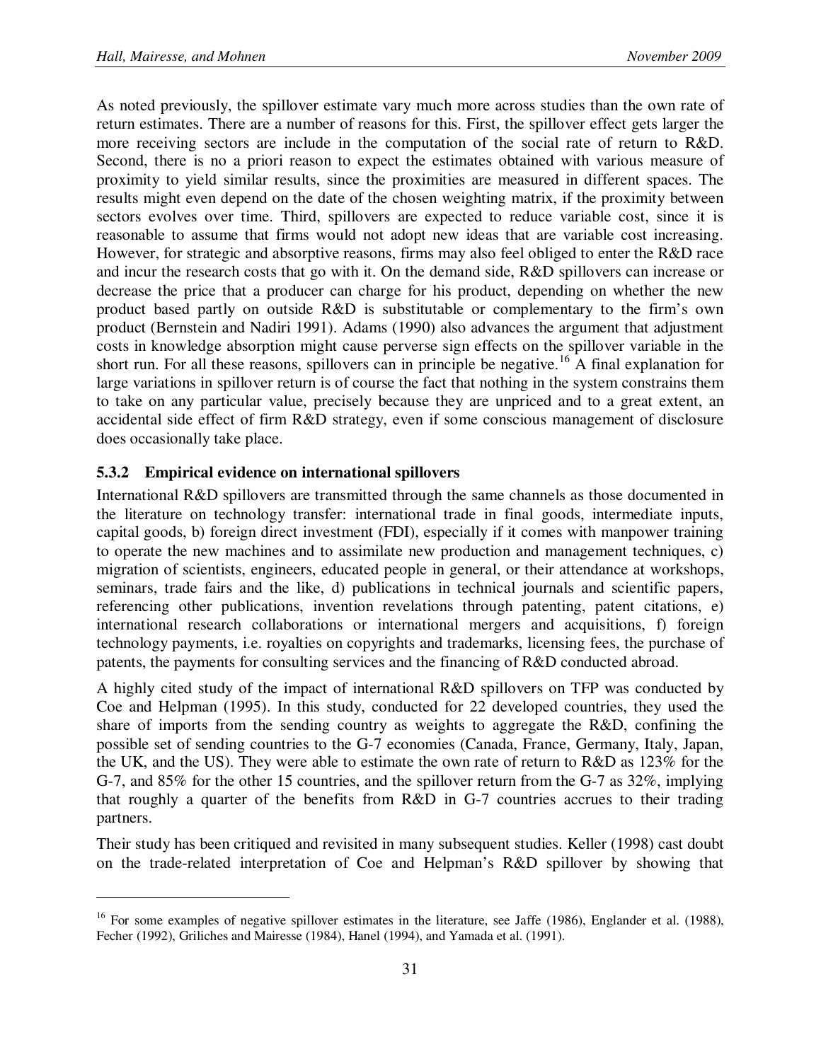As noted previously, the spillover estimate vary much more across studies than the own rate of return estimates. There are a number of reasons for this. First, the spillover effect gets larger the more receiving sectors are include in the computation of the social rate of return to R&D. Second, there is no a priori reason to expect the estimates obtained with various measure of proximity to yield similar results, since the proximities are measured in different spaces. The results might even depend on the date of the chosen weighting matrix, if the proximity between sectors evolves over time. Third, spillovers are expected to reduce variable cost, since it is reasonable to assume that firms would not adopt new ideas that are variable cost increasing. However, for strategic and absorptive reasons, firms may also feel obliged to enter the R&D race and incur the research costs that go with it. On the demand side, R&D spillovers can increase or decrease the price that a producer can charge for his product, depending on whether the new product based partly on outside R&D is substitutable or complementary to the firm's own product (Bernstein and Nadiri 1991). Adams (1990) also advances the argument that adjustment costs in knowledge absorption might cause perverse sign effects on the spillover variable in the short run. For all these reasons, spillovers can in principle be negative.[16] A final explanation for large variations in spillover return is of course the fact that nothing in the system constrains them to take on any particular value, precisely because they are unpriced and to a great extent, an accidental side effect of firm R&D strategy, even if some conscious management of disclosure does occasionally take place.

### 5.3.2 Empirical evidence on international spillovers

International R&D spillovers are transmitted through the same channels as those documented in the literature on technology transfer: international trade in final goods, intermediate inputs, capital goods, b) foreign direct investment (FDI), especially if it comes with manpower training to operate the new machines and to assimilate new production and management techniques, c) migration of scientists, engineers, educated people in general, or their attendance at workshops, seminars, trade fairs and the like, d) publications in technical journals and scientific papers, referencing other publications, invention revelations through patenting, patent citations, e) international research collaborations or international mergers and acquisitions, f) foreign technology payments, i.e. royalties on copyrights and trademarks, licensing fees, the purchase of patents, the payments for consulting services and the financing of R&D conducted abroad.

A highly cited study of the impact of international R&D spillovers on TFP was conducted by Coe and Helpman (1995). In this study, conducted for 22 developed countries, they used the share of imports from the sending country as weights to aggregate the R&D, confining the possible set of sending countries to the G-7 economies (Canada, France, Germany, Italy, Japan, the UK, and the US). They were able to estimate the own rate of return to R&D as 123% for the G-7, and 85% for the other 15 countries, and the spillover return from the G-7 as 32%, implying that roughly a quarter of the benefits from R&D in G-7 countries accrues to their trading partners.

Their study has been critiqued and revisited in many subsequent studies. Keller (1998) cast doubt on the trade-related interpretation of Coe and Helpman's R&D spillover by showing that

---

[16] For some examples of negative spillover estimates in the literature, see Jaffe (1986), Englander et al. (1988), Fecher (1992), Griliches and Mairesse (1984), Hanel (1994), and Yamada et al. (1991).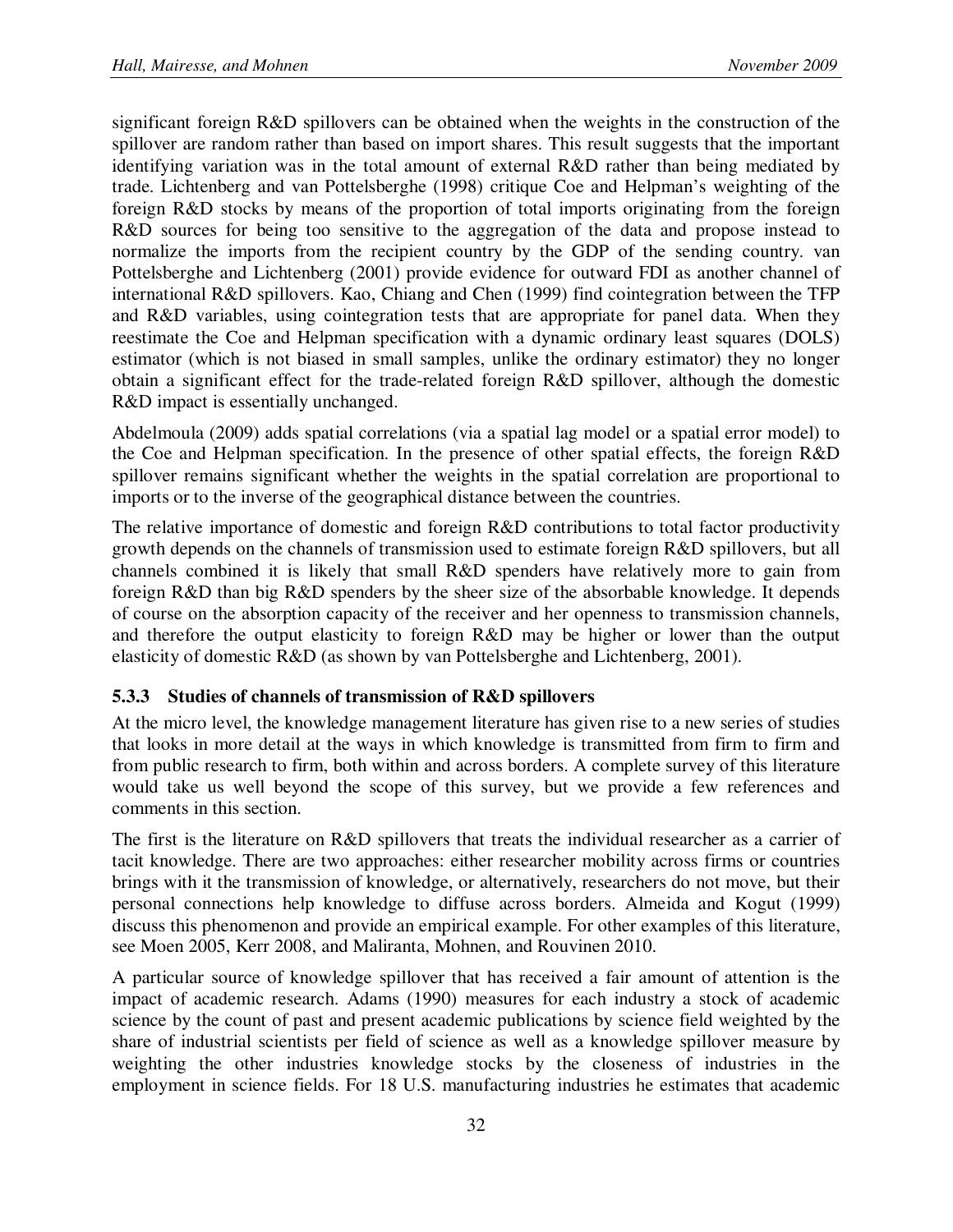significant foreign R&D spillovers can be obtained when the weights in the construction of the spillover are random rather than based on import shares. This result suggests that the important identifying variation was in the total amount of external R&D rather than being mediated by trade. Lichtenberg and van Pottelsberghe (1998) critique Coe and Helpman's weighting of the foreign R&D stocks by means of the proportion of total imports originating from the foreign R&D sources for being too sensitive to the aggregation of the data and propose instead to normalize the imports from the recipient country by the GDP of the sending country. van Pottelsberghe and Lichtenberg (2001) provide evidence for outward FDI as another channel of international R&D spillovers. Kao, Chiang and Chen (1999) find cointegration between the TFP and R&D variables, using cointegration tests that are appropriate for panel data. When they reestimate the Coe and Helpman specification with a dynamic ordinary least squares (DOLS) estimator (which is not biased in small samples, unlike the ordinary estimator) they no longer obtain a significant effect for the trade-related foreign R&D spillover, although the domestic R&D impact is essentially unchanged.

Abdelmoula (2009) adds spatial correlations (via a spatial lag model or a spatial error model) to the Coe and Helpman specification. In the presence of other spatial effects, the foreign R&D spillover remains significant whether the weights in the spatial correlation are proportional to imports or to the inverse of the geographical distance between the countries.

The relative importance of domestic and foreign R&D contributions to total factor productivity growth depends on the channels of transmission used to estimate foreign R&D spillovers, but all channels combined it is likely that small R&D spenders have relatively more to gain from foreign R&D than big R&D spenders by the sheer size of the absorbable knowledge. It depends of course on the absorption capacity of the receiver and her openness to transmission channels, and therefore the output elasticity to foreign R&D may be higher or lower than the output elasticity of domestic R&D (as shown by van Pottelsberghe and Lichtenberg, 2001).

### 5.3.3 Studies of channels of transmission of R&D spillovers

At the micro level, the knowledge management literature has given rise to a new series of studies that looks in more detail at the ways in which knowledge is transmitted from firm to firm and from public research to firm, both within and across borders. A complete survey of this literature would take us well beyond the scope of this survey, but we provide a few references and comments in this section.

The first is the literature on R&D spillovers that treats the individual researcher as a carrier of tacit knowledge. There are two approaches: either researcher mobility across firms or countries brings with it the transmission of knowledge, or alternatively, researchers do not move, but their personal connections help knowledge to diffuse across borders. Almeida and Kogut (1999) discuss this phenomenon and provide an empirical example. For other examples of this literature, see Moen 2005, Kerr 2008, and Maliranta, Mohnen, and Rouvinen 2010.

A particular source of knowledge spillover that has received a fair amount of attention is the impact of academic research. Adams (1990) measures for each industry a stock of academic science by the count of past and present academic publications by science field weighted by the share of industrial scientists per field of science as well as a knowledge spillover measure by weighting the other industries knowledge stocks by the closeness of industries in the employment in science fields. For 18 U.S. manufacturing industries he estimates that academic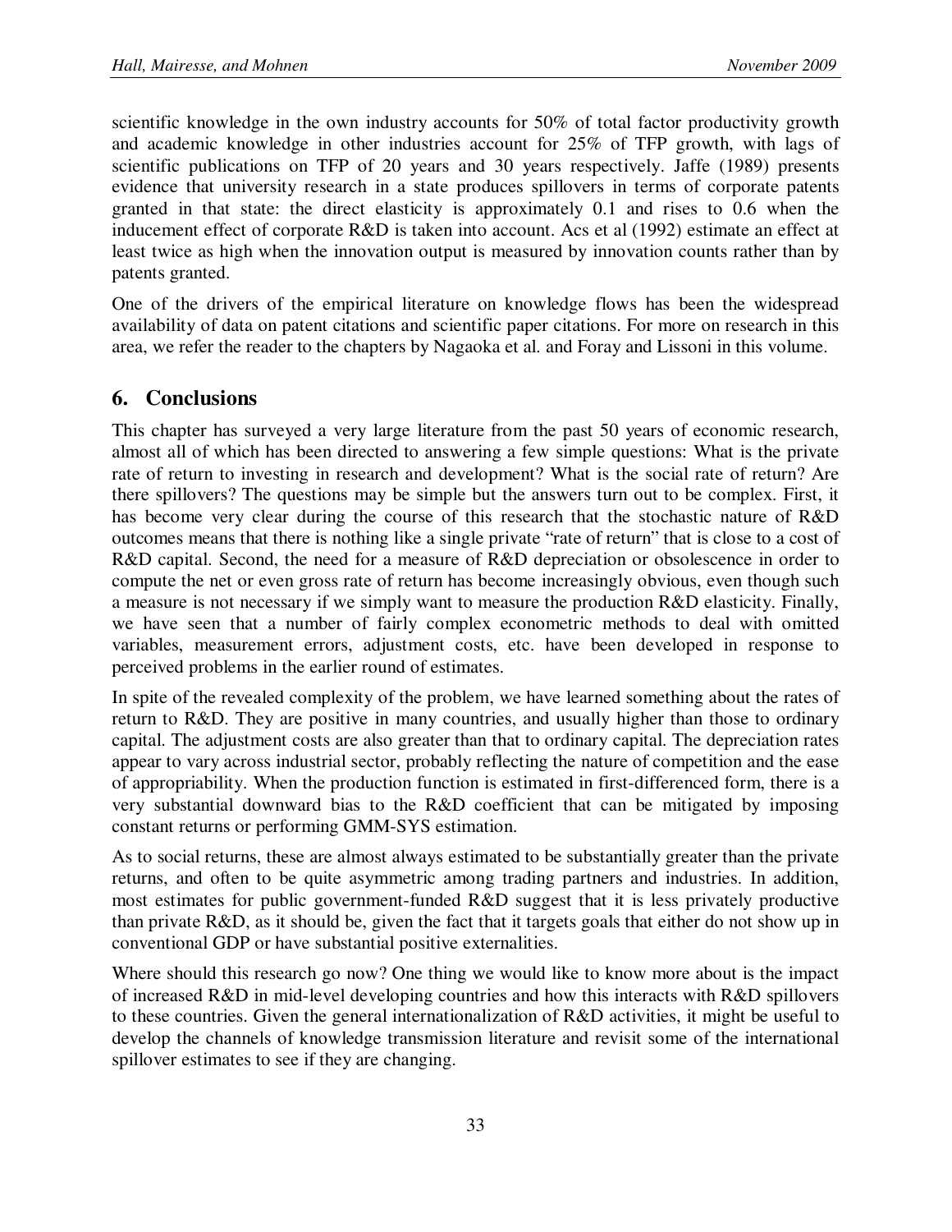scientific knowledge in the own industry accounts for 50% of total factor productivity growth and academic knowledge in other industries account for 25% of TFP growth, with lags of scientific publications on TFP of 20 years and 30 years respectively. Jaffe (1989) presents evidence that university research in a state produces spillovers in terms of corporate patents granted in that state: the direct elasticity is approximately 0.1 and rises to 0.6 when the inducement effect of corporate R&D is taken into account. Acs et al (1992) estimate an effect at least twice as high when the innovation output is measured by innovation counts rather than by patents granted.

One of the drivers of the empirical literature on knowledge flows has been the widespread availability of data on patent citations and scientific paper citations. For more on research in this area, we refer the reader to the chapters by Nagaoka et al. and Foray and Lissoni in this volume.

## 6. Conclusions

This chapter has surveyed a very large literature from the past 50 years of economic research, almost all of which has been directed to answering a few simple questions: What is the private rate of return to investing in research and development? What is the social rate of return? Are there spillovers? The questions may be simple but the answers turn out to be complex. First, it has become very clear during the course of this research that the stochastic nature of R&D outcomes means that there is nothing like a single private "rate of return" that is close to a cost of R&D capital. Second, the need for a measure of R&D depreciation or obsolescence in order to compute the net or even gross rate of return has become increasingly obvious, even though such a measure is not necessary if we simply want to measure the production R&D elasticity. Finally, we have seen that a number of fairly complex econometric methods to deal with omitted variables, measurement errors, adjustment costs, etc. have been developed in response to perceived problems in the earlier round of estimates.

In spite of the revealed complexity of the problem, we have learned something about the rates of return to R&D. They are positive in many countries, and usually higher than those to ordinary capital. The adjustment costs are also greater than that to ordinary capital. The depreciation rates appear to vary across industrial sector, probably reflecting the nature of competition and the ease of appropriability. When the production function is estimated in first-differenced form, there is a very substantial downward bias to the R&D coefficient that can be mitigated by imposing constant returns or performing GMM-SYS estimation.

As to social returns, these are almost always estimated to be substantially greater than the private returns, and often to be quite asymmetric among trading partners and industries. In addition, most estimates for public government-funded R&D suggest that it is less privately productive than private R&D, as it should be, given the fact that it targets goals that either do not show up in conventional GDP or have substantial positive externalities.

Where should this research go now? One thing we would like to know more about is the impact of increased R&D in mid-level developing countries and how this interacts with R&D spillovers to these countries. Given the general internationalization of R&D activities, it might be useful to develop the channels of knowledge transmission literature and revisit some of the international spillover estimates to see if they are changing.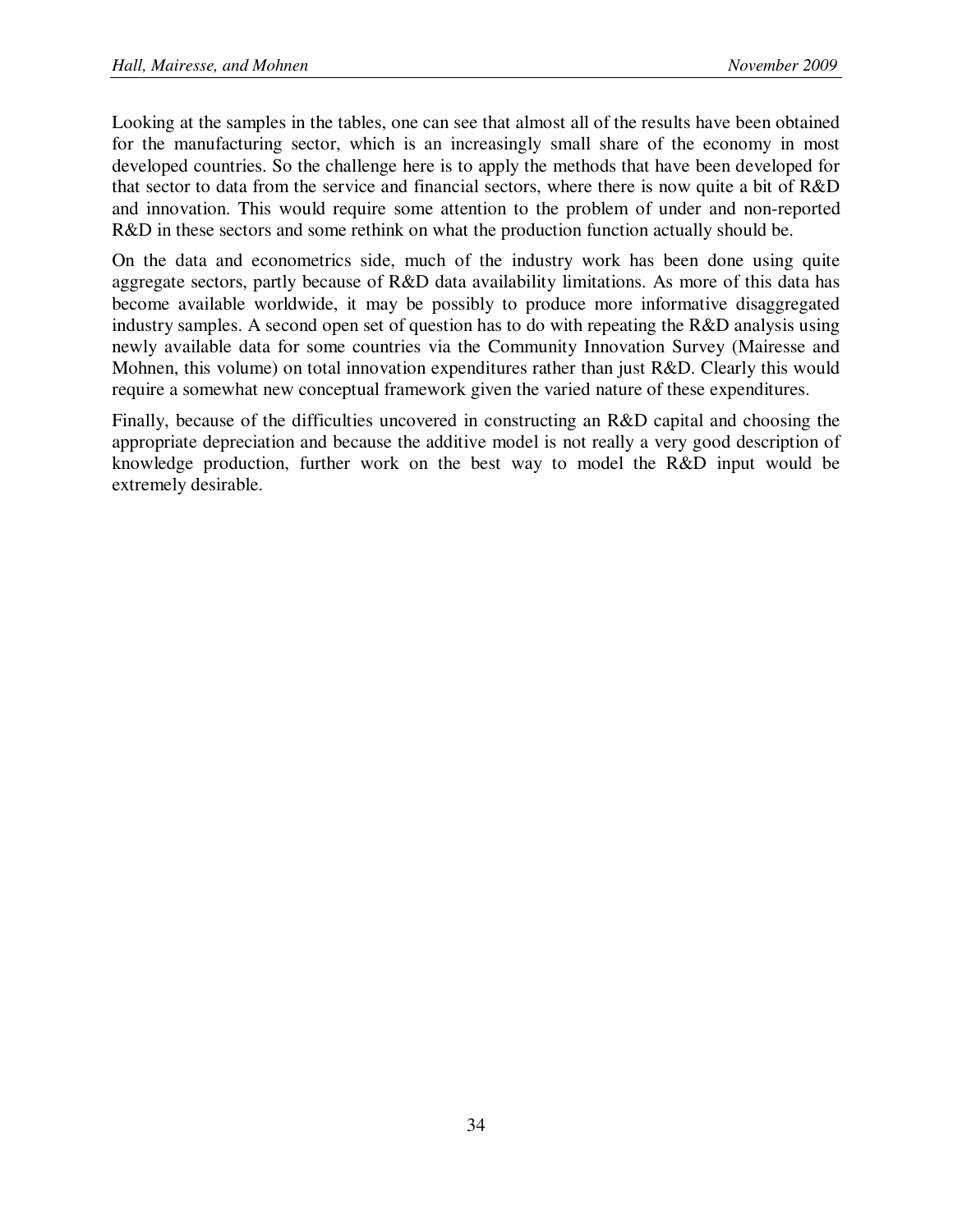Looking at the samples in the tables, one can see that almost all of the results have been obtained for the manufacturing sector, which is an increasingly small share of the economy in most developed countries. So the challenge here is to apply the methods that have been developed for that sector to data from the service and financial sectors, where there is now quite a bit of R&D and innovation. This would require some attention to the problem of under and non-reported R&D in these sectors and some rethink on what the production function actually should be.

On the data and econometrics side, much of the industry work has been done using quite aggregate sectors, partly because of R&D data availability limitations. As more of this data has become available worldwide, it may be possibly to produce more informative disaggregated industry samples. A second open set of question has to do with repeating the R&D analysis using newly available data for some countries via the Community Innovation Survey (Mairesse and Mohnen, this volume) on total innovation expenditures rather than just R&D. Clearly this would require a somewhat new conceptual framework given the varied nature of these expenditures.

Finally, because of the difficulties uncovered in constructing an R&D capital and choosing the appropriate depreciation and because the additive model is not really a very good description of knowledge production, further work on the best way to model the R&D input would be extremely desirable.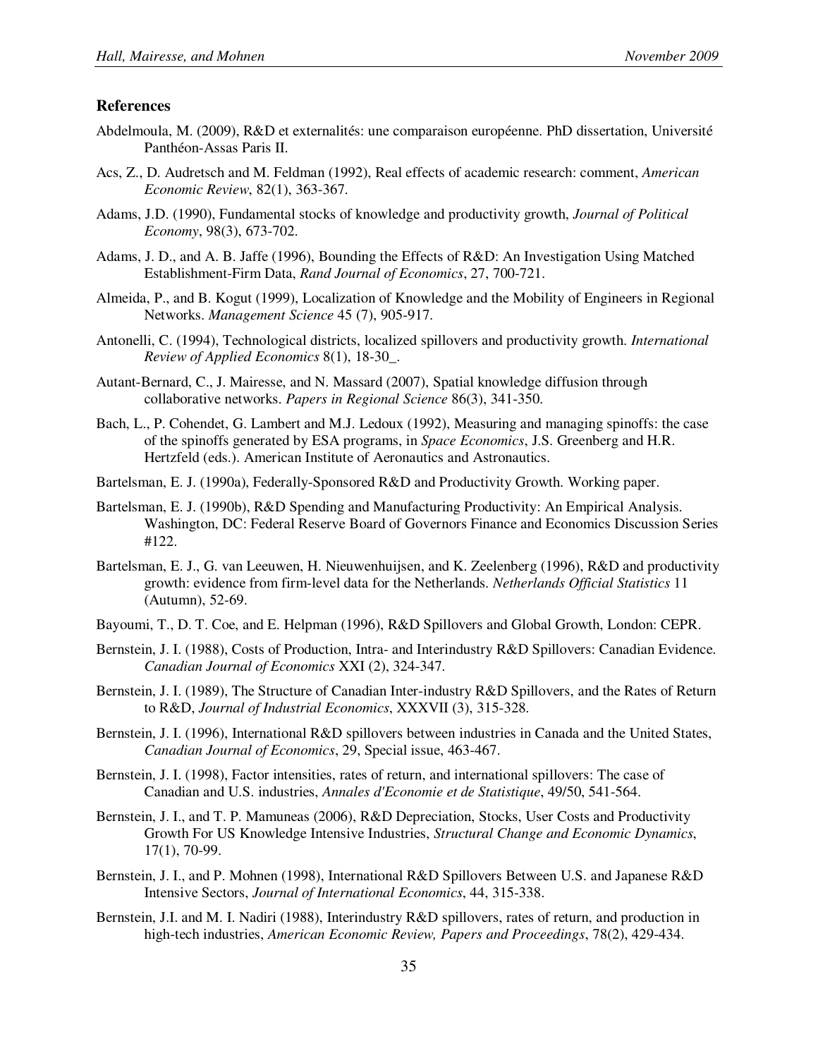## References

Abdelmoula, M. (2009), R&D et externalités: une comparaison européenne. PhD dissertation, Université Panthéon-Assas Paris II.

Acs, Z., D. Audretsch and M. Feldman (1992), Real effects of academic research: comment, *American Economic Review*, 82(1), 363-367.

Adams, J.D. (1990), Fundamental stocks of knowledge and productivity growth, *Journal of Political Economy*, 98(3), 673-702.

Adams, J. D., and A. B. Jaffe (1996), Bounding the Effects of R&D: An Investigation Using Matched Establishment-Firm Data, *Rand Journal of Economics*, 27, 700-721.

Almeida, P., and B. Kogut (1999), Localization of Knowledge and the Mobility of Engineers in Regional Networks. *Management Science* 45 (7), 905-917.

Antonelli, C. (1994), Technological districts, localized spillovers and productivity growth. *International Review of Applied Economics* 8(1), 18-30_.

Autant-Bernard, C., J. Mairesse, and N. Massard (2007), Spatial knowledge diffusion through collaborative networks. *Papers in Regional Science* 86(3), 341-350.

Bach, L., P. Cohendet, G. Lambert and M.J. Ledoux (1992), Measuring and managing spinoffs: the case of the spinoffs generated by ESA programs, in *Space Economics*, J.S. Greenberg and H.R. Hertzfeld (eds.). American Institute of Aeronautics and Astronautics.

Bartelsman, E. J. (1990a), Federally-Sponsored R&D and Productivity Growth. Working paper.

Bartelsman, E. J. (1990b), R&D Spending and Manufacturing Productivity: An Empirical Analysis. Washington, DC: Federal Reserve Board of Governors Finance and Economics Discussion Series #122.

Bartelsman, E. J., G. van Leeuwen, H. Nieuwenhuijsen, and K. Zeelenberg (1996), R&D and productivity growth: evidence from firm-level data for the Netherlands. *Netherlands Official Statistics* 11 (Autumn), 52-69.

Bayoumi, T., D. T. Coe, and E. Helpman (1996), R&D Spillovers and Global Growth, London: CEPR.

Bernstein, J. I. (1988), Costs of Production, Intra- and Interindustry R&D Spillovers: Canadian Evidence. *Canadian Journal of Economics* XXI (2), 324-347.

Bernstein, J. I. (1989), The Structure of Canadian Inter-industry R&D Spillovers, and the Rates of Return to R&D, *Journal of Industrial Economics*, XXXVII (3), 315-328.

Bernstein, J. I. (1996), International R&D spillovers between industries in Canada and the United States, *Canadian Journal of Economics*, 29, Special issue, 463-467.

Bernstein, J. I. (1998), Factor intensities, rates of return, and international spillovers: The case of Canadian and U.S. industries, *Annales d'Economie et de Statistique*, 49/50, 541-564.

Bernstein, J. I., and T. P. Mamuneas (2006), R&D Depreciation, Stocks, User Costs and Productivity Growth For US Knowledge Intensive Industries, *Structural Change and Economic Dynamics*, 17(1), 70-99.

Bernstein, J. I., and P. Mohnen (1998), International R&D Spillovers Between U.S. and Japanese R&D Intensive Sectors, *Journal of International Economics*, 44, 315-338.

Bernstein, J.I. and M. I. Nadiri (1988), Interindustry R&D spillovers, rates of return, and production in high-tech industries, *American Economic Review, Papers and Proceedings*, 78(2), 429-434.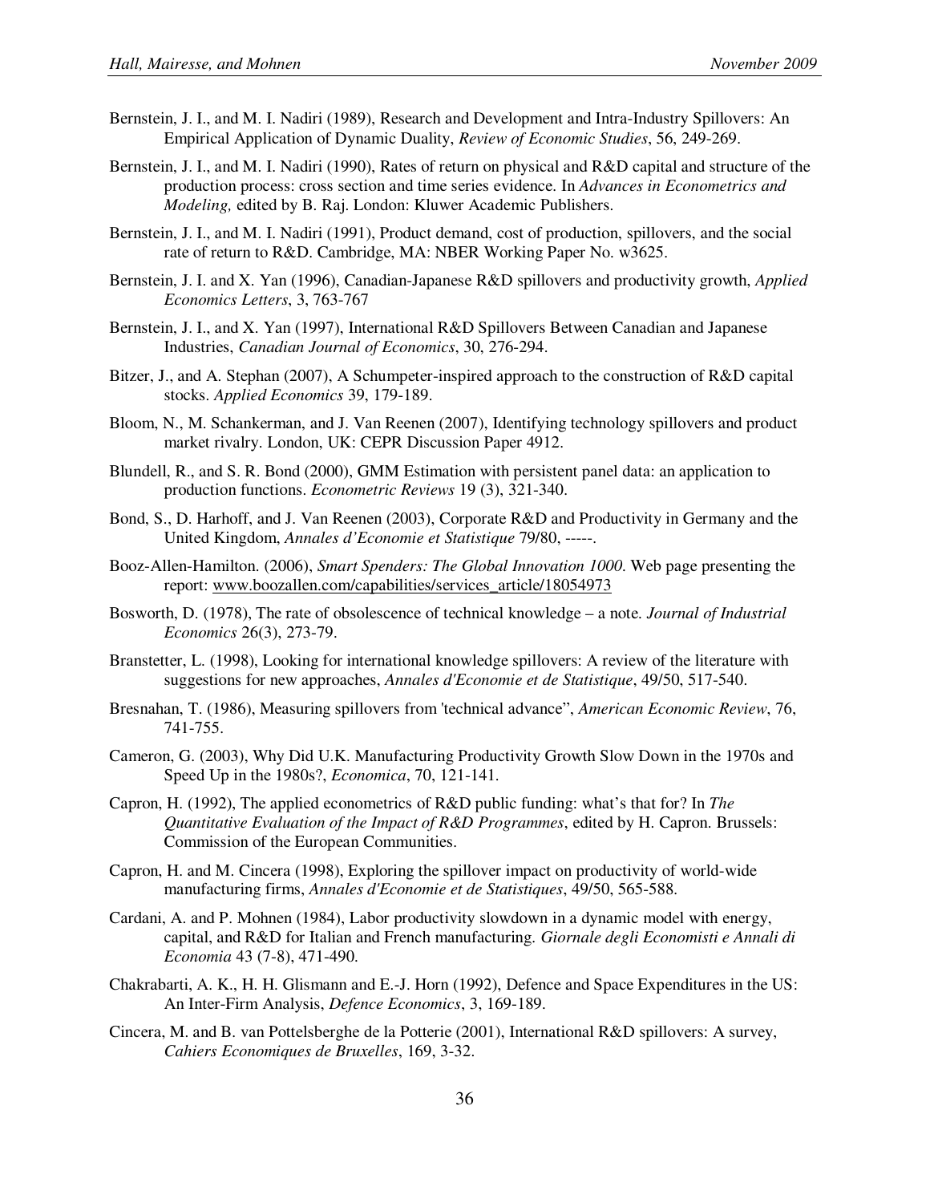Bernstein, J. I., and M. I. Nadiri (1989), Research and Development and Intra-Industry Spillovers: An Empirical Application of Dynamic Duality, *Review of Economic Studies*, 56, 249-269.

Bernstein, J. I., and M. I. Nadiri (1990), Rates of return on physical and R&D capital and structure of the production process: cross section and time series evidence. In *Advances in Econometrics and Modeling,* edited by B. Raj. London: Kluwer Academic Publishers.

Bernstein, J. I., and M. I. Nadiri (1991), Product demand, cost of production, spillovers, and the social rate of return to R&D. Cambridge, MA: NBER Working Paper No. w3625.

Bernstein, J. I. and X. Yan (1996), Canadian-Japanese R&D spillovers and productivity growth, *Applied Economics Letters*, 3, 763-767

Bernstein, J. I., and X. Yan (1997), International R&D Spillovers Between Canadian and Japanese Industries, *Canadian Journal of Economics*, 30, 276-294.

Bitzer, J., and A. Stephan (2007), A Schumpeter-inspired approach to the construction of R&D capital stocks. *Applied Economics* 39, 179-189.

Bloom, N., M. Schankerman, and J. Van Reenen (2007), Identifying technology spillovers and product market rivalry. London, UK: CEPR Discussion Paper 4912.

Blundell, R., and S. R. Bond (2000), GMM Estimation with persistent panel data: an application to production functions. *Econometric Reviews* 19 (3), 321-340.

Bond, S., D. Harhoff, and J. Van Reenen (2003), Corporate R&D and Productivity in Germany and the United Kingdom, *Annales d'Economie et Statistique* 79/80, -----.

Booz-Allen-Hamilton. (2006), *Smart Spenders: The Global Innovation 1000*. Web page presenting the report: www.boozallen.com/capabilities/services_article/18054973

Bosworth, D. (1978), The rate of obsolescence of technical knowledge – a note. *Journal of Industrial Economics* 26(3), 273-79.

Branstetter, L. (1998), Looking for international knowledge spillovers: A review of the literature with suggestions for new approaches, *Annales d'Economie et de Statistique*, 49/50, 517-540.

Bresnahan, T. (1986), Measuring spillovers from 'technical advance", *American Economic Review*, 76, 741-755.

Cameron, G. (2003), Why Did U.K. Manufacturing Productivity Growth Slow Down in the 1970s and Speed Up in the 1980s?, *Economica*, 70, 121-141.

Capron, H. (1992), The applied econometrics of R&D public funding: what's that for? In *The Quantitative Evaluation of the Impact of R&D Programmes*, edited by H. Capron. Brussels: Commission of the European Communities.

Capron, H. and M. Cincera (1998), Exploring the spillover impact on productivity of world-wide manufacturing firms, *Annales d'Economie et de Statistiques*, 49/50, 565-588.

Cardani, A. and P. Mohnen (1984), Labor productivity slowdown in a dynamic model with energy, capital, and R&D for Italian and French manufacturing. *Giornale degli Economisti e Annali di Economia* 43 (7-8), 471-490.

Chakrabarti, A. K., H. H. Glismann and E.-J. Horn (1992), Defence and Space Expenditures in the US: An Inter-Firm Analysis, *Defence Economics*, 3, 169-189.

Cincera, M. and B. van Pottelsberghe de la Potterie (2001), International R&D spillovers: A survey, *Cahiers Economiques de Bruxelles*, 169, 3-32.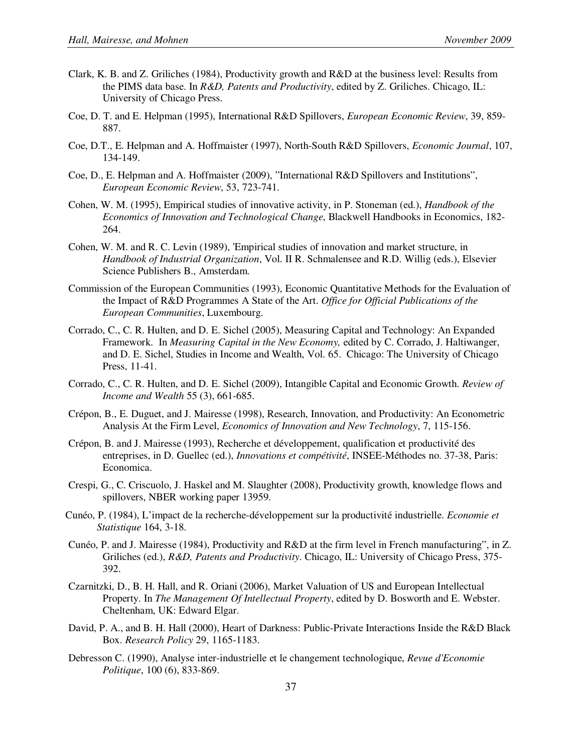Clark, K. B. and Z. Griliches (1984), Productivity growth and R&D at the business level: Results from the PIMS data base. In *R&D, Patents and Productivity*, edited by Z. Griliches. Chicago, IL: University of Chicago Press.

Coe, D. T. and E. Helpman (1995), International R&D Spillovers, *European Economic Review*, 39, 859-887.

Coe, D.T., E. Helpman and A. Hoffmaister (1997), North-South R&D Spillovers, *Economic Journal*, 107, 134-149.

Coe, D., E. Helpman and A. Hoffmaister (2009), "International R&D Spillovers and Institutions", *European Economic Review*, 53, 723-741.

Cohen, W. M. (1995), Empirical studies of innovative activity, in P. Stoneman (ed.), *Handbook of the Economics of Innovation and Technological Change*, Blackwell Handbooks in Economics, 182-264.

Cohen, W. M. and R. C. Levin (1989), 'Empirical studies of innovation and market structure, in *Handbook of Industrial Organization*, Vol. II R. Schmalensee and R.D. Willig (eds.), Elsevier Science Publishers B., Amsterdam.

Commission of the European Communities (1993), Economic Quantitative Methods for the Evaluation of the Impact of R&D Programmes A State of the Art. *Office for Official Publications of the European Communities*, Luxembourg.

Corrado, C., C. R. Hulten, and D. E. Sichel (2005), Measuring Capital and Technology: An Expanded Framework. In *Measuring Capital in the New Economy,* edited by C. Corrado, J. Haltiwanger, and D. E. Sichel, Studies in Income and Wealth, Vol. 65. Chicago: The University of Chicago Press, 11-41.

Corrado, C., C. R. Hulten, and D. E. Sichel (2009), Intangible Capital and Economic Growth. *Review of Income and Wealth* 55 (3), 661-685.

Crépon, B., E. Duguet, and J. Mairesse (1998), Research, Innovation, and Productivity: An Econometric Analysis At the Firm Level, *Economics of Innovation and New Technology*, 7, 115-156.

Crépon, B. and J. Mairesse (1993), Recherche et développement, qualification et productivité des entreprises, in D. Guellec (ed.), *Innovations et compétivité*, INSEE-Méthodes no. 37-38, Paris: Economica.

Crespi, G., C. Criscuolo, J. Haskel and M. Slaughter (2008), Productivity growth, knowledge flows and spillovers, NBER working paper 13959.

Cunéo, P. (1984), L'impact de la recherche-développement sur la productivité industrielle. *Economie et Statistique* 164, 3-18.

Cunéo, P. and J. Mairesse (1984), Productivity and R&D at the firm level in French manufacturing", in Z. Griliches (ed.), *R&D, Patents and Productivity*. Chicago, IL: University of Chicago Press, 375-392.

Czarnitzki, D., B. H. Hall, and R. Oriani (2006), Market Valuation of US and European Intellectual Property. In *The Management Of Intellectual Property*, edited by D. Bosworth and E. Webster. Cheltenham, UK: Edward Elgar.

David, P. A., and B. H. Hall (2000), Heart of Darkness: Public-Private Interactions Inside the R&D Black Box. *Research Policy* 29, 1165-1183.

Debresson C. (1990), Analyse inter-industrielle et le changement technologique, *Revue d'Economie Politique*, 100 (6), 833-869.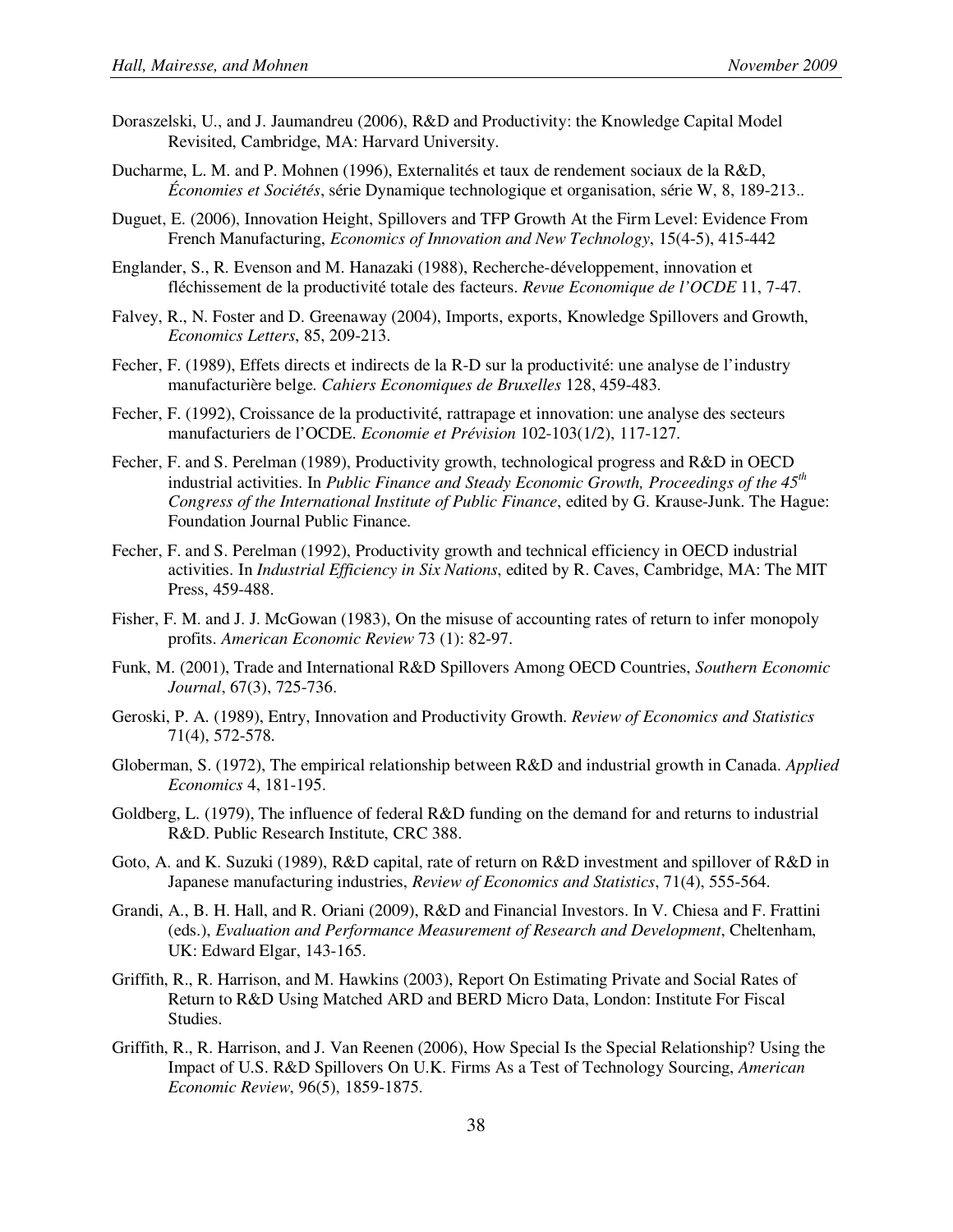Doraszelski, U., and J. Jaumandreu (2006), R&D and Productivity: the Knowledge Capital Model Revisited, Cambridge, MA: Harvard University.

Ducharme, L. M. and P. Mohnen (1996), Externalités et taux de rendement sociaux de la R&D, *Économies et Sociétés*, série Dynamique technologique et organisation, série W, 8, 189-213..

Duguet, E. (2006), Innovation Height, Spillovers and TFP Growth At the Firm Level: Evidence From French Manufacturing, *Economics of Innovation and New Technology*, 15(4-5), 415-442

Englander, S., R. Evenson and M. Hanazaki (1988), Recherche-développement, innovation et fléchissement de la productivité totale des facteurs. *Revue Economique de l'OCDE* 11, 7-47.

Falvey, R., N. Foster and D. Greenaway (2004), Imports, exports, Knowledge Spillovers and Growth, *Economics Letters*, 85, 209-213.

Fecher, F. (1989), Effets directs et indirects de la R-D sur la productivité: une analyse de l'industry manufacturière belge. *Cahiers Economiques de Bruxelles* 128, 459-483.

Fecher, F. (1992), Croissance de la productivité, rattrapage et innovation: une analyse des secteurs manufacturiers de l'OCDE. *Economie et Prévision* 102-103(1/2), 117-127.

Fecher, F. and S. Perelman (1989), Productivity growth, technological progress and R&D in OECD industrial activities. In *Public Finance and Steady Economic Growth, Proceedings of the 45th Congress of the International Institute of Public Finance*, edited by G. Krause-Junk. The Hague: Foundation Journal Public Finance.

Fecher, F. and S. Perelman (1992), Productivity growth and technical efficiency in OECD industrial activities. In *Industrial Efficiency in Six Nations*, edited by R. Caves, Cambridge, MA: The MIT Press, 459-488.

Fisher, F. M. and J. J. McGowan (1983), On the misuse of accounting rates of return to infer monopoly profits. *American Economic Review* 73 (1): 82-97.

Funk, M. (2001), Trade and International R&D Spillovers Among OECD Countries, *Southern Economic Journal*, 67(3), 725-736.

Geroski, P. A. (1989), Entry, Innovation and Productivity Growth. *Review of Economics and Statistics* 71(4), 572-578.

Globerman, S. (1972), The empirical relationship between R&D and industrial growth in Canada. *Applied Economics* 4, 181-195.

Goldberg, L. (1979), The influence of federal R&D funding on the demand for and returns to industrial R&D. Public Research Institute, CRC 388.

Goto, A. and K. Suzuki (1989), R&D capital, rate of return on R&D investment and spillover of R&D in Japanese manufacturing industries, *Review of Economics and Statistics*, 71(4), 555-564.

Grandi, A., B. H. Hall, and R. Oriani (2009), R&D and Financial Investors. In V. Chiesa and F. Frattini (eds.), *Evaluation and Performance Measurement of Research and Development*, Cheltenham, UK: Edward Elgar, 143-165.

Griffith, R., R. Harrison, and M. Hawkins (2003), Report On Estimating Private and Social Rates of Return to R&D Using Matched ARD and BERD Micro Data, London: Institute For Fiscal Studies.

Griffith, R., R. Harrison, and J. Van Reenen (2006), How Special Is the Special Relationship? Using the Impact of U.S. R&D Spillovers On U.K. Firms As a Test of Technology Sourcing, *American Economic Review*, 96(5), 1859-1875.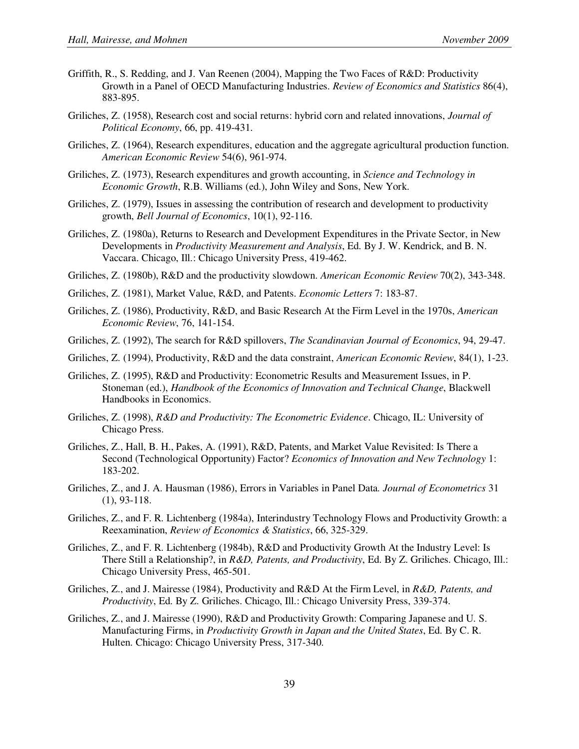Griffith, R., S. Redding, and J. Van Reenen (2004), Mapping the Two Faces of R&D: Productivity Growth in a Panel of OECD Manufacturing Industries. *Review of Economics and Statistics* 86(4), 883-895.

Griliches, Z. (1958), Research cost and social returns: hybrid corn and related innovations, *Journal of Political Economy*, 66, pp. 419-431.

Griliches, Z. (1964), Research expenditures, education and the aggregate agricultural production function. *American Economic Review* 54(6), 961-974.

Griliches, Z. (1973), Research expenditures and growth accounting, in *Science and Technology in Economic Growth*, R.B. Williams (ed.), John Wiley and Sons, New York.

Griliches, Z. (1979), Issues in assessing the contribution of research and development to productivity growth, *Bell Journal of Economics*, 10(1), 92-116.

Griliches, Z. (1980a), Returns to Research and Development Expenditures in the Private Sector, in New Developments in *Productivity Measurement and Analysis*, Ed. By J. W. Kendrick, and B. N. Vaccara. Chicago, Ill.: Chicago University Press, 419-462.

Griliches, Z. (1980b), R&D and the productivity slowdown. *American Economic Review* 70(2), 343-348.

Griliches, Z. (1981), Market Value, R&D, and Patents. *Economic Letters* 7: 183-87.

Griliches, Z. (1986), Productivity, R&D, and Basic Research At the Firm Level in the 1970s, *American Economic Review*, 76, 141-154.

Griliches, Z. (1992), The search for R&D spillovers, *The Scandinavian Journal of Economics*, 94, 29-47.

Griliches, Z. (1994), Productivity, R&D and the data constraint, *American Economic Review*, 84(1), 1-23.

Griliches, Z. (1995), R&D and Productivity: Econometric Results and Measurement Issues, in P. Stoneman (ed.), *Handbook of the Economics of Innovation and Technical Change*, Blackwell Handbooks in Economics.

Griliches, Z. (1998), *R&D and Productivity: The Econometric Evidence*. Chicago, IL: University of Chicago Press.

Griliches, Z., Hall, B. H., Pakes, A. (1991), R&D, Patents, and Market Value Revisited: Is There a Second (Technological Opportunity) Factor? *Economics of Innovation and New Technology* 1: 183-202.

Griliches, Z., and J. A. Hausman (1986), Errors in Variables in Panel Data. *Journal of Econometrics* 31 (1), 93-118.

Griliches, Z., and F. R. Lichtenberg (1984a), Interindustry Technology Flows and Productivity Growth: a Reexamination, *Review of Economics & Statistics*, 66, 325-329.

Griliches, Z., and F. R. Lichtenberg (1984b), R&D and Productivity Growth At the Industry Level: Is There Still a Relationship?, in *R&D, Patents, and Productivity*, Ed. By Z. Griliches. Chicago, Ill.: Chicago University Press, 465-501.

Griliches, Z., and J. Mairesse (1984), Productivity and R&D At the Firm Level, in *R&D, Patents, and Productivity*, Ed. By Z. Griliches. Chicago, Ill.: Chicago University Press, 339-374.

Griliches, Z., and J. Mairesse (1990), R&D and Productivity Growth: Comparing Japanese and U. S. Manufacturing Firms, in *Productivity Growth in Japan and the United States*, Ed. By C. R. Hulten. Chicago: Chicago University Press, 317-340.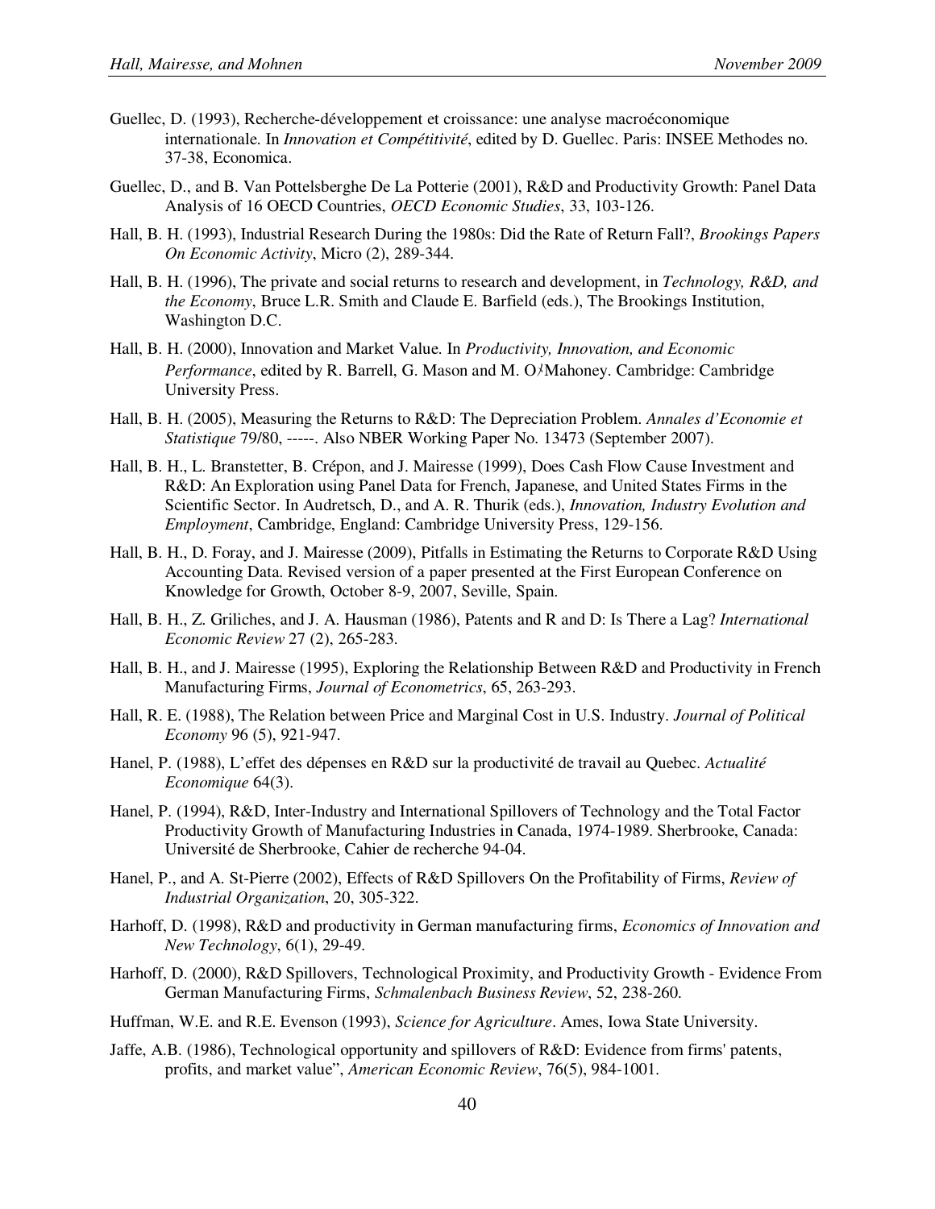Guellec, D. (1993), Recherche-développement et croissance: une analyse macroéconomique internationale. In *Innovation et Compétitivité*, edited by D. Guellec. Paris: INSEE Methodes no. 37-38, Economica.

Guellec, D., and B. Van Pottelsberghe De La Potterie (2001), R&D and Productivity Growth: Panel Data Analysis of 16 OECD Countries, *OECD Economic Studies*, 33, 103-126.

Hall, B. H. (1993), Industrial Research During the 1980s: Did the Rate of Return Fall?, *Brookings Papers On Economic Activity*, Micro (2), 289-344.

Hall, B. H. (1996), The private and social returns to research and development, in *Technology, R&D, and the Economy*, Bruce L.R. Smith and Claude E. Barfield (eds.), The Brookings Institution, Washington D.C.

Hall, B. H. (2000), Innovation and Market Value. In *Productivity, Innovation, and Economic Performance*, edited by R. Barrell, G. Mason and M. O'Mahoney. Cambridge: Cambridge University Press.

Hall, B. H. (2005), Measuring the Returns to R&D: The Depreciation Problem. *Annales d'Economie et Statistique* 79/80, -----. Also NBER Working Paper No. 13473 (September 2007).

Hall, B. H., L. Branstetter, B. Crépon, and J. Mairesse (1999), Does Cash Flow Cause Investment and R&D: An Exploration using Panel Data for French, Japanese, and United States Firms in the Scientific Sector. In Audretsch, D., and A. R. Thurik (eds.), *Innovation, Industry Evolution and Employment*, Cambridge, England: Cambridge University Press, 129-156.

Hall, B. H., D. Foray, and J. Mairesse (2009), Pitfalls in Estimating the Returns to Corporate R&D Using Accounting Data. Revised version of a paper presented at the First European Conference on Knowledge for Growth, October 8-9, 2007, Seville, Spain.

Hall, B. H., Z. Griliches, and J. A. Hausman (1986), Patents and R and D: Is There a Lag? *International Economic Review* 27 (2), 265-283.

Hall, B. H., and J. Mairesse (1995), Exploring the Relationship Between R&D and Productivity in French Manufacturing Firms, *Journal of Econometrics*, 65, 263-293.

Hall, R. E. (1988), The Relation between Price and Marginal Cost in U.S. Industry. *Journal of Political Economy* 96 (5), 921-947.

Hanel, P. (1988), L'effet des dépenses en R&D sur la productivité de travail au Quebec. *Actualité Economique* 64(3).

Hanel, P. (1994), R&D, Inter-Industry and International Spillovers of Technology and the Total Factor Productivity Growth of Manufacturing Industries in Canada, 1974-1989. Sherbrooke, Canada: Université de Sherbrooke, Cahier de recherche 94-04.

Hanel, P., and A. St-Pierre (2002), Effects of R&D Spillovers On the Profitability of Firms, *Review of Industrial Organization*, 20, 305-322.

Harhoff, D. (1998), R&D and productivity in German manufacturing firms, *Economics of Innovation and New Technology*, 6(1), 29-49.

Harhoff, D. (2000), R&D Spillovers, Technological Proximity, and Productivity Growth - Evidence From German Manufacturing Firms, *Schmalenbach Business Review*, 52, 238-260.

Huffman, W.E. and R.E. Evenson (1993), *Science for Agriculture*. Ames, Iowa State University.

Jaffe, A.B. (1986), Technological opportunity and spillovers of R&D: Evidence from firms' patents, profits, and market value", *American Economic Review*, 76(5), 984-1001.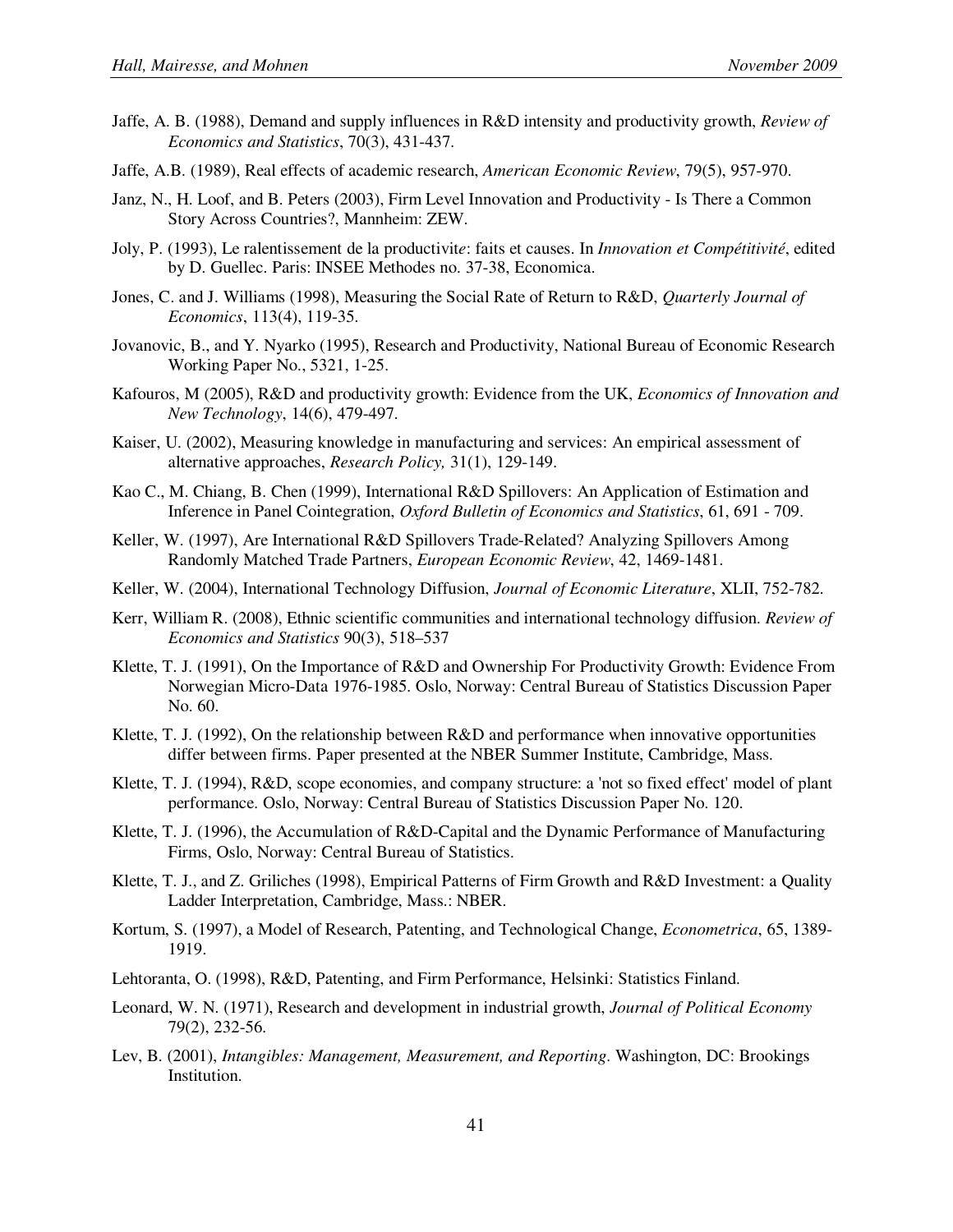Jaffe, A. B. (1988), Demand and supply influences in R&D intensity and productivity growth, *Review of Economics and Statistics*, 70(3), 431-437.

Jaffe, A.B. (1989), Real effects of academic research, *American Economic Review*, 79(5), 957-970.

Janz, N., H. Loof, and B. Peters (2003), Firm Level Innovation and Productivity - Is There a Common Story Across Countries?, Mannheim: ZEW.

Joly, P. (1993), Le ralentissement de la productivite: faits et causes. In *Innovation et Compétitivité*, edited by D. Guellec. Paris: INSEE Methodes no. 37-38, Economica.

Jones, C. and J. Williams (1998), Measuring the Social Rate of Return to R&D, *Quarterly Journal of Economics*, 113(4), 119-35.

Jovanovic, B., and Y. Nyarko (1995), Research and Productivity, National Bureau of Economic Research Working Paper No., 5321, 1-25.

Kafouros, M (2005), R&D and productivity growth: Evidence from the UK, *Economics of Innovation and New Technology*, 14(6), 479-497.

Kaiser, U. (2002), Measuring knowledge in manufacturing and services: An empirical assessment of alternative approaches, *Research Policy,* 31(1), 129-149.

Kao C., M. Chiang, B. Chen (1999), International R&D Spillovers: An Application of Estimation and Inference in Panel Cointegration, *Oxford Bulletin of Economics and Statistics*, 61, 691 - 709.

Keller, W. (1997), Are International R&D Spillovers Trade-Related? Analyzing Spillovers Among Randomly Matched Trade Partners, *European Economic Review*, 42, 1469-1481.

Keller, W. (2004), International Technology Diffusion, *Journal of Economic Literature*, XLII, 752-782.

Kerr, William R. (2008), Ethnic scientific communities and international technology diffusion. *Review of Economics and Statistics* 90(3), 518–537

Klette, T. J. (1991), On the Importance of R&D and Ownership For Productivity Growth: Evidence From Norwegian Micro-Data 1976-1985. Oslo, Norway: Central Bureau of Statistics Discussion Paper No. 60.

Klette, T. J. (1992), On the relationship between R&D and performance when innovative opportunities differ between firms. Paper presented at the NBER Summer Institute, Cambridge, Mass.

Klette, T. J. (1994), R&D, scope economies, and company structure: a 'not so fixed effect' model of plant performance. Oslo, Norway: Central Bureau of Statistics Discussion Paper No. 120.

Klette, T. J. (1996), the Accumulation of R&D-Capital and the Dynamic Performance of Manufacturing Firms, Oslo, Norway: Central Bureau of Statistics.

Klette, T. J., and Z. Griliches (1998), Empirical Patterns of Firm Growth and R&D Investment: a Quality Ladder Interpretation, Cambridge, Mass.: NBER.

Kortum, S. (1997), a Model of Research, Patenting, and Technological Change, *Econometrica*, 65, 1389-1919.

Lehtoranta, O. (1998), R&D, Patenting, and Firm Performance, Helsinki: Statistics Finland.

Leonard, W. N. (1971), Research and development in industrial growth, *Journal of Political Economy* 79(2), 232-56.

Lev, B. (2001), *Intangibles: Management, Measurement, and Reporting*. Washington, DC: Brookings Institution.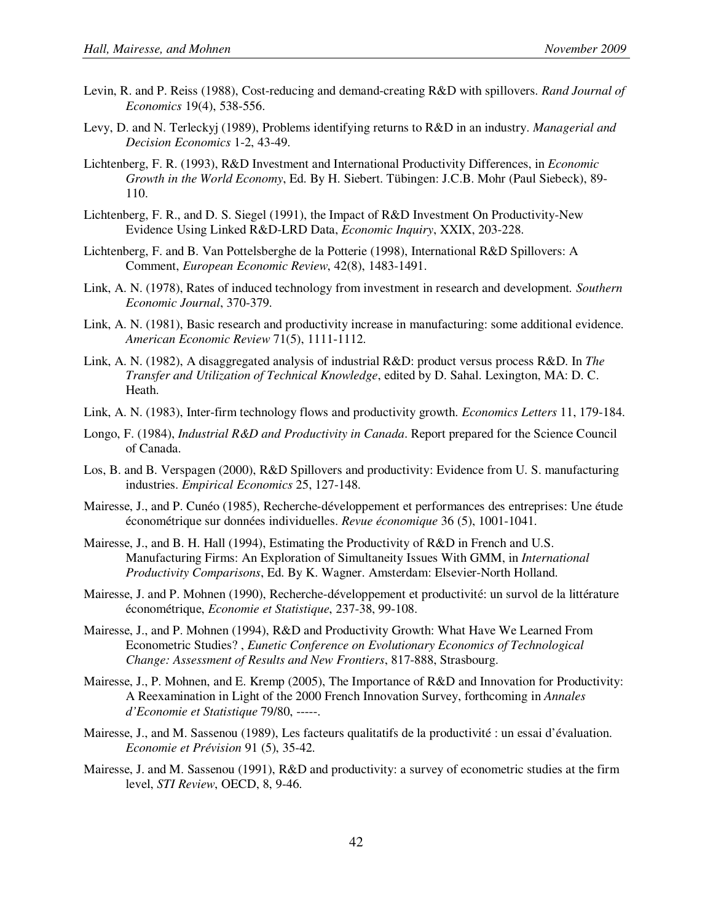Levin, R. and P. Reiss (1988), Cost-reducing and demand-creating R&D with spillovers. *Rand Journal of Economics* 19(4), 538-556.

Levy, D. and N. Terleckyj (1989), Problems identifying returns to R&D in an industry. *Managerial and Decision Economics* 1-2, 43-49.

Lichtenberg, F. R. (1993), R&D Investment and International Productivity Differences, in *Economic Growth in the World Economy*, Ed. By H. Siebert. Tübingen: J.C.B. Mohr (Paul Siebeck), 89-110.

Lichtenberg, F. R., and D. S. Siegel (1991), the Impact of R&D Investment On Productivity-New Evidence Using Linked R&D-LRD Data, *Economic Inquiry*, XXIX, 203-228.

Lichtenberg, F. and B. Van Pottelsberghe de la Potterie (1998), International R&D Spillovers: A Comment, *European Economic Review*, 42(8), 1483-1491.

Link, A. N. (1978), Rates of induced technology from investment in research and development. *Southern Economic Journal*, 370-379.

Link, A. N. (1981), Basic research and productivity increase in manufacturing: some additional evidence. *American Economic Review* 71(5), 1111-1112.

Link, A. N. (1982), A disaggregated analysis of industrial R&D: product versus process R&D. In *The Transfer and Utilization of Technical Knowledge*, edited by D. Sahal. Lexington, MA: D. C. Heath.

Link, A. N. (1983), Inter-firm technology flows and productivity growth. *Economics Letters* 11, 179-184.

Longo, F. (1984), *Industrial R&D and Productivity in Canada*. Report prepared for the Science Council of Canada.

Los, B. and B. Verspagen (2000), R&D Spillovers and productivity: Evidence from U. S. manufacturing industries. *Empirical Economics* 25, 127-148.

Mairesse, J., and P. Cunéo (1985), Recherche-développement et performances des entreprises: Une étude économétrique sur données individuelles. *Revue économique* 36 (5), 1001-1041.

Mairesse, J., and B. H. Hall (1994), Estimating the Productivity of R&D in French and U.S. Manufacturing Firms: An Exploration of Simultaneity Issues With GMM, in *International Productivity Comparisons*, Ed. By K. Wagner. Amsterdam: Elsevier-North Holland.

Mairesse, J. and P. Mohnen (1990), Recherche-développement et productivité: un survol de la littérature économétrique, *Economie et Statistique*, 237-38, 99-108.

Mairesse, J., and P. Mohnen (1994), R&D and Productivity Growth: What Have We Learned From Econometric Studies? , *Eunetic Conference on Evolutionary Economics of Technological Change: Assessment of Results and New Frontiers*, 817-888, Strasbourg.

Mairesse, J., P. Mohnen, and E. Kremp (2005), The Importance of R&D and Innovation for Productivity: A Reexamination in Light of the 2000 French Innovation Survey, forthcoming in *Annales d'Economie et Statistique* 79/80, -----.

Mairesse, J., and M. Sassenou (1989), Les facteurs qualitatifs de la productivité : un essai d'évaluation. *Economie et Prévision* 91 (5), 35-42.

Mairesse, J. and M. Sassenou (1991), R&D and productivity: a survey of econometric studies at the firm level, *STI Review*, OECD, 8, 9-46.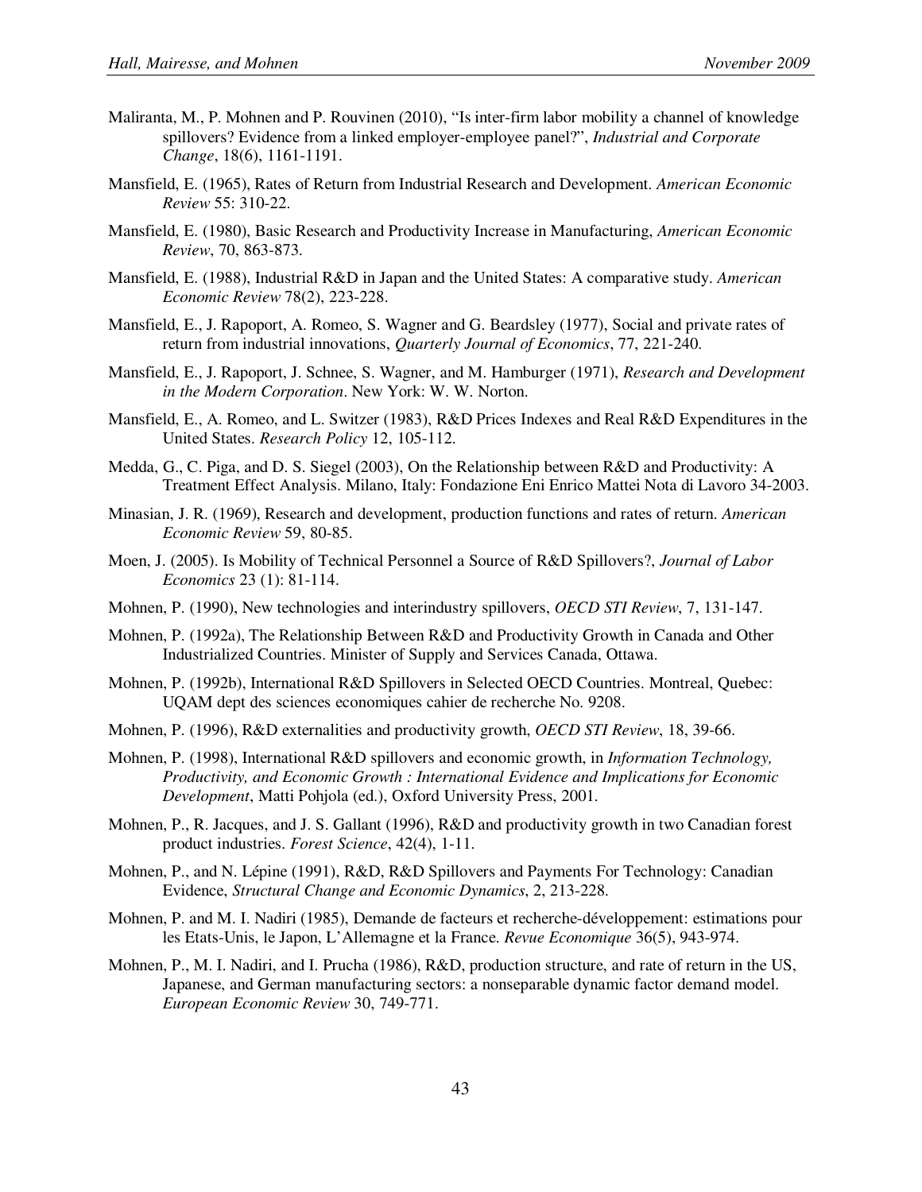Maliranta, M., P. Mohnen and P. Rouvinen (2010), "Is inter-firm labor mobility a channel of knowledge spillovers? Evidence from a linked employer-employee panel?", *Industrial and Corporate Change*, 18(6), 1161-1191.

Mansfield, E. (1965), Rates of Return from Industrial Research and Development. *American Economic Review* 55: 310-22.

Mansfield, E. (1980), Basic Research and Productivity Increase in Manufacturing, *American Economic Review*, 70, 863-873.

Mansfield, E. (1988), Industrial R&D in Japan and the United States: A comparative study. *American Economic Review* 78(2), 223-228.

Mansfield, E., J. Rapoport, A. Romeo, S. Wagner and G. Beardsley (1977), Social and private rates of return from industrial innovations, *Quarterly Journal of Economics*, 77, 221-240.

Mansfield, E., J. Rapoport, J. Schnee, S. Wagner, and M. Hamburger (1971), *Research and Development in the Modern Corporation*. New York: W. W. Norton.

Mansfield, E., A. Romeo, and L. Switzer (1983), R&D Prices Indexes and Real R&D Expenditures in the United States. *Research Policy* 12, 105-112.

Medda, G., C. Piga, and D. S. Siegel (2003), On the Relationship between R&D and Productivity: A Treatment Effect Analysis. Milano, Italy: Fondazione Eni Enrico Mattei Nota di Lavoro 34-2003.

Minasian, J. R. (1969), Research and development, production functions and rates of return. *American Economic Review* 59, 80-85.

Moen, J. (2005). Is Mobility of Technical Personnel a Source of R&D Spillovers?, *Journal of Labor Economics* 23 (1): 81-114.

Mohnen, P. (1990), New technologies and interindustry spillovers, *OECD STI Review*, 7, 131-147.

Mohnen, P. (1992a), The Relationship Between R&D and Productivity Growth in Canada and Other Industrialized Countries. Minister of Supply and Services Canada, Ottawa.

Mohnen, P. (1992b), International R&D Spillovers in Selected OECD Countries. Montreal, Quebec: UQAM dept des sciences economiques cahier de recherche No. 9208.

Mohnen, P. (1996), R&D externalities and productivity growth, *OECD STI Review*, 18, 39-66.

Mohnen, P. (1998), International R&D spillovers and economic growth, in *Information Technology, Productivity, and Economic Growth : International Evidence and Implications for Economic Development*, Matti Pohjola (ed.), Oxford University Press, 2001.

Mohnen, P., R. Jacques, and J. S. Gallant (1996), R&D and productivity growth in two Canadian forest product industries. *Forest Science*, 42(4), 1-11.

Mohnen, P., and N. Lépine (1991), R&D, R&D Spillovers and Payments For Technology: Canadian Evidence, *Structural Change and Economic Dynamics*, 2, 213-228.

Mohnen, P. and M. I. Nadiri (1985), Demande de facteurs et recherche-développement: estimations pour les Etats-Unis, le Japon, L'Allemagne et la France. *Revue Economique* 36(5), 943-974.

Mohnen, P., M. I. Nadiri, and I. Prucha (1986), R&D, production structure, and rate of return in the US, Japanese, and German manufacturing sectors: a nonseparable dynamic factor demand model. *European Economic Review* 30, 749-771.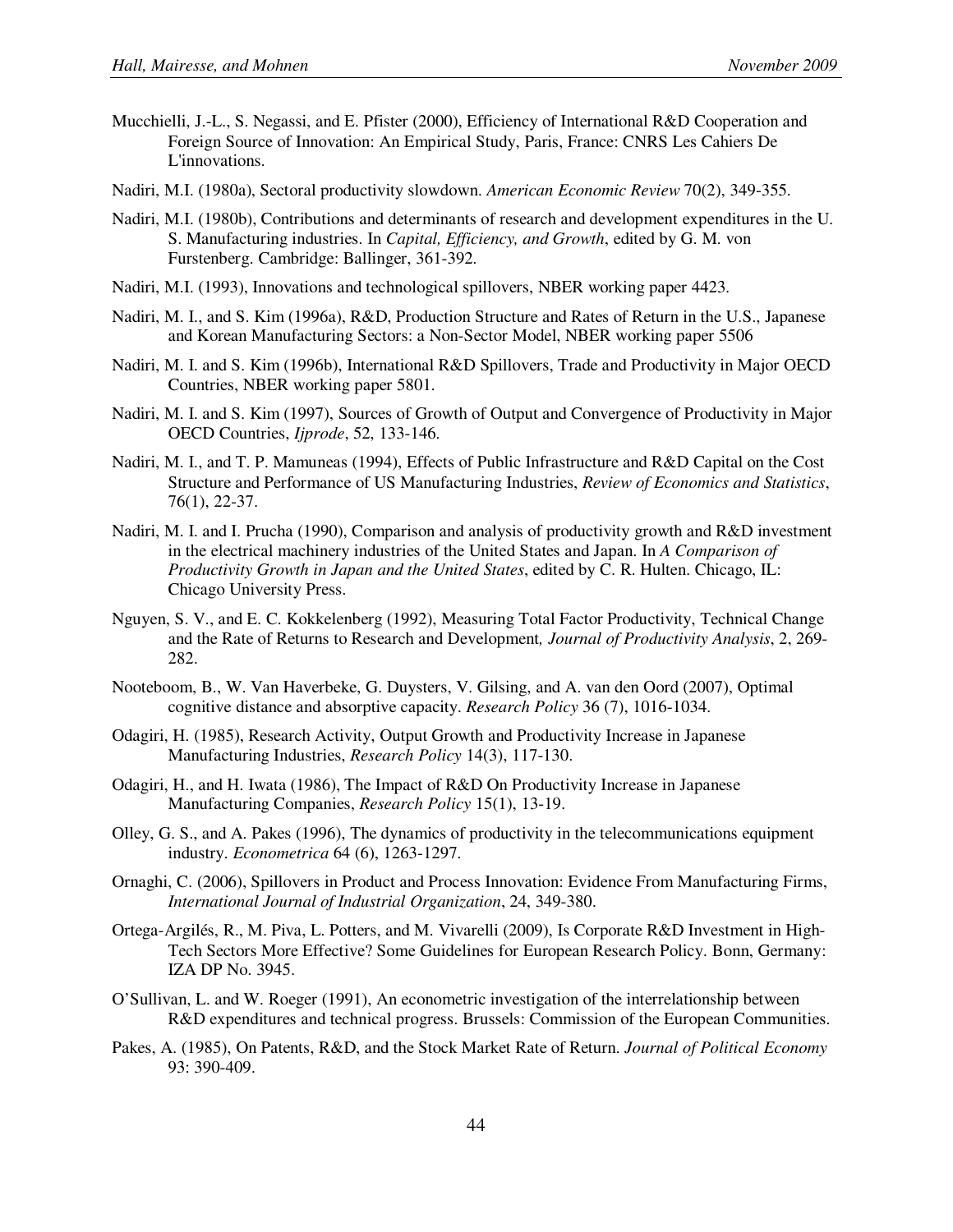Mucchielli, J.-L., S. Negassi, and E. Pfister (2000), Efficiency of International R&D Cooperation and Foreign Source of Innovation: An Empirical Study, Paris, France: CNRS Les Cahiers De L'innovations.

Nadiri, M.I. (1980a), Sectoral productivity slowdown. *American Economic Review* 70(2), 349-355.

Nadiri, M.I. (1980b), Contributions and determinants of research and development expenditures in the U. S. Manufacturing industries. In *Capital, Efficiency, and Growth*, edited by G. M. von Furstenberg. Cambridge: Ballinger, 361-392.

Nadiri, M.I. (1993), Innovations and technological spillovers, NBER working paper 4423.

Nadiri, M. I., and S. Kim (1996a), R&D, Production Structure and Rates of Return in the U.S., Japanese and Korean Manufacturing Sectors: a Non-Sector Model, NBER working paper 5506

Nadiri, M. I. and S. Kim (1996b), International R&D Spillovers, Trade and Productivity in Major OECD Countries, NBER working paper 5801.

Nadiri, M. I. and S. Kim (1997), Sources of Growth of Output and Convergence of Productivity in Major OECD Countries, *Ijprode*, 52, 133-146.

Nadiri, M. I., and T. P. Mamuneas (1994), Effects of Public Infrastructure and R&D Capital on the Cost Structure and Performance of US Manufacturing Industries, *Review of Economics and Statistics*, 76(1), 22-37.

Nadiri, M. I. and I. Prucha (1990), Comparison and analysis of productivity growth and R&D investment in the electrical machinery industries of the United States and Japan. In *A Comparison of Productivity Growth in Japan and the United States*, edited by C. R. Hulten. Chicago, IL: Chicago University Press.

Nguyen, S. V., and E. C. Kokkelenberg (1992), Measuring Total Factor Productivity, Technical Change and the Rate of Returns to Research and Development*, Journal of Productivity Analysis*, 2, 269-282.

Nooteboom, B., W. Van Haverbeke, G. Duysters, V. Gilsing, and A. van den Oord (2007), Optimal cognitive distance and absorptive capacity. *Research Policy* 36 (7), 1016-1034.

Odagiri, H. (1985), Research Activity, Output Growth and Productivity Increase in Japanese Manufacturing Industries, *Research Policy* 14(3), 117-130.

Odagiri, H., and H. Iwata (1986), The Impact of R&D On Productivity Increase in Japanese Manufacturing Companies, *Research Policy* 15(1), 13-19.

Olley, G. S., and A. Pakes (1996), The dynamics of productivity in the telecommunications equipment industry. *Econometrica* 64 (6), 1263-1297.

Ornaghi, C. (2006), Spillovers in Product and Process Innovation: Evidence From Manufacturing Firms, *International Journal of Industrial Organization*, 24, 349-380.

Ortega-Argilés, R., M. Piva, L. Potters, and M. Vivarelli (2009), Is Corporate R&D Investment in High-Tech Sectors More Effective? Some Guidelines for European Research Policy. Bonn, Germany: IZA DP No. 3945.

O'Sullivan, L. and W. Roeger (1991), An econometric investigation of the interrelationship between R&D expenditures and technical progress. Brussels: Commission of the European Communities.

Pakes, A. (1985), On Patents, R&D, and the Stock Market Rate of Return. *Journal of Political Economy* 93: 390-409.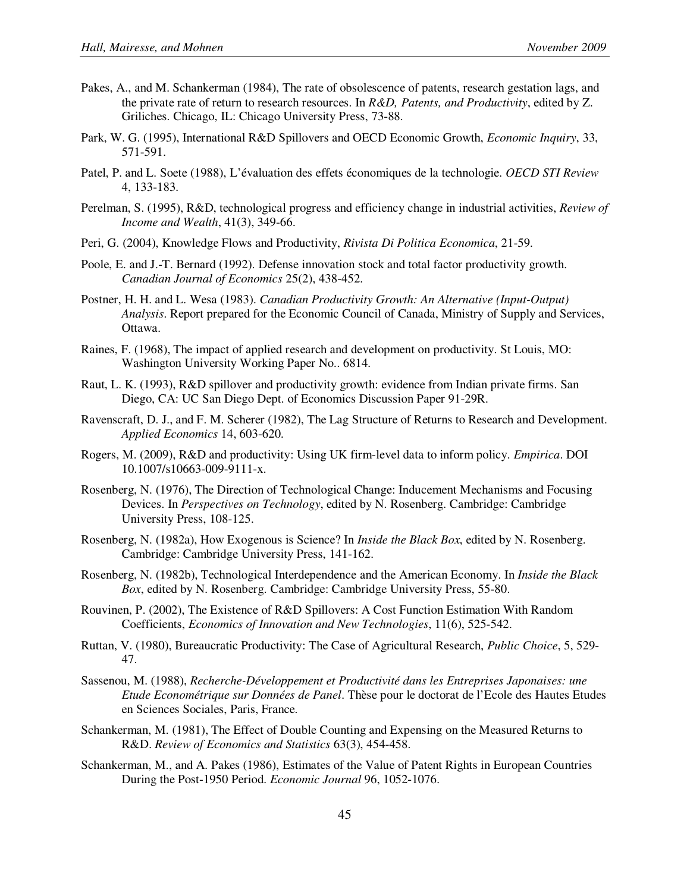Pakes, A., and M. Schankerman (1984), The rate of obsolescence of patents, research gestation lags, and the private rate of return to research resources. In *R&D, Patents, and Productivity*, edited by Z. Griliches. Chicago, IL: Chicago University Press, 73-88.

Park, W. G. (1995), International R&D Spillovers and OECD Economic Growth, *Economic Inquiry*, 33, 571-591.

Patel, P. and L. Soete (1988), L'évaluation des effets économiques de la technologie. *OECD STI Review* 4, 133-183.

Perelman, S. (1995), R&D, technological progress and efficiency change in industrial activities, *Review of Income and Wealth*, 41(3), 349-66.

Peri, G. (2004), Knowledge Flows and Productivity, *Rivista Di Politica Economica*, 21-59.

Poole, E. and J.-T. Bernard (1992). Defense innovation stock and total factor productivity growth. *Canadian Journal of Economics* 25(2), 438-452.

Postner, H. H. and L. Wesa (1983). *Canadian Productivity Growth: An Alternative (Input-Output) Analysis*. Report prepared for the Economic Council of Canada, Ministry of Supply and Services, Ottawa.

Raines, F. (1968), The impact of applied research and development on productivity. St Louis, MO: Washington University Working Paper No.. 6814.

Raut, L. K. (1993), R&D spillover and productivity growth: evidence from Indian private firms. San Diego, CA: UC San Diego Dept. of Economics Discussion Paper 91-29R.

Ravenscraft, D. J., and F. M. Scherer (1982), The Lag Structure of Returns to Research and Development. *Applied Economics* 14, 603-620.

Rogers, M. (2009), R&D and productivity: Using UK firm-level data to inform policy. *Empirica*. DOI 10.1007/s10663-009-9111-x.

Rosenberg, N. (1976), The Direction of Technological Change: Inducement Mechanisms and Focusing Devices. In *Perspectives on Technology*, edited by N. Rosenberg. Cambridge: Cambridge University Press, 108-125.

Rosenberg, N. (1982a), How Exogenous is Science? In *Inside the Black Box*, edited by N. Rosenberg. Cambridge: Cambridge University Press, 141-162.

Rosenberg, N. (1982b), Technological Interdependence and the American Economy. In *Inside the Black Box*, edited by N. Rosenberg. Cambridge: Cambridge University Press, 55-80.

Rouvinen, P. (2002), The Existence of R&D Spillovers: A Cost Function Estimation With Random Coefficients, *Economics of Innovation and New Technologies*, 11(6), 525-542.

Ruttan, V. (1980), Bureaucratic Productivity: The Case of Agricultural Research, *Public Choice*, 5, 529-47.

Sassenou, M. (1988), *Recherche-Développement et Productivité dans les Entreprises Japonaises: une Etude Econométrique sur Données de Panel*. Thèse pour le doctorat de l'Ecole des Hautes Etudes en Sciences Sociales, Paris, France.

Schankerman, M. (1981), The Effect of Double Counting and Expensing on the Measured Returns to R&D. *Review of Economics and Statistics* 63(3), 454-458.

Schankerman, M., and A. Pakes (1986), Estimates of the Value of Patent Rights in European Countries During the Post-1950 Period. *Economic Journal* 96, 1052-1076.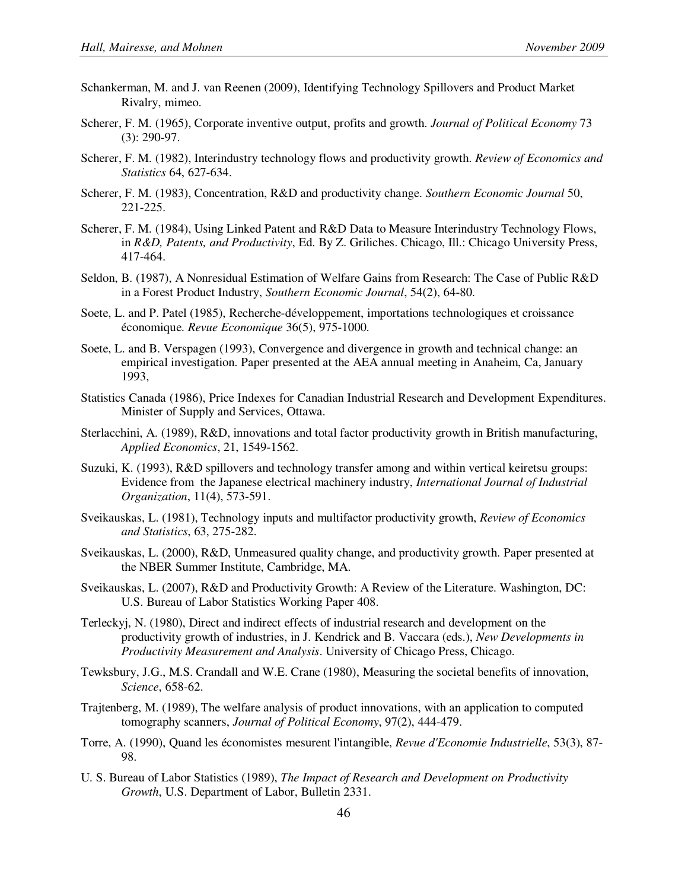Schankerman, M. and J. van Reenen (2009), Identifying Technology Spillovers and Product Market Rivalry, mimeo.

Scherer, F. M. (1965), Corporate inventive output, profits and growth. *Journal of Political Economy* 73 (3): 290-97.

Scherer, F. M. (1982), Interindustry technology flows and productivity growth. *Review of Economics and Statistics* 64, 627-634.

Scherer, F. M. (1983), Concentration, R&D and productivity change. *Southern Economic Journal* 50, 221-225.

Scherer, F. M. (1984), Using Linked Patent and R&D Data to Measure Interindustry Technology Flows, in *R&D, Patents, and Productivity*, Ed. By Z. Griliches. Chicago, Ill.: Chicago University Press, 417-464.

Seldon, B. (1987), A Nonresidual Estimation of Welfare Gains from Research: The Case of Public R&D in a Forest Product Industry, *Southern Economic Journal*, 54(2), 64-80.

Soete, L. and P. Patel (1985), Recherche-développement, importations technologiques et croissance économique. *Revue Economique* 36(5), 975-1000.

Soete, L. and B. Verspagen (1993), Convergence and divergence in growth and technical change: an empirical investigation. Paper presented at the AEA annual meeting in Anaheim, Ca, January 1993,

Statistics Canada (1986), Price Indexes for Canadian Industrial Research and Development Expenditures. Minister of Supply and Services, Ottawa.

Sterlacchini, A. (1989), R&D, innovations and total factor productivity growth in British manufacturing, *Applied Economics*, 21, 1549-1562.

Suzuki, K. (1993), R&D spillovers and technology transfer among and within vertical keiretsu groups: Evidence from the Japanese electrical machinery industry, *International Journal of Industrial Organization*, 11(4), 573-591.

Sveikauskas, L. (1981), Technology inputs and multifactor productivity growth, *Review of Economics and Statistics*, 63, 275-282.

Sveikauskas, L. (2000), R&D, Unmeasured quality change, and productivity growth. Paper presented at the NBER Summer Institute, Cambridge, MA.

Sveikauskas, L. (2007), R&D and Productivity Growth: A Review of the Literature. Washington, DC: U.S. Bureau of Labor Statistics Working Paper 408.

Terleckyj, N. (1980), Direct and indirect effects of industrial research and development on the productivity growth of industries, in J. Kendrick and B. Vaccara (eds.), *New Developments in Productivity Measurement and Analysis*. University of Chicago Press, Chicago.

Tewksbury, J.G., M.S. Crandall and W.E. Crane (1980), Measuring the societal benefits of innovation, *Science*, 658-62.

Trajtenberg, M. (1989), The welfare analysis of product innovations, with an application to computed tomography scanners, *Journal of Political Economy*, 97(2), 444-479.

Torre, A. (1990), Quand les économistes mesurent l'intangible, *Revue d'Economie Industrielle*, 53(3), 87-98.

U. S. Bureau of Labor Statistics (1989), *The Impact of Research and Development on Productivity Growth*, U.S. Department of Labor, Bulletin 2331.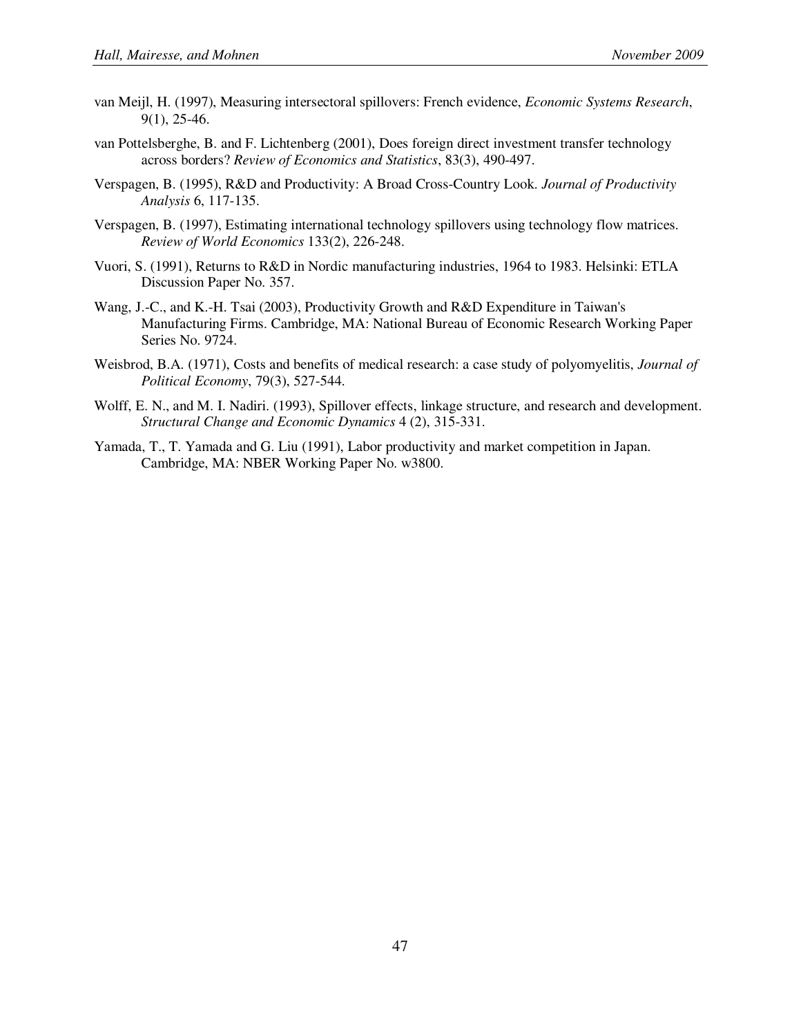van Meijl, H. (1997), Measuring intersectoral spillovers: French evidence, *Economic Systems Research*, 9(1), 25-46.

van Pottelsberghe, B. and F. Lichtenberg (2001), Does foreign direct investment transfer technology across borders? *Review of Economics and Statistics*, 83(3), 490-497.

Verspagen, B. (1995), R&D and Productivity: A Broad Cross-Country Look. *Journal of Productivity Analysis* 6, 117-135.

Verspagen, B. (1997), Estimating international technology spillovers using technology flow matrices. *Review of World Economics* 133(2), 226-248.

Vuori, S. (1991), Returns to R&D in Nordic manufacturing industries, 1964 to 1983. Helsinki: ETLA Discussion Paper No. 357.

Wang, J.-C., and K.-H. Tsai (2003), Productivity Growth and R&D Expenditure in Taiwan's Manufacturing Firms. Cambridge, MA: National Bureau of Economic Research Working Paper Series No. 9724.

Weisbrod, B.A. (1971), Costs and benefits of medical research: a case study of polyomyelitis, *Journal of Political Economy*, 79(3), 527-544.

Wolff, E. N., and M. I. Nadiri. (1993), Spillover effects, linkage structure, and research and development. *Structural Change and Economic Dynamics* 4 (2), 315-331.

Yamada, T., T. Yamada and G. Liu (1991), Labor productivity and market competition in Japan. Cambridge, MA: NBER Working Paper No. w3800.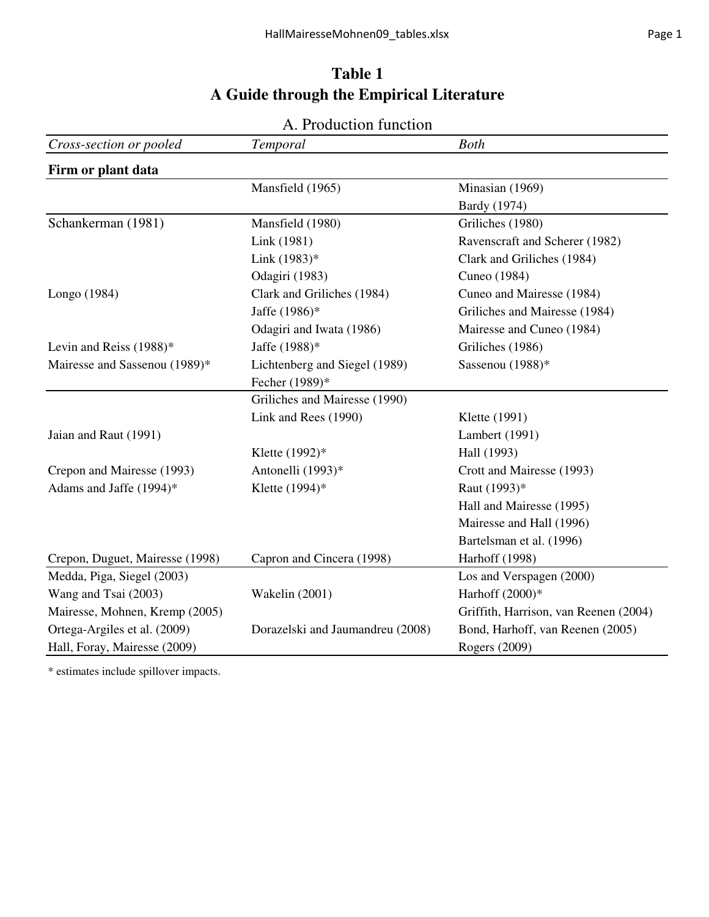# Table 1
# A Guide through the Empirical Literature

## A. Production function

| *Cross-section or pooled* | *Temporal* | *Both* |
|---|---|---|
| **Firm or plant data** | | |
| | Mansfield (1965) | Minasian (1969) |
| | | Bardy (1974) |
| Schankerman (1981) | Mansfield (1980) | Griliches (1980) |
| | Link (1981) | Ravenscraft and Scherer (1982) |
| | Link (1983)* | Clark and Griliches (1984) |
| | Odagiri (1983) | Cuneo (1984) |
| Longo (1984) | Clark and Griliches (1984) | Cuneo and Mairesse (1984) |
| | Jaffe (1986)* | Griliches and Mairesse (1984) |
| | Odagiri and Iwata (1986) | Mairesse and Cuneo (1984) |
| Levin and Reiss (1988)* | Jaffe (1988)* | Griliches (1986) |
| Mairesse and Sassenou (1989)* | Lichtenberg and Siegel (1989) | Sassenou (1988)* |
| | Fecher (1989)* | |
| | Griliches and Mairesse (1990) | |
| | Link and Rees (1990) | Klette (1991) |
| Jaian and Raut (1991) | | Lambert (1991) |
| | Klette (1992)* | Hall (1993) |
| Crepon and Mairesse (1993) | Antonelli (1993)* | Crott and Mairesse (1993) |
| Adams and Jaffe (1994)* | Klette (1994)* | Raut (1993)* |
| | | Hall and Mairesse (1995) |
| | | Mairesse and Hall (1996) |
| | | Bartelsman et al. (1996) |
| Crepon, Duguet, Mairesse (1998) | Capron and Cincera (1998) | Harhoff (1998) |
| Medda, Piga, Siegel (2003) | | Los and Verspagen (2000) |
| Wang and Tsai (2003) | Wakelin (2001) | Harhoff (2000)* |
| Mairesse, Mohnen, Kremp (2005) | | Griffith, Harrison, van Reenen (2004) |
| Ortega-Argiles et al. (2009) | Dorazelski and Jaumandreu (2008) | Bond, Harhoff, van Reenen (2005) |
| Hall, Foray, Mairesse (2009) | | Rogers (2009) |

* estimates include spillover impacts.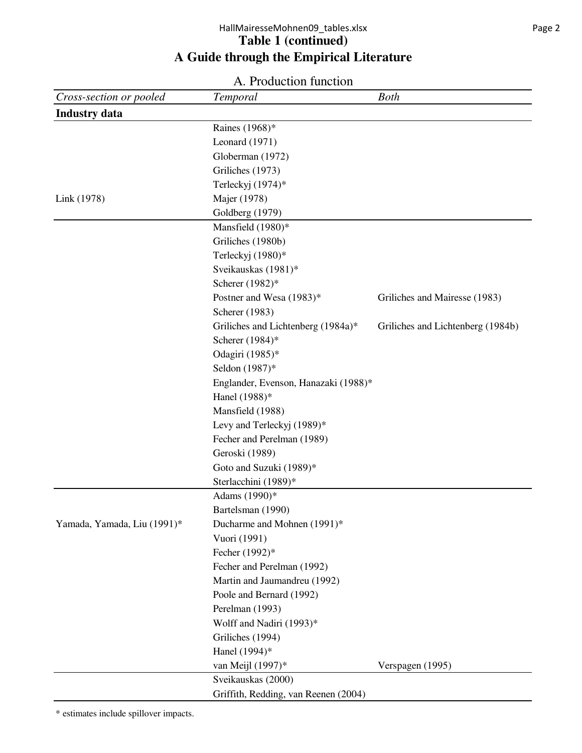## Table 1 (continued)
## A Guide through the Empirical Literature

A. Production function

| *Cross-section or pooled* | *Temporal* | *Both* |
|---|---|---|
| **Industry data** | | |
| | Raines (1968)* | |
| | Leonard (1971) | |
| | Globerman (1972) | |
| | Griliches (1973) | |
| | Terleckyj (1974)* | |
| Link (1978) | Majer (1978) | |
| | Goldberg (1979) | |
| | Mansfield (1980)* | |
| | Griliches (1980b) | |
| | Terleckyj (1980)* | |
| | Sveikauskas (1981)* | |
| | Scherer (1982)* | |
| | Postner and Wesa (1983)* | Griliches and Mairesse (1983) |
| | Scherer (1983) | |
| | Griliches and Lichtenberg (1984a)* | Griliches and Lichtenberg (1984b) |
| | Scherer (1984)* | |
| | Odagiri (1985)* | |
| | Seldon (1987)* | |
| | Englander, Evenson, Hanazaki (1988)* | |
| | Hanel (1988)* | |
| | Mansfield (1988) | |
| | Levy and Terleckyj (1989)* | |
| | Fecher and Perelman (1989) | |
| | Geroski (1989) | |
| | Goto and Suzuki (1989)* | |
| | Sterlacchini (1989)* | |
| | Adams (1990)* | |
| | Bartelsman (1990) | |
| Yamada, Yamada, Liu (1991)* | Ducharme and Mohnen (1991)* | |
| | Vuori (1991) | |
| | Fecher (1992)* | |
| | Fecher and Perelman (1992) | |
| | Martin and Jaumandreu (1992) | |
| | Poole and Bernard (1992) | |
| | Perelman (1993) | |
| | Wolff and Nadiri (1993)* | |
| | Griliches (1994) | |
| | Hanel (1994)* | |
| | van Meijl (1997)* | Verspagen (1995) |
| | Sveikauskas (2000) | |
| | Griffith, Redding, van Reenen (2004) | |

\* estimates include spillover impacts.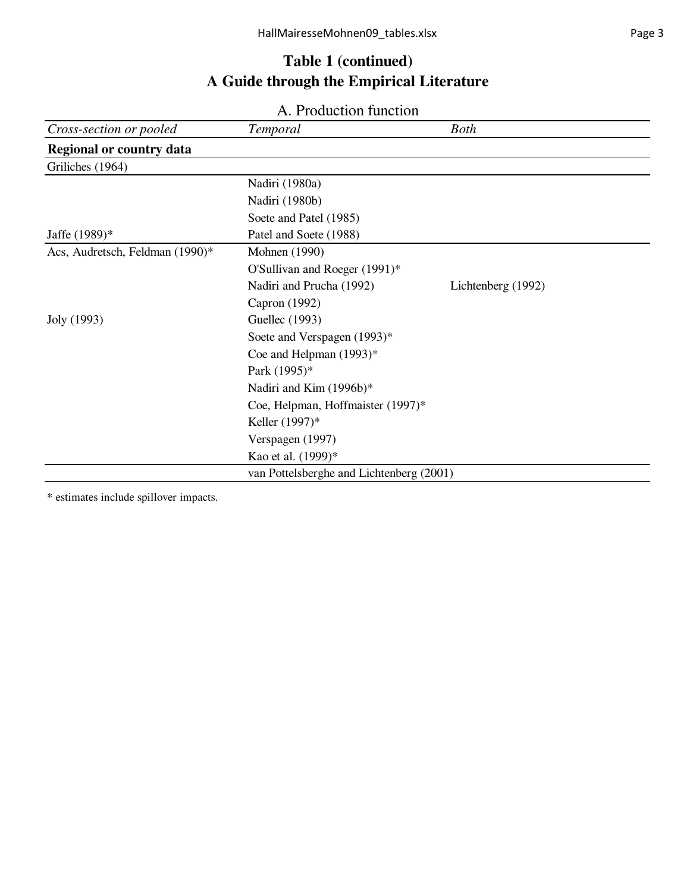# Table 1 (continued)
## A Guide through the Empirical Literature

### A. Production function

| *Cross-section or pooled* | *Temporal* | *Both* |
|---|---|---|
| **Regional or country data** | | |
| Griliches (1964) | | |
| | Nadiri (1980a) | |
| | Nadiri (1980b) | |
| | Soete and Patel (1985) | |
| Jaffe (1989)* | Patel and Soete (1988) | |
| Acs, Audretsch, Feldman (1990)* | Mohnen (1990) | |
| | O'Sullivan and Roeger (1991)* | |
| | Nadiri and Prucha (1992) | Lichtenberg (1992) |
| | Capron (1992) | |
| Joly (1993) | Guellec (1993) | |
| | Soete and Verspagen (1993)* | |
| | Coe and Helpman (1993)* | |
| | Park (1995)* | |
| | Nadiri and Kim (1996b)* | |
| | Coe, Helpman, Hoffmaister (1997)* | |
| | Keller (1997)* | |
| | Verspagen (1997) | |
| | Kao et al. (1999)* | |
| | van Pottelsberghe and Lichtenberg (2001) | |

* estimates include spillover impacts.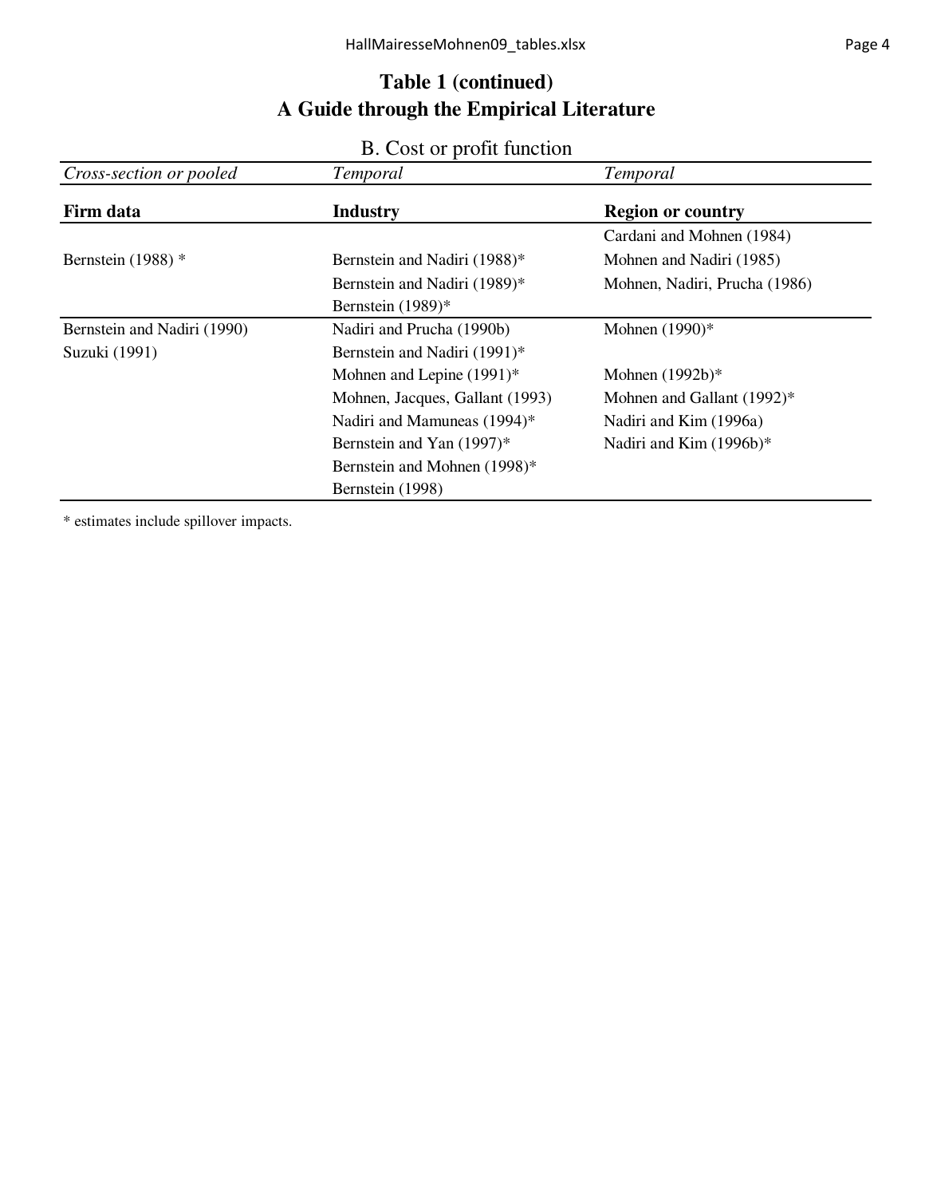# Table 1 (continued)
## A Guide through the Empirical Literature

### B. Cost or profit function

| *Cross-section or pooled* | *Temporal* | *Temporal* |
|---|---|---|
| **Firm data** | **Industry** | **Region or country** |
| | | Cardani and Mohnen (1984) |
| Bernstein (1988) * | Bernstein and Nadiri (1988)* | Mohnen and Nadiri (1985) |
| | Bernstein and Nadiri (1989)* | Mohnen, Nadiri, Prucha (1986) |
| | Bernstein (1989)* | |
| Bernstein and Nadiri (1990) | Nadiri and Prucha (1990b) | Mohnen (1990)* |
| Suzuki (1991) | Bernstein and Nadiri (1991)* | |
| | Mohnen and Lepine (1991)* | Mohnen (1992b)* |
| | Mohnen, Jacques, Gallant (1993) | Mohnen and Gallant (1992)* |
| | Nadiri and Mamuneas (1994)* | Nadiri and Kim (1996a) |
| | Bernstein and Yan (1997)* | Nadiri and Kim (1996b)* |
| | Bernstein and Mohnen (1998)* | |
| | Bernstein (1998) | |

* estimates include spillover impacts.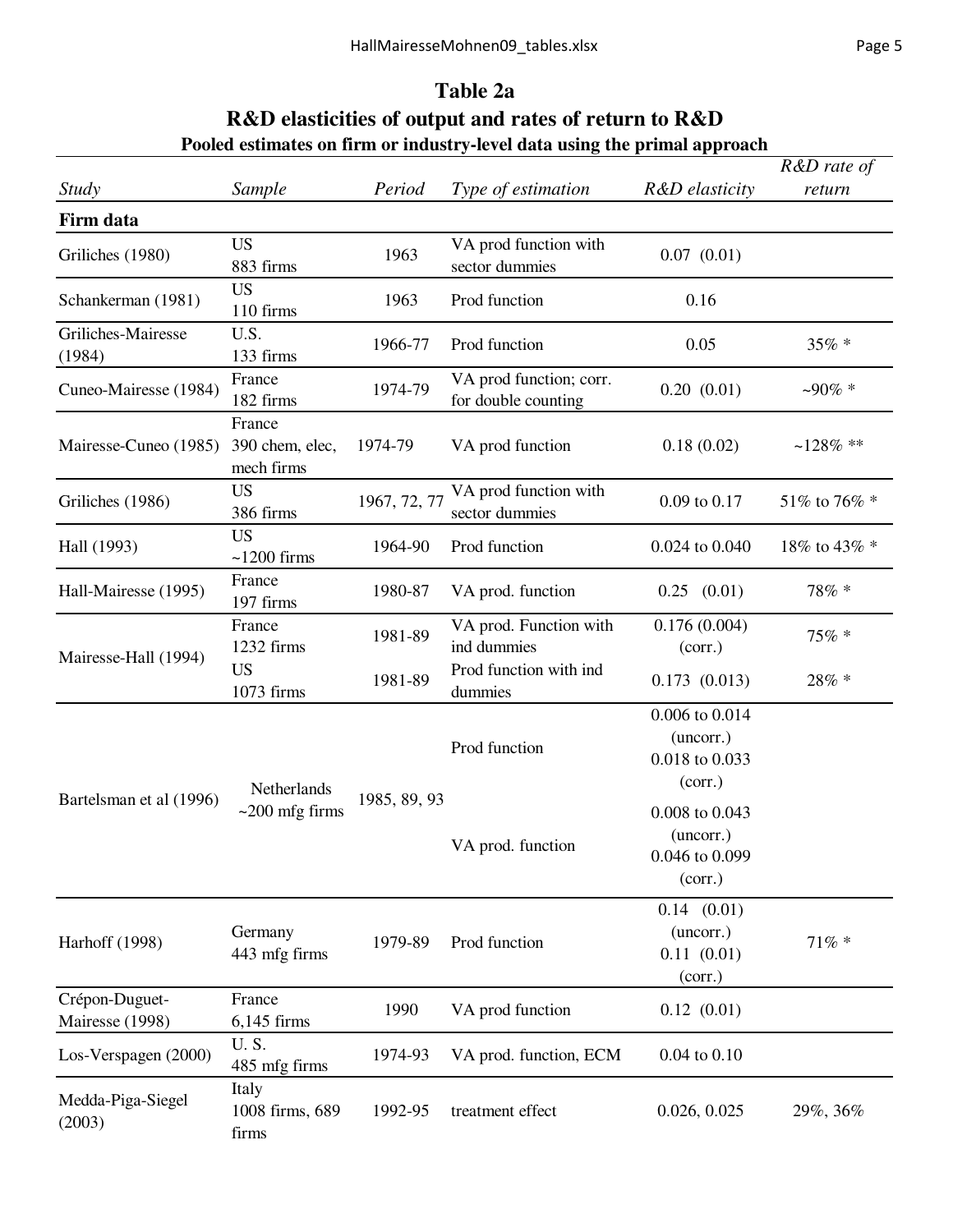## Table 2a

## R&D elasticities of output and rates of return to R&D

### Pooled estimates on firm or industry-level data using the primal approach

| *Study* | *Sample* | *Period* | *Type of estimation* | *R&D elasticity* | *R&D rate of return* |
|---|---|---|---|---|---|
| **Firm data** | | | | | |
| Griliches (1980) | US 883 firms | 1963 | VA prod function with sector dummies | 0.07 (0.01) | |
| Schankerman (1981) | US 110 firms | 1963 | Prod function | 0.16 | |
| Griliches-Mairesse (1984) | U.S. 133 firms | 1966-77 | Prod function | 0.05 | 35% * |
| Cuneo-Mairesse (1984) | France 182 firms | 1974-79 | VA prod function; corr. for double counting | 0.20 (0.01) | ~90% * |
| Mairesse-Cuneo (1985) | France 390 chem, elec, mech firms | 1974-79 | VA prod function | 0.18 (0.02) | ~128% ** |
| Griliches (1986) | US 386 firms | 1967, 72, 77 | VA prod function with sector dummies | 0.09 to 0.17 | 51% to 76% * |
| Hall (1993) | US ~1200 firms | 1964-90 | Prod function | 0.024 to 0.040 | 18% to 43% * |
| Hall-Mairesse (1995) | France 197 firms | 1980-87 | VA prod. function | 0.25 (0.01) | 78% * |
| Mairesse-Hall (1994) | France 1232 firms | 1981-89 | VA prod. Function with ind dummies | 0.176 (0.004) (corr.) | 75% * |
| | US 1073 firms | 1981-89 | Prod function with ind dummies | 0.173 (0.013) | 28% * |
| Bartelsman et al (1996) | Netherlands ~200 mfg firms | 1985, 89, 93 | Prod function | 0.006 to 0.014 (uncorr.) 0.018 to 0.033 (corr.) | |
| | | | VA prod. function | 0.008 to 0.043 (uncorr.) 0.046 to 0.099 (corr.) | |
| Harhoff (1998) | Germany 443 mfg firms | 1979-89 | Prod function | 0.14 (0.01) (uncorr.) 0.11 (0.01) (corr.) | 71% * |
| Crépon-Duguet-Mairesse (1998) | France 6,145 firms | 1990 | VA prod function | 0.12 (0.01) | |
| Los-Verspagen (2000) | U. S. 485 mfg firms | 1974-93 | VA prod. function, ECM | 0.04 to 0.10 | |
| Medda-Piga-Siegel (2003) | Italy 1008 firms, 689 firms | 1992-95 | treatment effect | 0.026, 0.025 | 29%, 36% |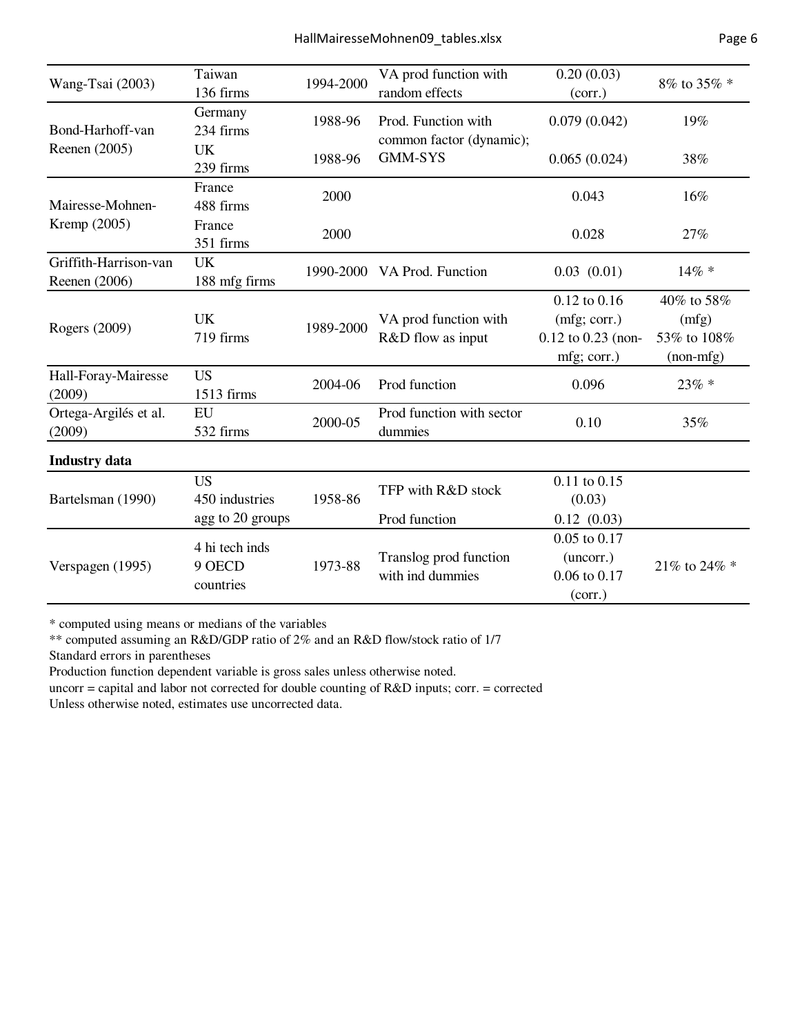| | | | | | |
|---|---|---|---|---|---|
| Wang-Tsai (2003) | Taiwan 136 firms | 1994-2000 | VA prod function with random effects | 0.20 (0.03) (corr.) | 8% to 35% * |
| Bond-Harhoff-van Reenen (2005) | Germany 234 firms | 1988-96 | Prod. Function with common factor (dynamic); GMM-SYS | 0.079 (0.042) | 19% |
| | UK 239 firms | 1988-96 | | 0.065 (0.024) | 38% |
| Mairesse-Mohnen-Kremp (2005) | France 488 firms | 2000 | | 0.043 | 16% |
| | France 351 firms | 2000 | | 0.028 | 27% |
| Griffith-Harrison-van Reenen (2006) | UK 188 mfg firms | 1990-2000 | VA Prod. Function | 0.03 (0.01) | 14% * |
| Rogers (2009) | UK 719 firms | 1989-2000 | VA prod function with R&D flow as input | 0.12 to 0.16 (mfg; corr.) 0.12 to 0.23 (non-mfg; corr.) | 40% to 58% (mfg) 53% to 108% (non-mfg) |
| Hall-Foray-Mairesse (2009) | US 1513 firms | 2004-06 | Prod function | 0.096 | 23% * |
| Ortega-Argilés et al. (2009) | EU 532 firms | 2000-05 | Prod function with sector dummies | 0.10 | 35% |
| **Industry data** | | | | | |
| Bartelsman (1990) | US 450 industries agg to 20 groups | 1958-86 | TFP with R&D stock | 0.11 to 0.15 (0.03) | |
| | | | Prod function | 0.12 (0.03) | |
| Verspagen (1995) | 4 hi tech inds 9 OECD countries | 1973-88 | Translog prod function with ind dummies | 0.05 to 0.17 (uncorr.) 0.06 to 0.17 (corr.) | 21% to 24% * |

* computed using means or medians of the variables

** computed assuming an R&D/GDP ratio of 2% and an R&D flow/stock ratio of 1/7

Standard errors in parentheses

Production function dependent variable is gross sales unless otherwise noted.

uncorr = capital and labor not corrected for double counting of R&D inputs; corr. = corrected

Unless otherwise noted, estimates use uncorrected data.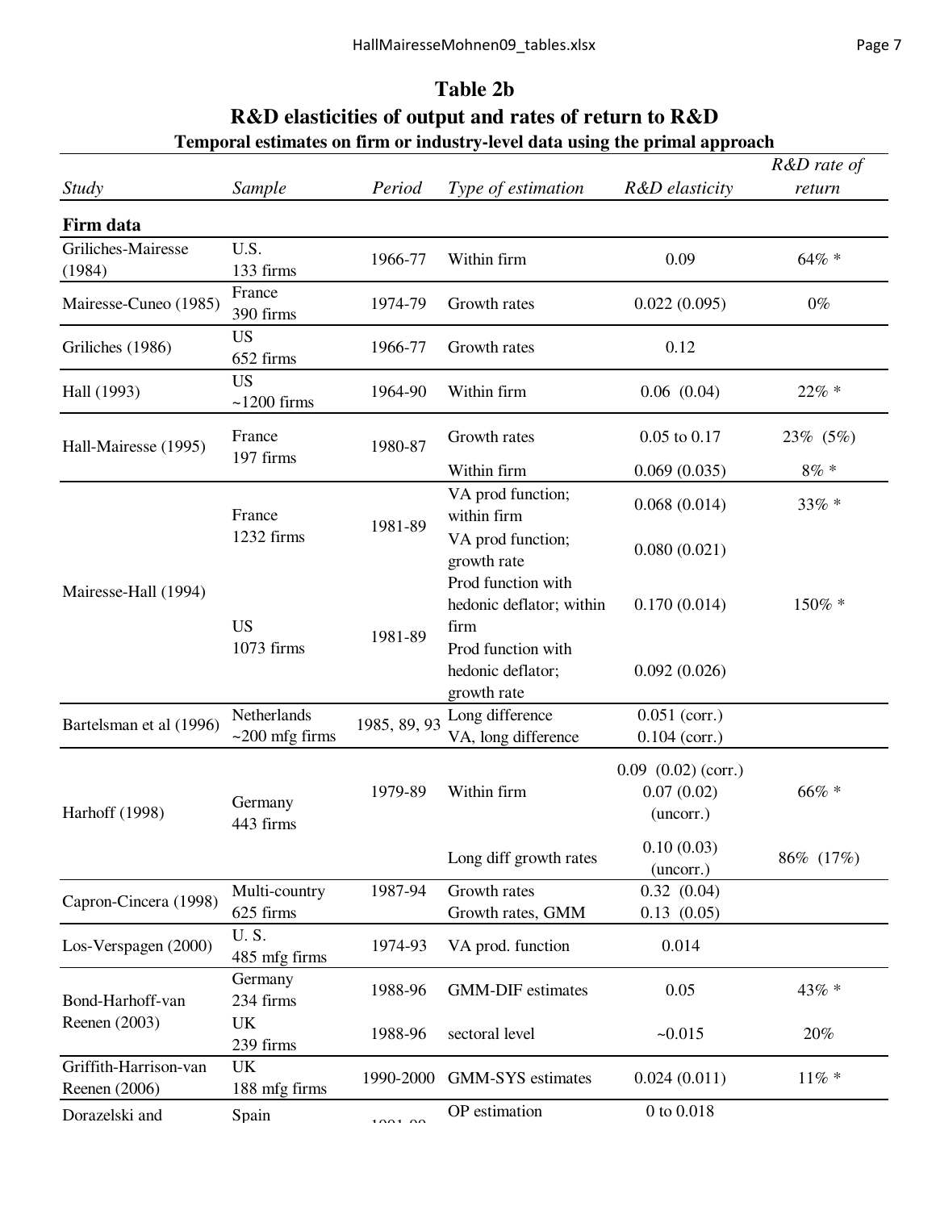## Table 2b
## R&D elasticities of output and rates of return to R&D
### Temporal estimates on firm or industry-level data using the primal approach

| *Study* | *Sample* | *Period* | *Type of estimation* | *R&D elasticity* | *R&D rate of return* |
|---|---|---|---|---|---|
| **Firm data** | | | | | |
| Griliches-Mairesse (1984) | U.S. 133 firms | 1966-77 | Within firm | 0.09 | 64% * |
| Mairesse-Cuneo (1985) | France 390 firms | 1974-79 | Growth rates | 0.022 (0.095) | 0% |
| Griliches (1986) | US 652 firms | 1966-77 | Growth rates | 0.12 | |
| Hall (1993) | US ~1200 firms | 1964-90 | Within firm | 0.06 (0.04) | 22% * |
| Hall-Mairesse (1995) | France 197 firms | 1980-87 | Growth rates | 0.05 to 0.17 | 23% (5%) |
| | | | Within firm | 0.069 (0.035) | 8% * |
| Mairesse-Hall (1994) | France 1232 firms | 1981-89 | VA prod function; within firm | 0.068 (0.014) | 33% * |
| | | | VA prod function; growth rate | 0.080 (0.021) | |
| | US 1073 firms | 1981-89 | Prod function with hedonic deflator; within firm | 0.170 (0.014) | 150% * |
| | | | Prod function with hedonic deflator; growth rate | 0.092 (0.026) | |
| Bartelsman et al (1996) | Netherlands ~200 mfg firms | 1985, 89, 93 | Long difference | 0.051 (corr.) | |
| | | | VA, long difference | 0.104 (corr.) | |
| Harhoff (1998) | Germany 443 firms | 1979-89 | Within firm | 0.09 (0.02) (corr.) 0.07 (0.02) (uncorr.) | 66% * |
| | | | Long diff growth rates | 0.10 (0.03) (uncorr.) | 86% (17%) |
| Capron-Cincera (1998) | Multi-country 625 firms | 1987-94 | Growth rates | 0.32 (0.04) | |
| | | | Growth rates, GMM | 0.13 (0.05) | |
| Los-Verspagen (2000) | U. S. 485 mfg firms | 1974-93 | VA prod. function | 0.014 | |
| Bond-Harhoff-van Reenen (2003) | Germany 234 firms | 1988-96 | GMM-DIF estimates | 0.05 | 43% * |
| | UK 239 firms | 1988-96 | sectoral level | ~0.015 | 20% |
| Griffith-Harrison-van Reenen (2006) | UK 188 mfg firms | 1990-2000 | GMM-SYS estimates | 0.024 (0.011) | 11% * |
| Dorazelski and | Spain | 1991-99 | OP estimation | 0 to 0.018 | |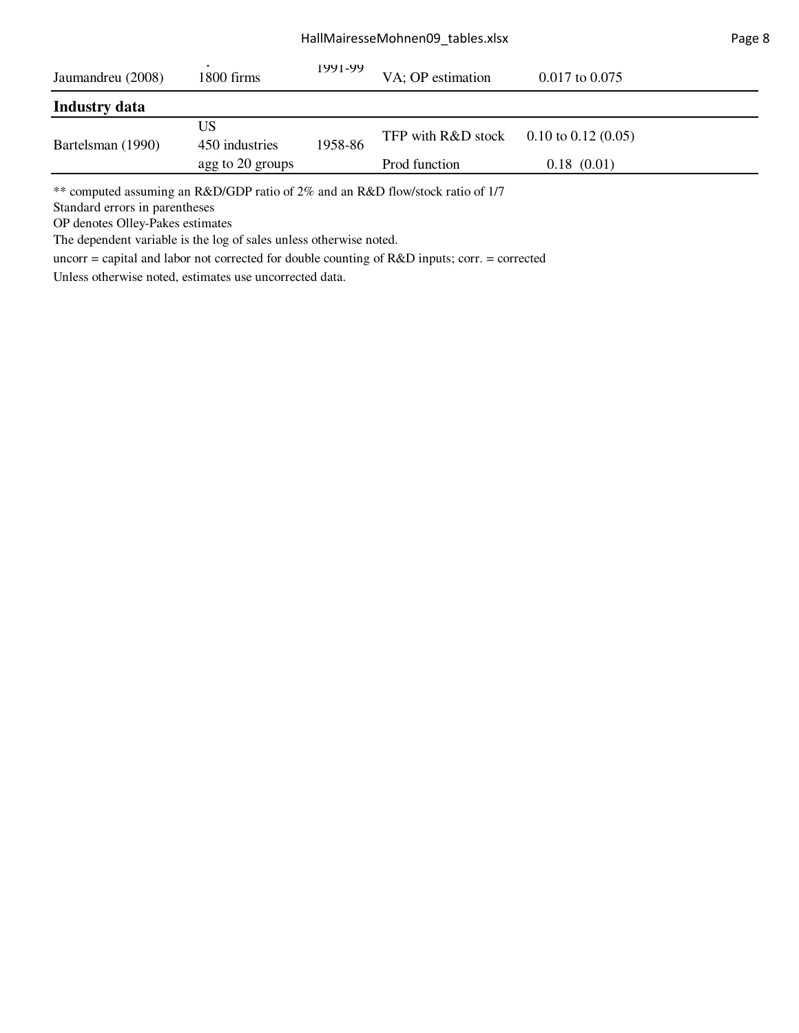| | | | | | |
|---|---|---|---|---|---|
| Jaumandreu (2008) | 1800 firms | 1991-99 | VA; OP estimation | 0.017 to 0.075 | |
| **Industry data** | | | | | |
| Bartelsman (1990) | US<br>450 industries<br>agg to 20 groups | 1958-86 | TFP with R&D stock<br>Prod function | 0.10 to 0.12 (0.05)<br>0.18 (0.01) | |

** computed assuming an R&D/GDP ratio of 2% and an R&D flow/stock ratio of 1/7
Standard errors in parentheses
OP denotes Olley-Pakes estimates
The dependent variable is the log of sales unless otherwise noted.
uncorr = capital and labor not corrected for double counting of R&D inputs; corr. = corrected
Unless otherwise noted, estimates use uncorrected data.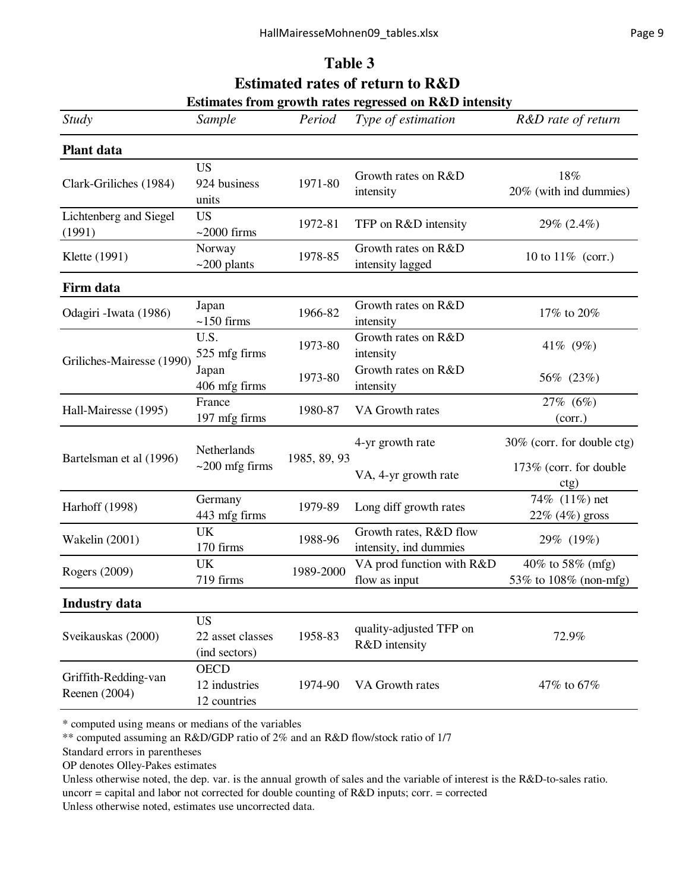# Table 3

## Estimated rates of return to R&D

### Estimates from growth rates regressed on R&D intensity

| *Study* | *Sample* | *Period* | *Type of estimation* | *R&D rate of return* |
|---|---|---|---|---|
| **Plant data** | | | | |
| Clark-Griliches (1984) | US 924 business units | 1971-80 | Growth rates on R&D intensity | 18% 20% (with ind dummies) |
| Lichtenberg and Siegel (1991) | US ~2000 firms | 1972-81 | TFP on R&D intensity | 29% (2.4%) |
| Klette (1991) | Norway ~200 plants | 1978-85 | Growth rates on R&D intensity lagged | 10 to 11% (corr.) |
| **Firm data** | | | | |
| Odagiri -Iwata (1986) | Japan ~150 firms | 1966-82 | Growth rates on R&D intensity | 17% to 20% |
| Griliches-Mairesse (1990) | U.S. 525 mfg firms | 1973-80 | Growth rates on R&D intensity | 41% (9%) |
| | Japan 406 mfg firms | 1973-80 | Growth rates on R&D intensity | 56% (23%) |
| Hall-Mairesse (1995) | France 197 mfg firms | 1980-87 | VA Growth rates | 27% (6%) (corr.) |
| Bartelsman et al (1996) | Netherlands ~200 mfg firms | 1985, 89, 93 | 4-yr growth rate | 30% (corr. for double ctg) |
| | | | VA, 4-yr growth rate | 173% (corr. for double ctg) |
| Harhoff (1998) | Germany 443 mfg firms | 1979-89 | Long diff growth rates | 74% (11%) net 22% (4%) gross |
| Wakelin (2001) | UK 170 firms | 1988-96 | Growth rates, R&D flow intensity, ind dummies | 29% (19%) |
| Rogers (2009) | UK 719 firms | 1989-2000 | VA prod function with R&D flow as input | 40% to 58% (mfg) 53% to 108% (non-mfg) |
| **Industry data** | | | | |
| Sveikauskas (2000) | US 22 asset classes (ind sectors) | 1958-83 | quality-adjusted TFP on R&D intensity | 72.9% |
| Griffith-Redding-van Reenen (2004) | OECD 12 industries 12 countries | 1974-90 | VA Growth rates | 47% to 67% |

\* computed using means or medians of the variables
\** computed assuming an R&D/GDP ratio of 2% and an R&D flow/stock ratio of 1/7
Standard errors in parentheses
OP denotes Olley-Pakes estimates
Unless otherwise noted, the dep. var. is the annual growth of sales and the variable of interest is the R&D-to-sales ratio.
uncorr = capital and labor not corrected for double counting of R&D inputs; corr. = corrected
Unless otherwise noted, estimates use uncorrected data.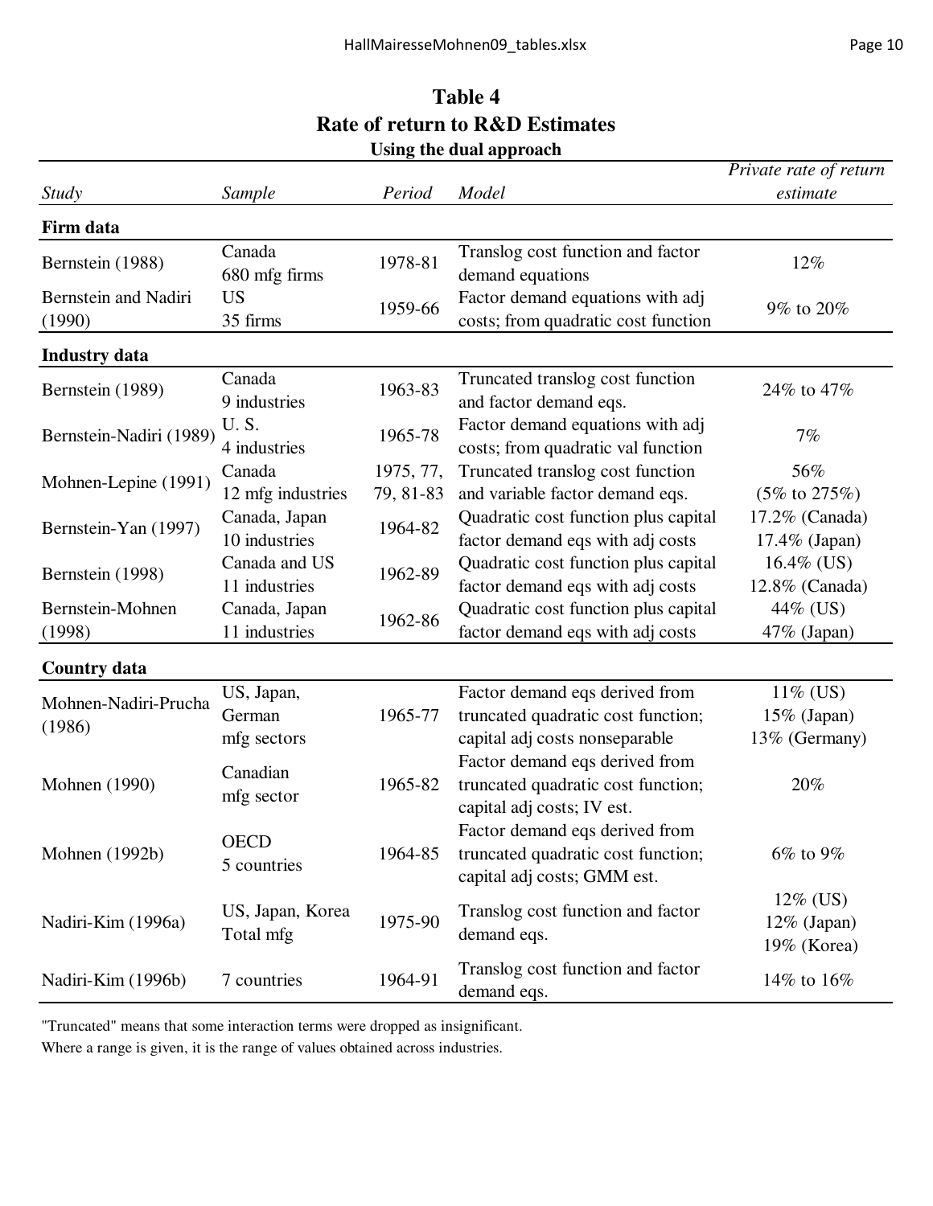# Table 4
## Rate of return to R&D Estimates
### Using the dual approach

| *Study* | *Sample* | *Period* | *Model* | *Private rate of return estimate* |
|---|---|---|---|---|
| **Firm data** | | | | |
| Bernstein (1988) | Canada 680 mfg firms | 1978-81 | Translog cost function and factor demand equations | 12% |
| Bernstein and Nadiri (1990) | US 35 firms | 1959-66 | Factor demand equations with adj costs; from quadratic cost function | 9% to 20% |
| **Industry data** | | | | |
| Bernstein (1989) | Canada 9 industries | 1963-83 | Truncated translog cost function and factor demand eqs. | 24% to 47% |
| Bernstein-Nadiri (1989) | U. S. 4 industries | 1965-78 | Factor demand equations with adj costs; from quadratic val function | 7% |
| Mohnen-Lepine (1991) | Canada 12 mfg industries | 1975, 77, 79, 81-83 | Truncated translog cost function and variable factor demand eqs. | 56% (5% to 275%) |
| Bernstein-Yan (1997) | Canada, Japan 10 industries | 1964-82 | Quadratic cost function plus capital factor demand eqs with adj costs | 17.2% (Canada) 17.4% (Japan) |
| Bernstein (1998) | Canada and US 11 industries | 1962-89 | Quadratic cost function plus capital factor demand eqs with adj costs | 16.4% (US) 12.8% (Canada) |
| Bernstein-Mohnen (1998) | Canada, Japan 11 industries | 1962-86 | Quadratic cost function plus capital factor demand eqs with adj costs | 44% (US) 47% (Japan) |
| **Country data** | | | | |
| Mohnen-Nadiri-Prucha (1986) | US, Japan, German mfg sectors | 1965-77 | Factor demand eqs derived from truncated quadratic cost function; capital adj costs nonseparable | 11% (US) 15% (Japan) 13% (Germany) |
| Mohnen (1990) | Canadian mfg sector | 1965-82 | Factor demand eqs derived from truncated quadratic cost function; capital adj costs; IV est. | 20% |
| Mohnen (1992b) | OECD 5 countries | 1964-85 | Factor demand eqs derived from truncated quadratic cost function; capital adj costs; GMM est. | 6% to 9% |
| Nadiri-Kim (1996a) | US, Japan, Korea Total mfg | 1975-90 | Translog cost function and factor demand eqs. | 12% (US) 12% (Japan) 19% (Korea) |
| Nadiri-Kim (1996b) | 7 countries | 1964-91 | Translog cost function and factor demand eqs. | 14% to 16% |

"Truncated" means that some interaction terms were dropped as insignificant.

Where a range is given, it is the range of values obtained across industries.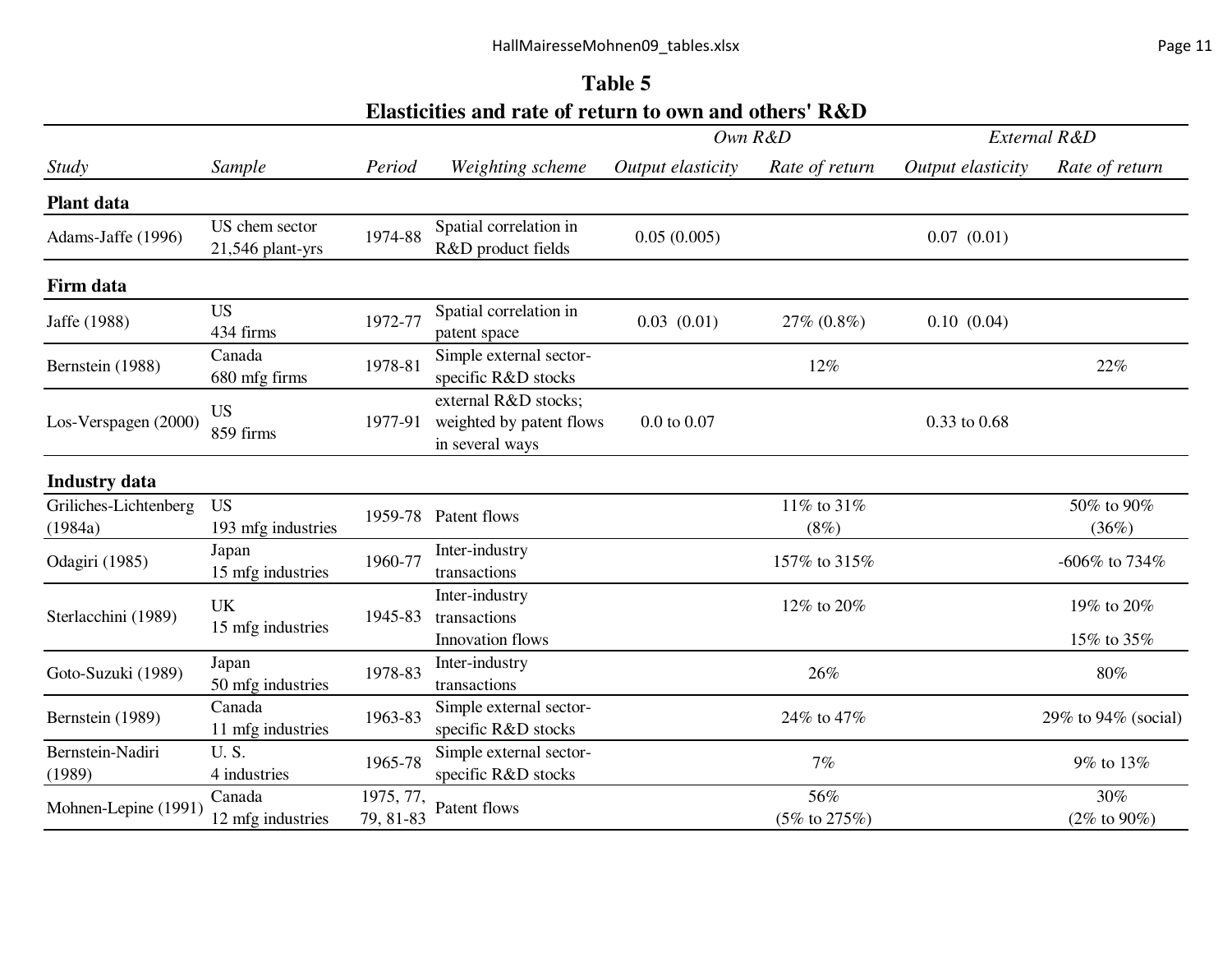**Table 5**

**Elasticities and rate of return to own and others' R&D**

| | | | | *Own R&D* | | *External R&D* | |
|---|---|---|---|---|---|---|---|
| *Study* | *Sample* | *Period* | *Weighting scheme* | *Output elasticity* | *Rate of return* | *Output elasticity* | *Rate of return* |
| **Plant data** | | | | | | | |
| Adams-Jaffe (1996) | US chem sector 21,546 plant-yrs | 1974-88 | Spatial correlation in R&D product fields | 0.05 (0.005) | | 0.07 (0.01) | |
| **Firm data** | | | | | | | |
| Jaffe (1988) | US 434 firms | 1972-77 | Spatial correlation in patent space | 0.03 (0.01) | 27% (0.8%) | 0.10 (0.04) | |
| Bernstein (1988) | Canada 680 mfg firms | 1978-81 | Simple external sector-specific R&D stocks | | 12% | | 22% |
| Los-Verspagen (2000) | US 859 firms | 1977-91 | external R&D stocks; weighted by patent flows in several ways | 0.0 to 0.07 | | 0.33 to 0.68 | |
| **Industry data** | | | | | | | |
| Griliches-Lichtenberg (1984a) | US 193 mfg industries | 1959-78 | Patent flows | | 11% to 31% (8%) | | 50% to 90% (36%) |
| Odagiri (1985) | Japan 15 mfg industries | 1960-77 | Inter-industry transactions | | 157% to 315% | | -606% to 734% |
| Sterlacchini (1989) | UK 15 mfg industries | 1945-83 | Inter-industry transactions | | 12% to 20% | | 19% to 20% |
| | | | Innovation flows | | | | 15% to 35% |
| Goto-Suzuki (1989) | Japan 50 mfg industries | 1978-83 | Inter-industry transactions | | 26% | | 80% |
| Bernstein (1989) | Canada 11 mfg industries | 1963-83 | Simple external sector-specific R&D stocks | | 24% to 47% | | 29% to 94% (social) |
| Bernstein-Nadiri (1989) | U. S. 4 industries | 1965-78 | Simple external sector-specific R&D stocks | | 7% | | 9% to 13% |
| Mohnen-Lepine (1991) | Canada 12 mfg industries | 1975, 77, 79, 81-83 | Patent flows | | 56% (5% to 275%) | | 30% (2% to 90%) |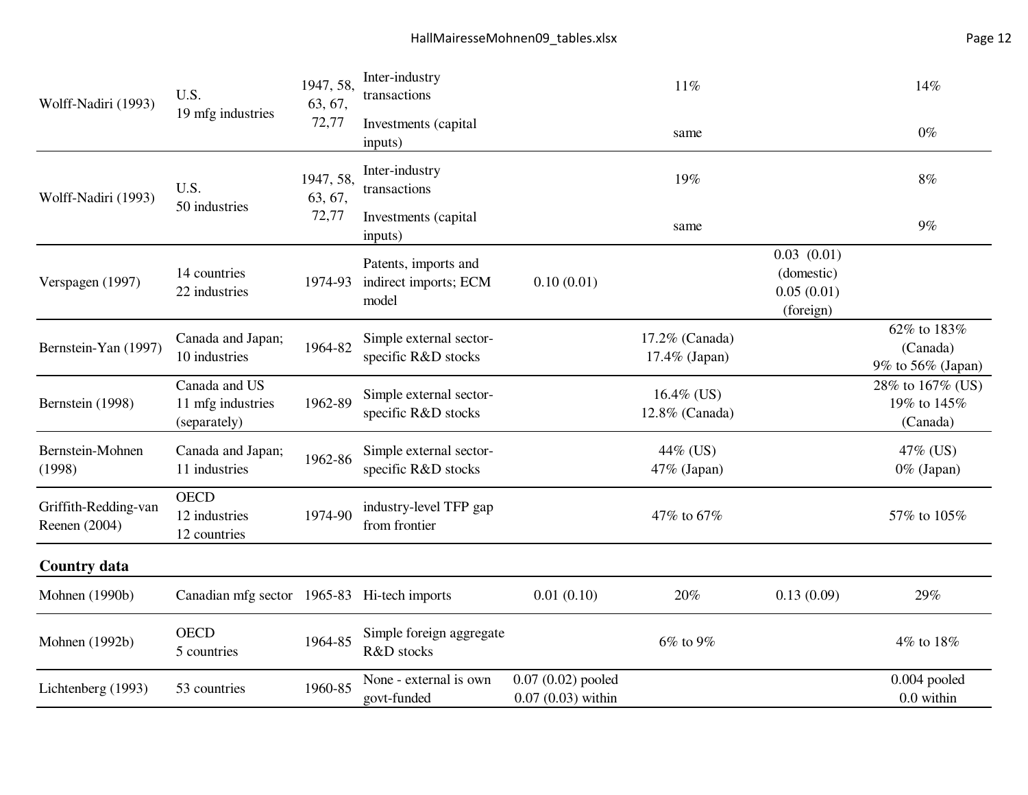| | | | | | | | |
|---|---|---|---|---|---|---|---|
| Wolff-Nadiri (1993) | U.S. 19 mfg industries | 1947, 58, 63, 67, 72,77 | Inter-industry transactions | | 11% | | 14% |
| | | | Investments (capital inputs) | | same | | 0% |
| Wolff-Nadiri (1993) | U.S. 50 industries | 1947, 58, 63, 67, 72,77 | Inter-industry transactions | | 19% | | 8% |
| | | | Investments (capital inputs) | | same | | 9% |
| Verspagen (1997) | 14 countries 22 industries | 1974-93 | Patents, imports and indirect imports; ECM model | 0.10 (0.01) | | 0.03 (0.01) (domestic) 0.05 (0.01) (foreign) | |
| Bernstein-Yan (1997) | Canada and Japan; 10 industries | 1964-82 | Simple external sector-specific R&D stocks | | 17.2% (Canada) 17.4% (Japan) | | 62% to 183% (Canada) 9% to 56% (Japan) |
| Bernstein (1998) | Canada and US 11 mfg industries (separately) | 1962-89 | Simple external sector-specific R&D stocks | | 16.4% (US) 12.8% (Canada) | | 28% to 167% (US) 19% to 145% (Canada) |
| Bernstein-Mohnen (1998) | Canada and Japan; 11 industries | 1962-86 | Simple external sector-specific R&D stocks | | 44% (US) 47% (Japan) | | 47% (US) 0% (Japan) |
| Griffith-Redding-van Reenen (2004) | OECD 12 industries 12 countries | 1974-90 | industry-level TFP gap from frontier | | 47% to 67% | | 57% to 105% |
| **Country data** | | | | | | | |
| Mohnen (1990b) | Canadian mfg sector | 1965-83 | Hi-tech imports | 0.01 (0.10) | 20% | 0.13 (0.09) | 29% |
| Mohnen (1992b) | OECD 5 countries | 1964-85 | Simple foreign aggregate R&D stocks | | 6% to 9% | | 4% to 18% |
| Lichtenberg (1993) | 53 countries | 1960-85 | None - external is own govt-funded | 0.07 (0.02) pooled 0.07 (0.03) within | | | 0.004 pooled 0.0 within |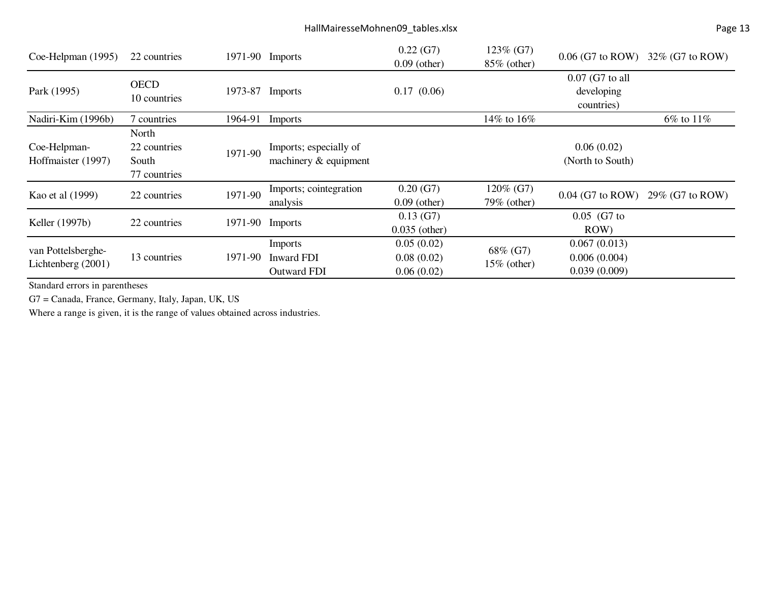| | | | | | | | |
|---|---|---|---|---|---|---|---|
| Coe-Helpman (1995) | 22 countries | 1971-90 | Imports | 0.22 (G7)<br>0.09 (other) | 123% (G7)<br>85% (other) | 0.06 (G7 to ROW) | 32% (G7 to ROW) |
| Park (1995) | OECD<br>10 countries | 1973-87 | Imports | 0.17 (0.06) | | 0.07 (G7 to all developing countries) | |
| Nadiri-Kim (1996b) | 7 countries | 1964-91 | Imports | | 14% to 16% | | 6% to 11% |
| Coe-Helpman-Hoffmaister (1997) | North<br>22 countries<br>South<br>77 countries | 1971-90 | Imports; especially of machinery & equipment | | | 0.06 (0.02)<br>(North to South) | |
| Kao et al (1999) | 22 countries | 1971-90 | Imports; cointegration analysis | 0.20 (G7)<br>0.09 (other) | 120% (G7)<br>79% (other) | 0.04 (G7 to ROW) | 29% (G7 to ROW) |
| Keller (1997b) | 22 countries | 1971-90 | Imports | 0.13 (G7)<br>0.035 (other) | | 0.05 (G7 to ROW) | |
| van Pottelsberghe-Lichtenberg (2001) | 13 countries | 1971-90 | Imports<br>Inward FDI<br>Outward FDI | 0.05 (0.02)<br>0.08 (0.02)<br>0.06 (0.02) | 68% (G7)<br>15% (other) | 0.067 (0.013)<br>0.006 (0.004)<br>0.039 (0.009) | |

Standard errors in parentheses

G7 = Canada, France, Germany, Italy, Japan, UK, US

Where a range is given, it is the range of values obtained across industries.